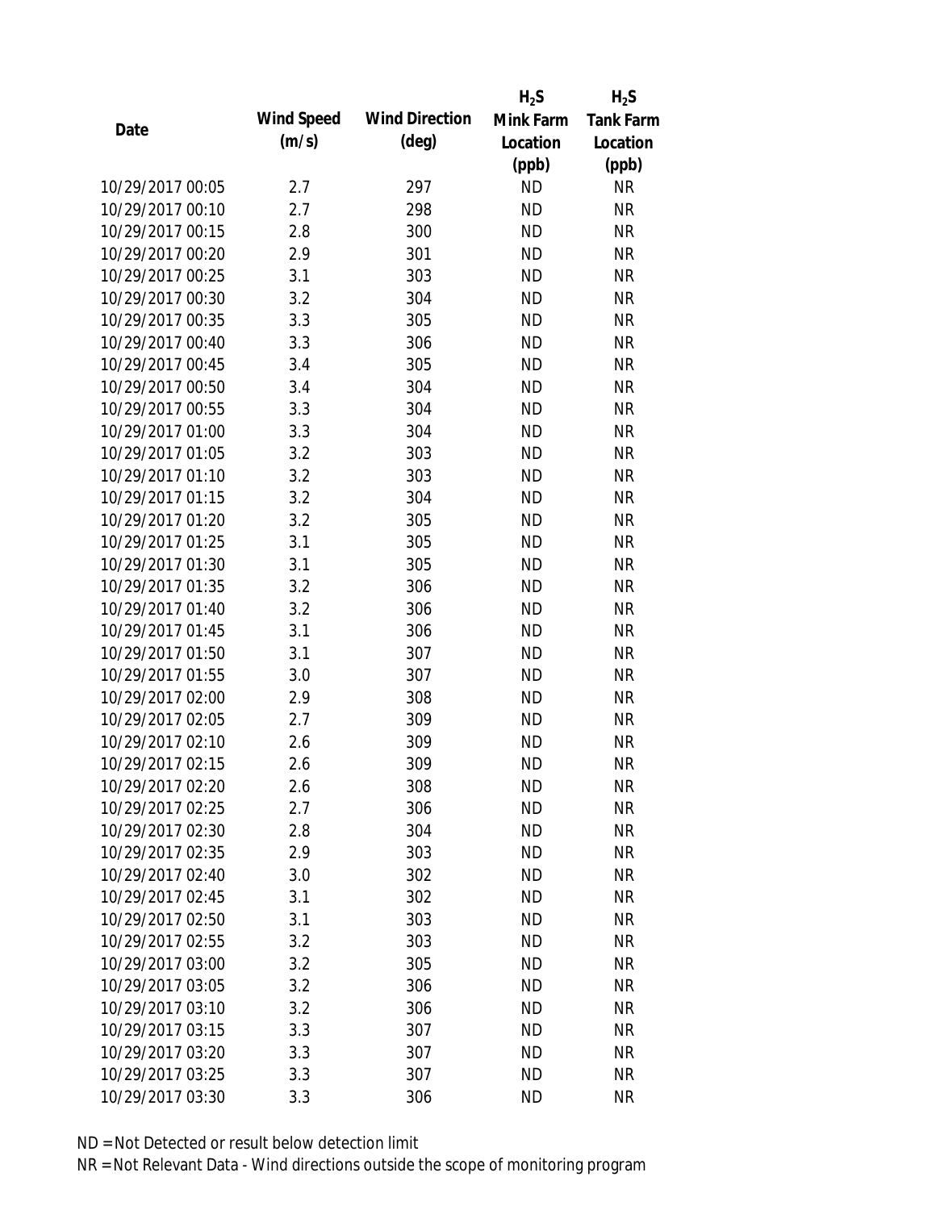| Date | Wind Speed (m/s) | Wind Direction (deg) | $H_2S$ Mink Farm Location (ppb) | $H_2S$ Tank Farm Location (ppb) |
|---|---|---|---|---|
| 10/29/2017 00:05 | 2.7 | 297 | ND | NR |
| 10/29/2017 00:10 | 2.7 | 298 | ND | NR |
| 10/29/2017 00:15 | 2.8 | 300 | ND | NR |
| 10/29/2017 00:20 | 2.9 | 301 | ND | NR |
| 10/29/2017 00:25 | 3.1 | 303 | ND | NR |
| 10/29/2017 00:30 | 3.2 | 304 | ND | NR |
| 10/29/2017 00:35 | 3.3 | 305 | ND | NR |
| 10/29/2017 00:40 | 3.3 | 306 | ND | NR |
| 10/29/2017 00:45 | 3.4 | 305 | ND | NR |
| 10/29/2017 00:50 | 3.4 | 304 | ND | NR |
| 10/29/2017 00:55 | 3.3 | 304 | ND | NR |
| 10/29/2017 01:00 | 3.3 | 304 | ND | NR |
| 10/29/2017 01:05 | 3.2 | 303 | ND | NR |
| 10/29/2017 01:10 | 3.2 | 303 | ND | NR |
| 10/29/2017 01:15 | 3.2 | 304 | ND | NR |
| 10/29/2017 01:20 | 3.2 | 305 | ND | NR |
| 10/29/2017 01:25 | 3.1 | 305 | ND | NR |
| 10/29/2017 01:30 | 3.1 | 305 | ND | NR |
| 10/29/2017 01:35 | 3.2 | 306 | ND | NR |
| 10/29/2017 01:40 | 3.2 | 306 | ND | NR |
| 10/29/2017 01:45 | 3.1 | 306 | ND | NR |
| 10/29/2017 01:50 | 3.1 | 307 | ND | NR |
| 10/29/2017 01:55 | 3.0 | 307 | ND | NR |
| 10/29/2017 02:00 | 2.9 | 308 | ND | NR |
| 10/29/2017 02:05 | 2.7 | 309 | ND | NR |
| 10/29/2017 02:10 | 2.6 | 309 | ND | NR |
| 10/29/2017 02:15 | 2.6 | 309 | ND | NR |
| 10/29/2017 02:20 | 2.6 | 308 | ND | NR |
| 10/29/2017 02:25 | 2.7 | 306 | ND | NR |
| 10/29/2017 02:30 | 2.8 | 304 | ND | NR |
| 10/29/2017 02:35 | 2.9 | 303 | ND | NR |
| 10/29/2017 02:40 | 3.0 | 302 | ND | NR |
| 10/29/2017 02:45 | 3.1 | 302 | ND | NR |
| 10/29/2017 02:50 | 3.1 | 303 | ND | NR |
| 10/29/2017 02:55 | 3.2 | 303 | ND | NR |
| 10/29/2017 03:00 | 3.2 | 305 | ND | NR |
| 10/29/2017 03:05 | 3.2 | 306 | ND | NR |
| 10/29/2017 03:10 | 3.2 | 306 | ND | NR |
| 10/29/2017 03:15 | 3.3 | 307 | ND | NR |
| 10/29/2017 03:20 | 3.3 | 307 | ND | NR |
| 10/29/2017 03:25 | 3.3 | 307 | ND | NR |
| 10/29/2017 03:30 | 3.3 | 306 | ND | NR |

ND = Not Detected or result below detection limit

NR = Not Relevant Data - Wind directions outside the scope of monitoring program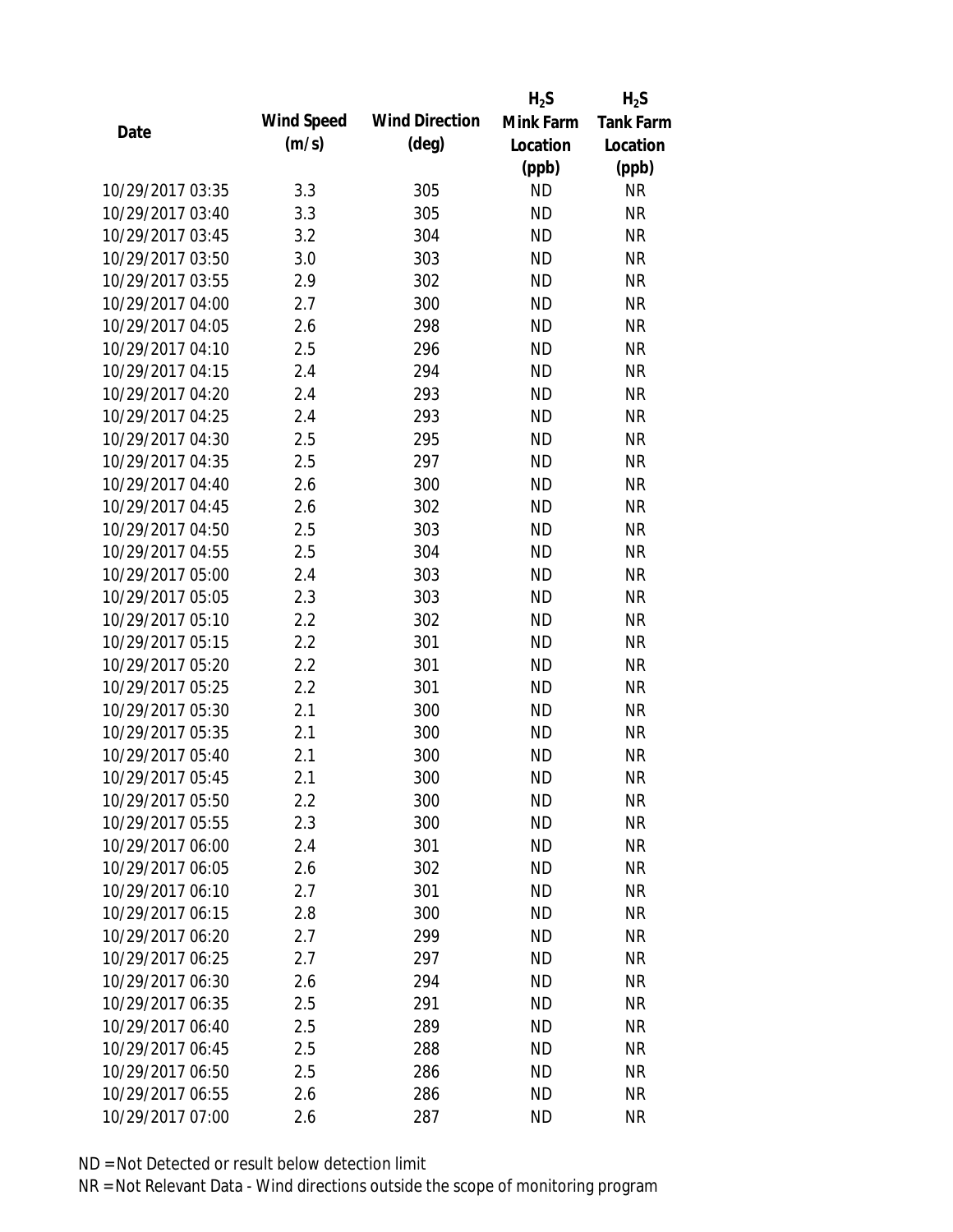| Date | Wind Speed (m/s) | Wind Direction (deg) | $H_2S$ Mink Farm Location (ppb) | $H_2S$ Tank Farm Location (ppb) |
|---|---|---|---|---|
| 10/29/2017 03:35 | 3.3 | 305 | ND | NR |
| 10/29/2017 03:40 | 3.3 | 305 | ND | NR |
| 10/29/2017 03:45 | 3.2 | 304 | ND | NR |
| 10/29/2017 03:50 | 3.0 | 303 | ND | NR |
| 10/29/2017 03:55 | 2.9 | 302 | ND | NR |
| 10/29/2017 04:00 | 2.7 | 300 | ND | NR |
| 10/29/2017 04:05 | 2.6 | 298 | ND | NR |
| 10/29/2017 04:10 | 2.5 | 296 | ND | NR |
| 10/29/2017 04:15 | 2.4 | 294 | ND | NR |
| 10/29/2017 04:20 | 2.4 | 293 | ND | NR |
| 10/29/2017 04:25 | 2.4 | 293 | ND | NR |
| 10/29/2017 04:30 | 2.5 | 295 | ND | NR |
| 10/29/2017 04:35 | 2.5 | 297 | ND | NR |
| 10/29/2017 04:40 | 2.6 | 300 | ND | NR |
| 10/29/2017 04:45 | 2.6 | 302 | ND | NR |
| 10/29/2017 04:50 | 2.5 | 303 | ND | NR |
| 10/29/2017 04:55 | 2.5 | 304 | ND | NR |
| 10/29/2017 05:00 | 2.4 | 303 | ND | NR |
| 10/29/2017 05:05 | 2.3 | 303 | ND | NR |
| 10/29/2017 05:10 | 2.2 | 302 | ND | NR |
| 10/29/2017 05:15 | 2.2 | 301 | ND | NR |
| 10/29/2017 05:20 | 2.2 | 301 | ND | NR |
| 10/29/2017 05:25 | 2.2 | 301 | ND | NR |
| 10/29/2017 05:30 | 2.1 | 300 | ND | NR |
| 10/29/2017 05:35 | 2.1 | 300 | ND | NR |
| 10/29/2017 05:40 | 2.1 | 300 | ND | NR |
| 10/29/2017 05:45 | 2.1 | 300 | ND | NR |
| 10/29/2017 05:50 | 2.2 | 300 | ND | NR |
| 10/29/2017 05:55 | 2.3 | 300 | ND | NR |
| 10/29/2017 06:00 | 2.4 | 301 | ND | NR |
| 10/29/2017 06:05 | 2.6 | 302 | ND | NR |
| 10/29/2017 06:10 | 2.7 | 301 | ND | NR |
| 10/29/2017 06:15 | 2.8 | 300 | ND | NR |
| 10/29/2017 06:20 | 2.7 | 299 | ND | NR |
| 10/29/2017 06:25 | 2.7 | 297 | ND | NR |
| 10/29/2017 06:30 | 2.6 | 294 | ND | NR |
| 10/29/2017 06:35 | 2.5 | 291 | ND | NR |
| 10/29/2017 06:40 | 2.5 | 289 | ND | NR |
| 10/29/2017 06:45 | 2.5 | 288 | ND | NR |
| 10/29/2017 06:50 | 2.5 | 286 | ND | NR |
| 10/29/2017 06:55 | 2.6 | 286 | ND | NR |
| 10/29/2017 07:00 | 2.6 | 287 | ND | NR |

ND = Not Detected or result below detection limit

NR = Not Relevant Data - Wind directions outside the scope of monitoring program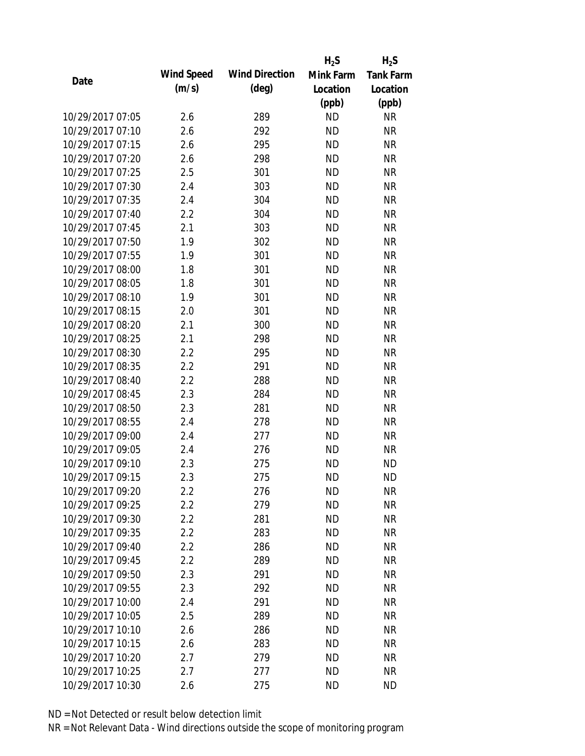| Date | Wind Speed (m/s) | Wind Direction (deg) | $H_2S$ Mink Farm Location (ppb) | $H_2S$ Tank Farm Location (ppb) |
|---|---|---|---|---|
| 10/29/2017 07:05 | 2.6 | 289 | ND | NR |
| 10/29/2017 07:10 | 2.6 | 292 | ND | NR |
| 10/29/2017 07:15 | 2.6 | 295 | ND | NR |
| 10/29/2017 07:20 | 2.6 | 298 | ND | NR |
| 10/29/2017 07:25 | 2.5 | 301 | ND | NR |
| 10/29/2017 07:30 | 2.4 | 303 | ND | NR |
| 10/29/2017 07:35 | 2.4 | 304 | ND | NR |
| 10/29/2017 07:40 | 2.2 | 304 | ND | NR |
| 10/29/2017 07:45 | 2.1 | 303 | ND | NR |
| 10/29/2017 07:50 | 1.9 | 302 | ND | NR |
| 10/29/2017 07:55 | 1.9 | 301 | ND | NR |
| 10/29/2017 08:00 | 1.8 | 301 | ND | NR |
| 10/29/2017 08:05 | 1.8 | 301 | ND | NR |
| 10/29/2017 08:10 | 1.9 | 301 | ND | NR |
| 10/29/2017 08:15 | 2.0 | 301 | ND | NR |
| 10/29/2017 08:20 | 2.1 | 300 | ND | NR |
| 10/29/2017 08:25 | 2.1 | 298 | ND | NR |
| 10/29/2017 08:30 | 2.2 | 295 | ND | NR |
| 10/29/2017 08:35 | 2.2 | 291 | ND | NR |
| 10/29/2017 08:40 | 2.2 | 288 | ND | NR |
| 10/29/2017 08:45 | 2.3 | 284 | ND | NR |
| 10/29/2017 08:50 | 2.3 | 281 | ND | NR |
| 10/29/2017 08:55 | 2.4 | 278 | ND | NR |
| 10/29/2017 09:00 | 2.4 | 277 | ND | NR |
| 10/29/2017 09:05 | 2.4 | 276 | ND | NR |
| 10/29/2017 09:10 | 2.3 | 275 | ND | ND |
| 10/29/2017 09:15 | 2.3 | 275 | ND | ND |
| 10/29/2017 09:20 | 2.2 | 276 | ND | NR |
| 10/29/2017 09:25 | 2.2 | 279 | ND | NR |
| 10/29/2017 09:30 | 2.2 | 281 | ND | NR |
| 10/29/2017 09:35 | 2.2 | 283 | ND | NR |
| 10/29/2017 09:40 | 2.2 | 286 | ND | NR |
| 10/29/2017 09:45 | 2.2 | 289 | ND | NR |
| 10/29/2017 09:50 | 2.3 | 291 | ND | NR |
| 10/29/2017 09:55 | 2.3 | 292 | ND | NR |
| 10/29/2017 10:00 | 2.4 | 291 | ND | NR |
| 10/29/2017 10:05 | 2.5 | 289 | ND | NR |
| 10/29/2017 10:10 | 2.6 | 286 | ND | NR |
| 10/29/2017 10:15 | 2.6 | 283 | ND | NR |
| 10/29/2017 10:20 | 2.7 | 279 | ND | NR |
| 10/29/2017 10:25 | 2.7 | 277 | ND | NR |
| 10/29/2017 10:30 | 2.6 | 275 | ND | ND |

ND = Not Detected or result below detection limit

NR = Not Relevant Data - Wind directions outside the scope of monitoring program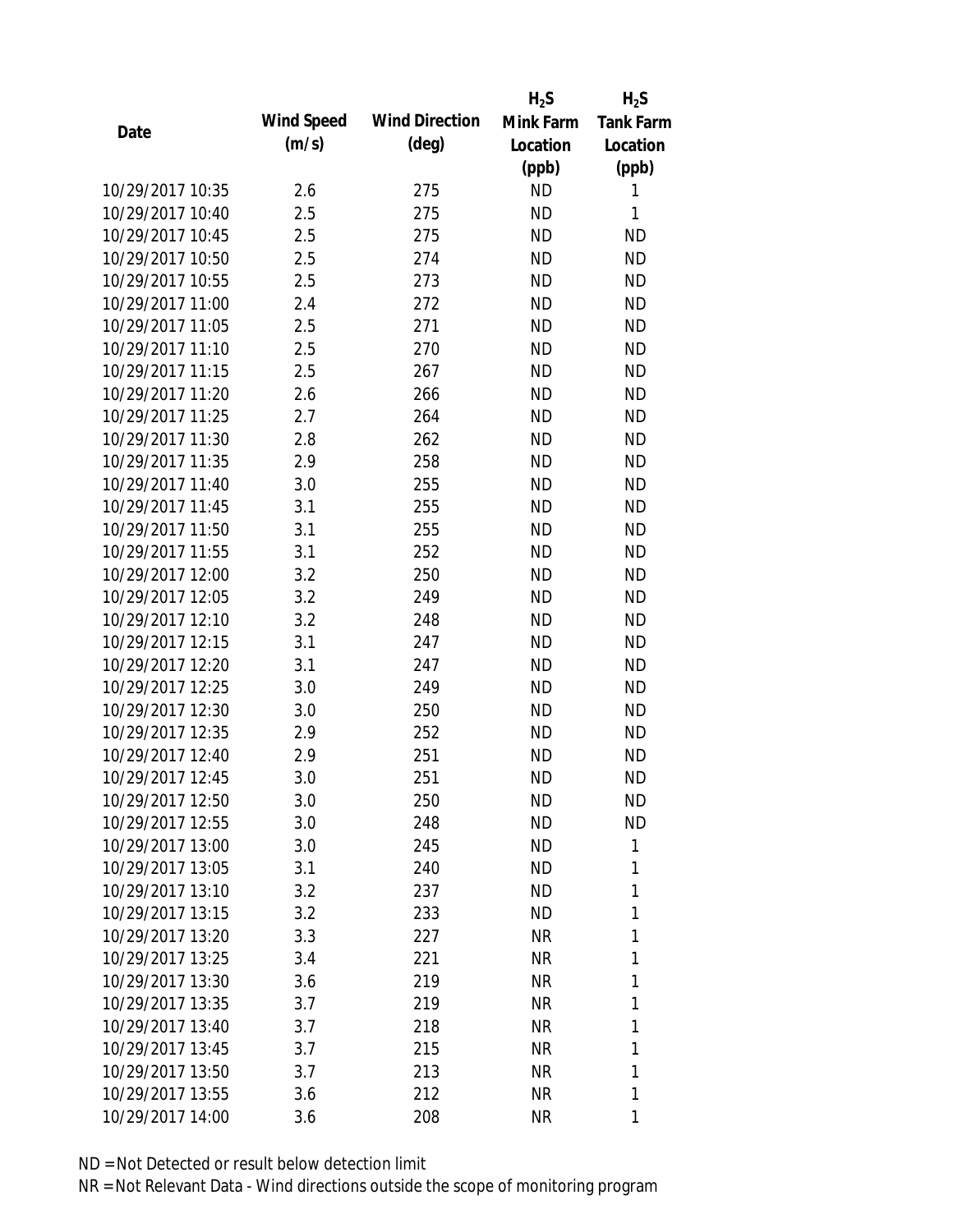| Date | Wind Speed (m/s) | Wind Direction (deg) | $H_2S$ Mink Farm Location (ppb) | $H_2S$ Tank Farm Location (ppb) |
|---|---|---|---|---|
| 10/29/2017 10:35 | 2.6 | 275 | ND | 1 |
| 10/29/2017 10:40 | 2.5 | 275 | ND | 1 |
| 10/29/2017 10:45 | 2.5 | 275 | ND | ND |
| 10/29/2017 10:50 | 2.5 | 274 | ND | ND |
| 10/29/2017 10:55 | 2.5 | 273 | ND | ND |
| 10/29/2017 11:00 | 2.4 | 272 | ND | ND |
| 10/29/2017 11:05 | 2.5 | 271 | ND | ND |
| 10/29/2017 11:10 | 2.5 | 270 | ND | ND |
| 10/29/2017 11:15 | 2.5 | 267 | ND | ND |
| 10/29/2017 11:20 | 2.6 | 266 | ND | ND |
| 10/29/2017 11:25 | 2.7 | 264 | ND | ND |
| 10/29/2017 11:30 | 2.8 | 262 | ND | ND |
| 10/29/2017 11:35 | 2.9 | 258 | ND | ND |
| 10/29/2017 11:40 | 3.0 | 255 | ND | ND |
| 10/29/2017 11:45 | 3.1 | 255 | ND | ND |
| 10/29/2017 11:50 | 3.1 | 255 | ND | ND |
| 10/29/2017 11:55 | 3.1 | 252 | ND | ND |
| 10/29/2017 12:00 | 3.2 | 250 | ND | ND |
| 10/29/2017 12:05 | 3.2 | 249 | ND | ND |
| 10/29/2017 12:10 | 3.2 | 248 | ND | ND |
| 10/29/2017 12:15 | 3.1 | 247 | ND | ND |
| 10/29/2017 12:20 | 3.1 | 247 | ND | ND |
| 10/29/2017 12:25 | 3.0 | 249 | ND | ND |
| 10/29/2017 12:30 | 3.0 | 250 | ND | ND |
| 10/29/2017 12:35 | 2.9 | 252 | ND | ND |
| 10/29/2017 12:40 | 2.9 | 251 | ND | ND |
| 10/29/2017 12:45 | 3.0 | 251 | ND | ND |
| 10/29/2017 12:50 | 3.0 | 250 | ND | ND |
| 10/29/2017 12:55 | 3.0 | 248 | ND | ND |
| 10/29/2017 13:00 | 3.0 | 245 | ND | 1 |
| 10/29/2017 13:05 | 3.1 | 240 | ND | 1 |
| 10/29/2017 13:10 | 3.2 | 237 | ND | 1 |
| 10/29/2017 13:15 | 3.2 | 233 | ND | 1 |
| 10/29/2017 13:20 | 3.3 | 227 | NR | 1 |
| 10/29/2017 13:25 | 3.4 | 221 | NR | 1 |
| 10/29/2017 13:30 | 3.6 | 219 | NR | 1 |
| 10/29/2017 13:35 | 3.7 | 219 | NR | 1 |
| 10/29/2017 13:40 | 3.7 | 218 | NR | 1 |
| 10/29/2017 13:45 | 3.7 | 215 | NR | 1 |
| 10/29/2017 13:50 | 3.7 | 213 | NR | 1 |
| 10/29/2017 13:55 | 3.6 | 212 | NR | 1 |
| 10/29/2017 14:00 | 3.6 | 208 | NR | 1 |

ND = Not Detected or result below detection limit

NR = Not Relevant Data - Wind directions outside the scope of monitoring program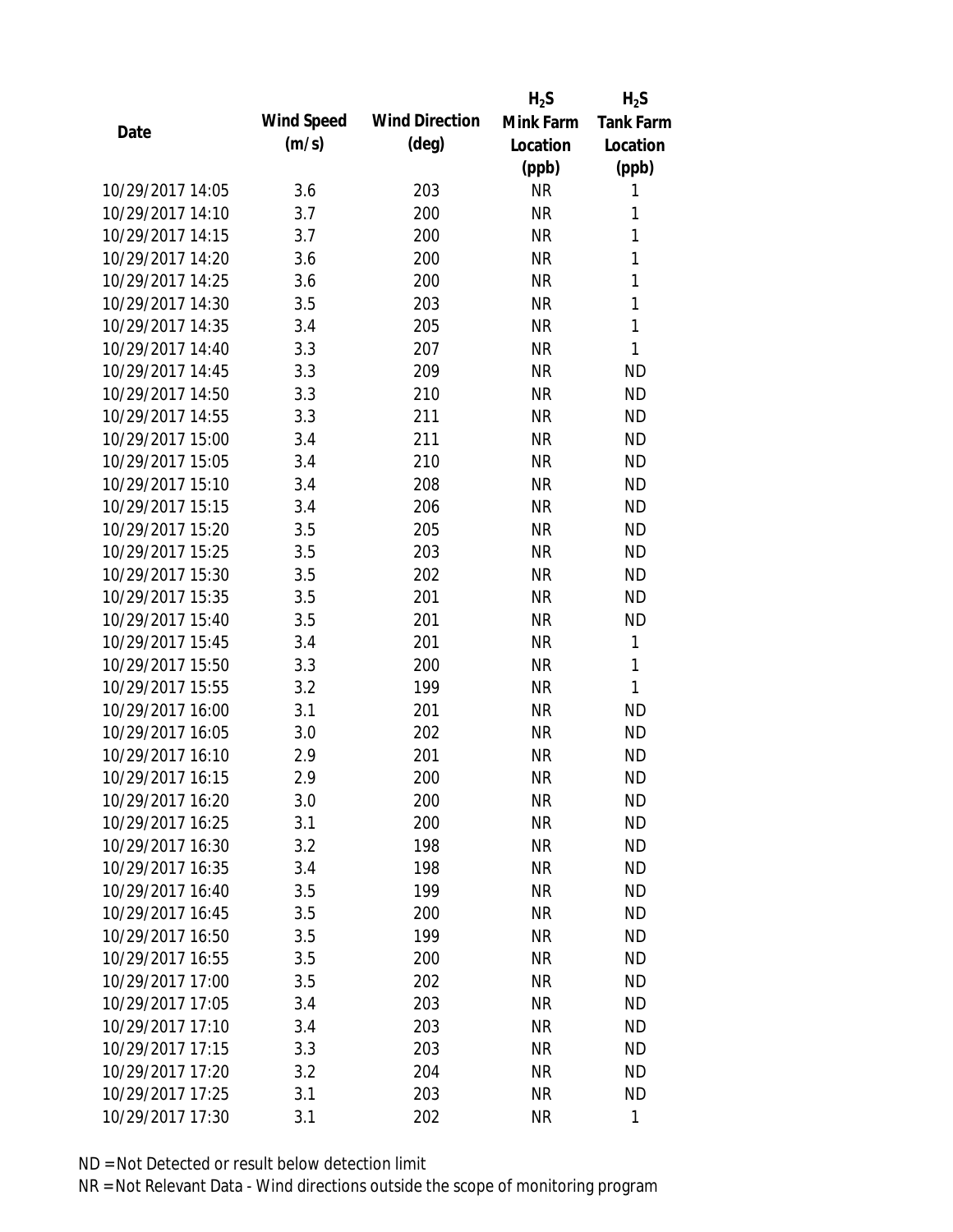| Date | Wind Speed (m/s) | Wind Direction (deg) | $H_2S$ Mink Farm Location (ppb) | $H_2S$ Tank Farm Location (ppb) |
|---|---|---|---|---|
| 10/29/2017 14:05 | 3.6 | 203 | NR | 1 |
| 10/29/2017 14:10 | 3.7 | 200 | NR | 1 |
| 10/29/2017 14:15 | 3.7 | 200 | NR | 1 |
| 10/29/2017 14:20 | 3.6 | 200 | NR | 1 |
| 10/29/2017 14:25 | 3.6 | 200 | NR | 1 |
| 10/29/2017 14:30 | 3.5 | 203 | NR | 1 |
| 10/29/2017 14:35 | 3.4 | 205 | NR | 1 |
| 10/29/2017 14:40 | 3.3 | 207 | NR | 1 |
| 10/29/2017 14:45 | 3.3 | 209 | NR | ND |
| 10/29/2017 14:50 | 3.3 | 210 | NR | ND |
| 10/29/2017 14:55 | 3.3 | 211 | NR | ND |
| 10/29/2017 15:00 | 3.4 | 211 | NR | ND |
| 10/29/2017 15:05 | 3.4 | 210 | NR | ND |
| 10/29/2017 15:10 | 3.4 | 208 | NR | ND |
| 10/29/2017 15:15 | 3.4 | 206 | NR | ND |
| 10/29/2017 15:20 | 3.5 | 205 | NR | ND |
| 10/29/2017 15:25 | 3.5 | 203 | NR | ND |
| 10/29/2017 15:30 | 3.5 | 202 | NR | ND |
| 10/29/2017 15:35 | 3.5 | 201 | NR | ND |
| 10/29/2017 15:40 | 3.5 | 201 | NR | ND |
| 10/29/2017 15:45 | 3.4 | 201 | NR | 1 |
| 10/29/2017 15:50 | 3.3 | 200 | NR | 1 |
| 10/29/2017 15:55 | 3.2 | 199 | NR | 1 |
| 10/29/2017 16:00 | 3.1 | 201 | NR | ND |
| 10/29/2017 16:05 | 3.0 | 202 | NR | ND |
| 10/29/2017 16:10 | 2.9 | 201 | NR | ND |
| 10/29/2017 16:15 | 2.9 | 200 | NR | ND |
| 10/29/2017 16:20 | 3.0 | 200 | NR | ND |
| 10/29/2017 16:25 | 3.1 | 200 | NR | ND |
| 10/29/2017 16:30 | 3.2 | 198 | NR | ND |
| 10/29/2017 16:35 | 3.4 | 198 | NR | ND |
| 10/29/2017 16:40 | 3.5 | 199 | NR | ND |
| 10/29/2017 16:45 | 3.5 | 200 | NR | ND |
| 10/29/2017 16:50 | 3.5 | 199 | NR | ND |
| 10/29/2017 16:55 | 3.5 | 200 | NR | ND |
| 10/29/2017 17:00 | 3.5 | 202 | NR | ND |
| 10/29/2017 17:05 | 3.4 | 203 | NR | ND |
| 10/29/2017 17:10 | 3.4 | 203 | NR | ND |
| 10/29/2017 17:15 | 3.3 | 203 | NR | ND |
| 10/29/2017 17:20 | 3.2 | 204 | NR | ND |
| 10/29/2017 17:25 | 3.1 | 203 | NR | ND |
| 10/29/2017 17:30 | 3.1 | 202 | NR | 1 |

ND = Not Detected or result below detection limit

NR = Not Relevant Data - Wind directions outside the scope of monitoring program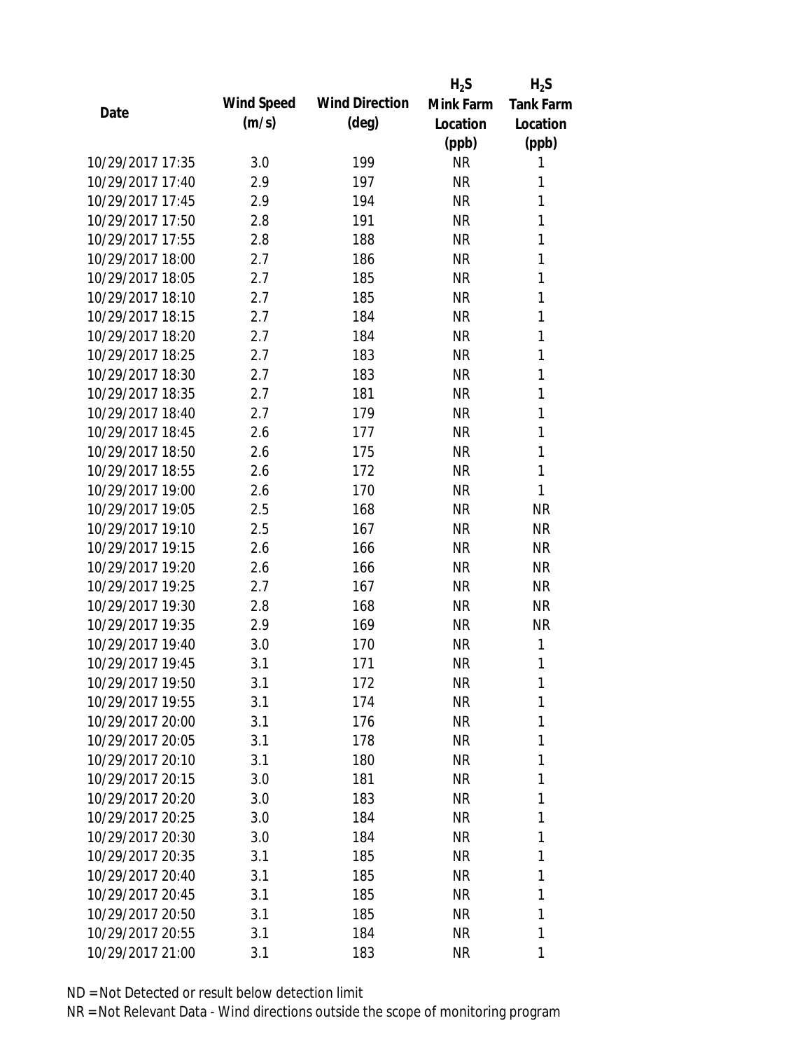| Date | Wind Speed (m/s) | Wind Direction (deg) | $H_2S$ Mink Farm Location (ppb) | $H_2S$ Tank Farm Location (ppb) |
|---|---|---|---|---|
| 10/29/2017 17:35 | 3.0 | 199 | NR | 1 |
| 10/29/2017 17:40 | 2.9 | 197 | NR | 1 |
| 10/29/2017 17:45 | 2.9 | 194 | NR | 1 |
| 10/29/2017 17:50 | 2.8 | 191 | NR | 1 |
| 10/29/2017 17:55 | 2.8 | 188 | NR | 1 |
| 10/29/2017 18:00 | 2.7 | 186 | NR | 1 |
| 10/29/2017 18:05 | 2.7 | 185 | NR | 1 |
| 10/29/2017 18:10 | 2.7 | 185 | NR | 1 |
| 10/29/2017 18:15 | 2.7 | 184 | NR | 1 |
| 10/29/2017 18:20 | 2.7 | 184 | NR | 1 |
| 10/29/2017 18:25 | 2.7 | 183 | NR | 1 |
| 10/29/2017 18:30 | 2.7 | 183 | NR | 1 |
| 10/29/2017 18:35 | 2.7 | 181 | NR | 1 |
| 10/29/2017 18:40 | 2.7 | 179 | NR | 1 |
| 10/29/2017 18:45 | 2.6 | 177 | NR | 1 |
| 10/29/2017 18:50 | 2.6 | 175 | NR | 1 |
| 10/29/2017 18:55 | 2.6 | 172 | NR | 1 |
| 10/29/2017 19:00 | 2.6 | 170 | NR | 1 |
| 10/29/2017 19:05 | 2.5 | 168 | NR | NR |
| 10/29/2017 19:10 | 2.5 | 167 | NR | NR |
| 10/29/2017 19:15 | 2.6 | 166 | NR | NR |
| 10/29/2017 19:20 | 2.6 | 166 | NR | NR |
| 10/29/2017 19:25 | 2.7 | 167 | NR | NR |
| 10/29/2017 19:30 | 2.8 | 168 | NR | NR |
| 10/29/2017 19:35 | 2.9 | 169 | NR | NR |
| 10/29/2017 19:40 | 3.0 | 170 | NR | 1 |
| 10/29/2017 19:45 | 3.1 | 171 | NR | 1 |
| 10/29/2017 19:50 | 3.1 | 172 | NR | 1 |
| 10/29/2017 19:55 | 3.1 | 174 | NR | 1 |
| 10/29/2017 20:00 | 3.1 | 176 | NR | 1 |
| 10/29/2017 20:05 | 3.1 | 178 | NR | 1 |
| 10/29/2017 20:10 | 3.1 | 180 | NR | 1 |
| 10/29/2017 20:15 | 3.0 | 181 | NR | 1 |
| 10/29/2017 20:20 | 3.0 | 183 | NR | 1 |
| 10/29/2017 20:25 | 3.0 | 184 | NR | 1 |
| 10/29/2017 20:30 | 3.0 | 184 | NR | 1 |
| 10/29/2017 20:35 | 3.1 | 185 | NR | 1 |
| 10/29/2017 20:40 | 3.1 | 185 | NR | 1 |
| 10/29/2017 20:45 | 3.1 | 185 | NR | 1 |
| 10/29/2017 20:50 | 3.1 | 185 | NR | 1 |
| 10/29/2017 20:55 | 3.1 | 184 | NR | 1 |
| 10/29/2017 21:00 | 3.1 | 183 | NR | 1 |

ND = Not Detected or result below detection limit

NR = Not Relevant Data - Wind directions outside the scope of monitoring program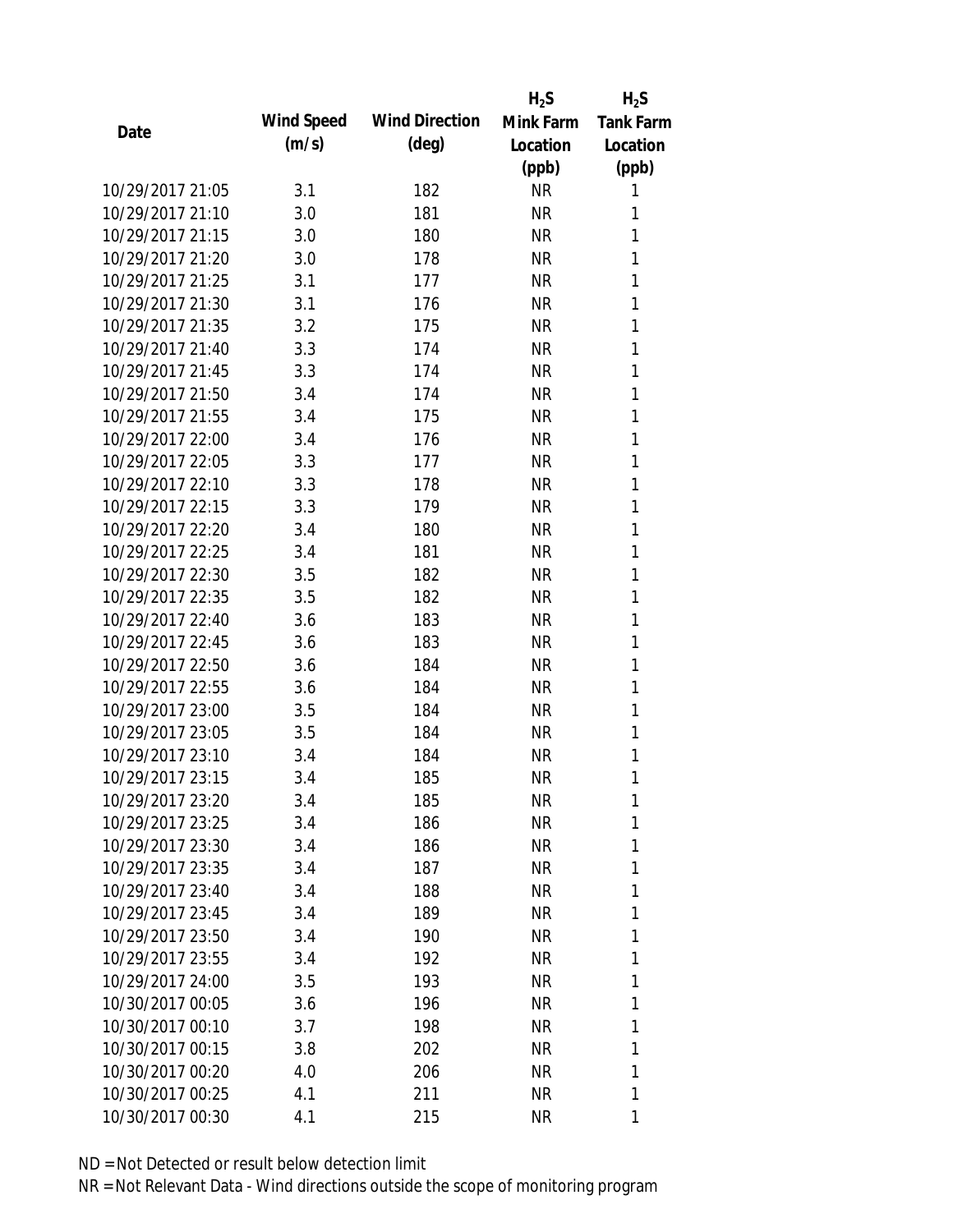| Date | Wind Speed (m/s) | Wind Direction (deg) | $H_2S$ Mink Farm Location (ppb) | $H_2S$ Tank Farm Location (ppb) |
|---|---|---|---|---|
| 10/29/2017 21:05 | 3.1 | 182 | NR | 1 |
| 10/29/2017 21:10 | 3.0 | 181 | NR | 1 |
| 10/29/2017 21:15 | 3.0 | 180 | NR | 1 |
| 10/29/2017 21:20 | 3.0 | 178 | NR | 1 |
| 10/29/2017 21:25 | 3.1 | 177 | NR | 1 |
| 10/29/2017 21:30 | 3.1 | 176 | NR | 1 |
| 10/29/2017 21:35 | 3.2 | 175 | NR | 1 |
| 10/29/2017 21:40 | 3.3 | 174 | NR | 1 |
| 10/29/2017 21:45 | 3.3 | 174 | NR | 1 |
| 10/29/2017 21:50 | 3.4 | 174 | NR | 1 |
| 10/29/2017 21:55 | 3.4 | 175 | NR | 1 |
| 10/29/2017 22:00 | 3.4 | 176 | NR | 1 |
| 10/29/2017 22:05 | 3.3 | 177 | NR | 1 |
| 10/29/2017 22:10 | 3.3 | 178 | NR | 1 |
| 10/29/2017 22:15 | 3.3 | 179 | NR | 1 |
| 10/29/2017 22:20 | 3.4 | 180 | NR | 1 |
| 10/29/2017 22:25 | 3.4 | 181 | NR | 1 |
| 10/29/2017 22:30 | 3.5 | 182 | NR | 1 |
| 10/29/2017 22:35 | 3.5 | 182 | NR | 1 |
| 10/29/2017 22:40 | 3.6 | 183 | NR | 1 |
| 10/29/2017 22:45 | 3.6 | 183 | NR | 1 |
| 10/29/2017 22:50 | 3.6 | 184 | NR | 1 |
| 10/29/2017 22:55 | 3.6 | 184 | NR | 1 |
| 10/29/2017 23:00 | 3.5 | 184 | NR | 1 |
| 10/29/2017 23:05 | 3.5 | 184 | NR | 1 |
| 10/29/2017 23:10 | 3.4 | 184 | NR | 1 |
| 10/29/2017 23:15 | 3.4 | 185 | NR | 1 |
| 10/29/2017 23:20 | 3.4 | 185 | NR | 1 |
| 10/29/2017 23:25 | 3.4 | 186 | NR | 1 |
| 10/29/2017 23:30 | 3.4 | 186 | NR | 1 |
| 10/29/2017 23:35 | 3.4 | 187 | NR | 1 |
| 10/29/2017 23:40 | 3.4 | 188 | NR | 1 |
| 10/29/2017 23:45 | 3.4 | 189 | NR | 1 |
| 10/29/2017 23:50 | 3.4 | 190 | NR | 1 |
| 10/29/2017 23:55 | 3.4 | 192 | NR | 1 |
| 10/29/2017 24:00 | 3.5 | 193 | NR | 1 |
| 10/30/2017 00:05 | 3.6 | 196 | NR | 1 |
| 10/30/2017 00:10 | 3.7 | 198 | NR | 1 |
| 10/30/2017 00:15 | 3.8 | 202 | NR | 1 |
| 10/30/2017 00:20 | 4.0 | 206 | NR | 1 |
| 10/30/2017 00:25 | 4.1 | 211 | NR | 1 |
| 10/30/2017 00:30 | 4.1 | 215 | NR | 1 |

ND = Not Detected or result below detection limit

NR = Not Relevant Data - Wind directions outside the scope of monitoring program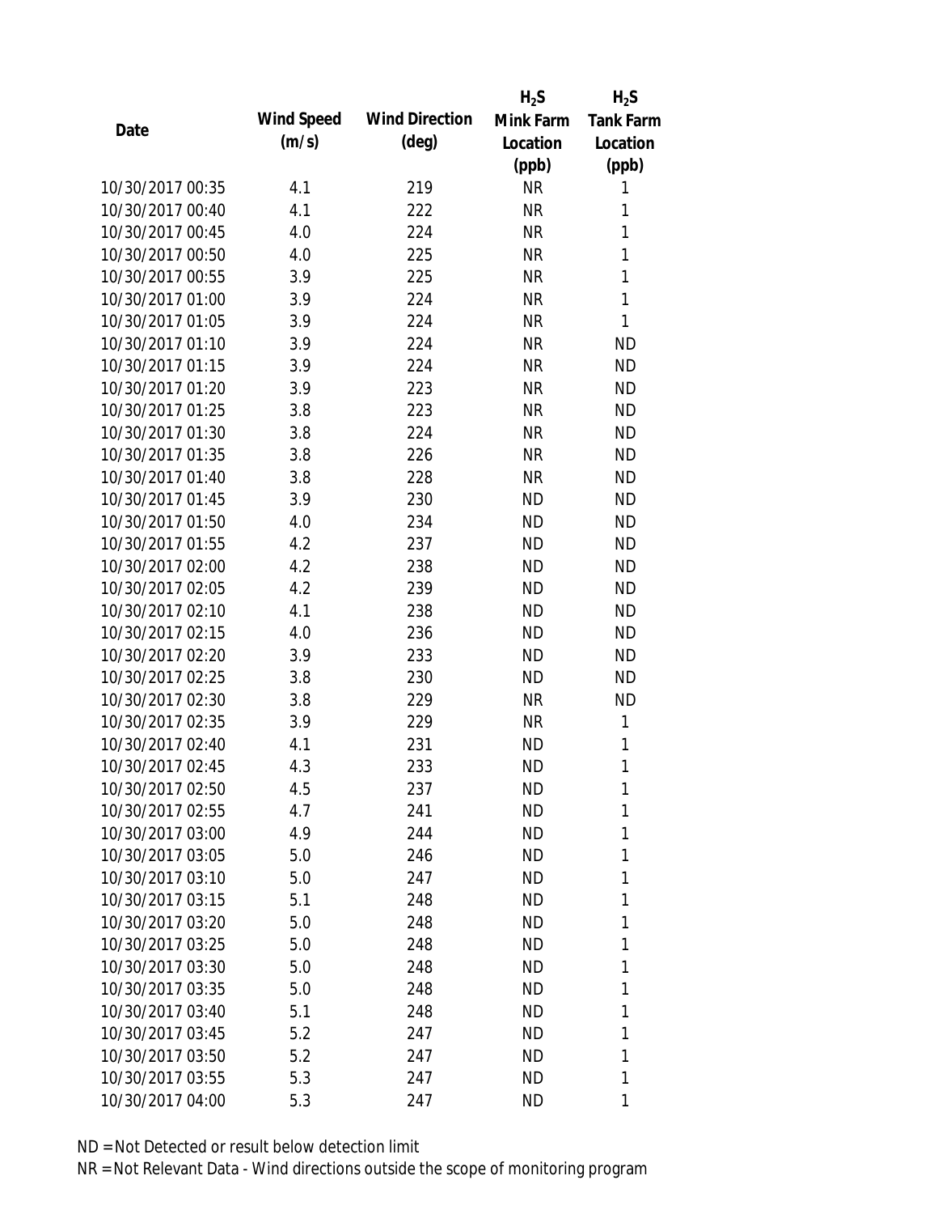| Date | Wind Speed (m/s) | Wind Direction (deg) | $H_2S$ Mink Farm Location (ppb) | $H_2S$ Tank Farm Location (ppb) |
|---|---|---|---|---|
| 10/30/2017 00:35 | 4.1 | 219 | NR | 1 |
| 10/30/2017 00:40 | 4.1 | 222 | NR | 1 |
| 10/30/2017 00:45 | 4.0 | 224 | NR | 1 |
| 10/30/2017 00:50 | 4.0 | 225 | NR | 1 |
| 10/30/2017 00:55 | 3.9 | 225 | NR | 1 |
| 10/30/2017 01:00 | 3.9 | 224 | NR | 1 |
| 10/30/2017 01:05 | 3.9 | 224 | NR | 1 |
| 10/30/2017 01:10 | 3.9 | 224 | NR | ND |
| 10/30/2017 01:15 | 3.9 | 224 | NR | ND |
| 10/30/2017 01:20 | 3.9 | 223 | NR | ND |
| 10/30/2017 01:25 | 3.8 | 223 | NR | ND |
| 10/30/2017 01:30 | 3.8 | 224 | NR | ND |
| 10/30/2017 01:35 | 3.8 | 226 | NR | ND |
| 10/30/2017 01:40 | 3.8 | 228 | NR | ND |
| 10/30/2017 01:45 | 3.9 | 230 | ND | ND |
| 10/30/2017 01:50 | 4.0 | 234 | ND | ND |
| 10/30/2017 01:55 | 4.2 | 237 | ND | ND |
| 10/30/2017 02:00 | 4.2 | 238 | ND | ND |
| 10/30/2017 02:05 | 4.2 | 239 | ND | ND |
| 10/30/2017 02:10 | 4.1 | 238 | ND | ND |
| 10/30/2017 02:15 | 4.0 | 236 | ND | ND |
| 10/30/2017 02:20 | 3.9 | 233 | ND | ND |
| 10/30/2017 02:25 | 3.8 | 230 | ND | ND |
| 10/30/2017 02:30 | 3.8 | 229 | NR | ND |
| 10/30/2017 02:35 | 3.9 | 229 | NR | 1 |
| 10/30/2017 02:40 | 4.1 | 231 | ND | 1 |
| 10/30/2017 02:45 | 4.3 | 233 | ND | 1 |
| 10/30/2017 02:50 | 4.5 | 237 | ND | 1 |
| 10/30/2017 02:55 | 4.7 | 241 | ND | 1 |
| 10/30/2017 03:00 | 4.9 | 244 | ND | 1 |
| 10/30/2017 03:05 | 5.0 | 246 | ND | 1 |
| 10/30/2017 03:10 | 5.0 | 247 | ND | 1 |
| 10/30/2017 03:15 | 5.1 | 248 | ND | 1 |
| 10/30/2017 03:20 | 5.0 | 248 | ND | 1 |
| 10/30/2017 03:25 | 5.0 | 248 | ND | 1 |
| 10/30/2017 03:30 | 5.0 | 248 | ND | 1 |
| 10/30/2017 03:35 | 5.0 | 248 | ND | 1 |
| 10/30/2017 03:40 | 5.1 | 248 | ND | 1 |
| 10/30/2017 03:45 | 5.2 | 247 | ND | 1 |
| 10/30/2017 03:50 | 5.2 | 247 | ND | 1 |
| 10/30/2017 03:55 | 5.3 | 247 | ND | 1 |
| 10/30/2017 04:00 | 5.3 | 247 | ND | 1 |

ND = Not Detected or result below detection limit

NR = Not Relevant Data - Wind directions outside the scope of monitoring program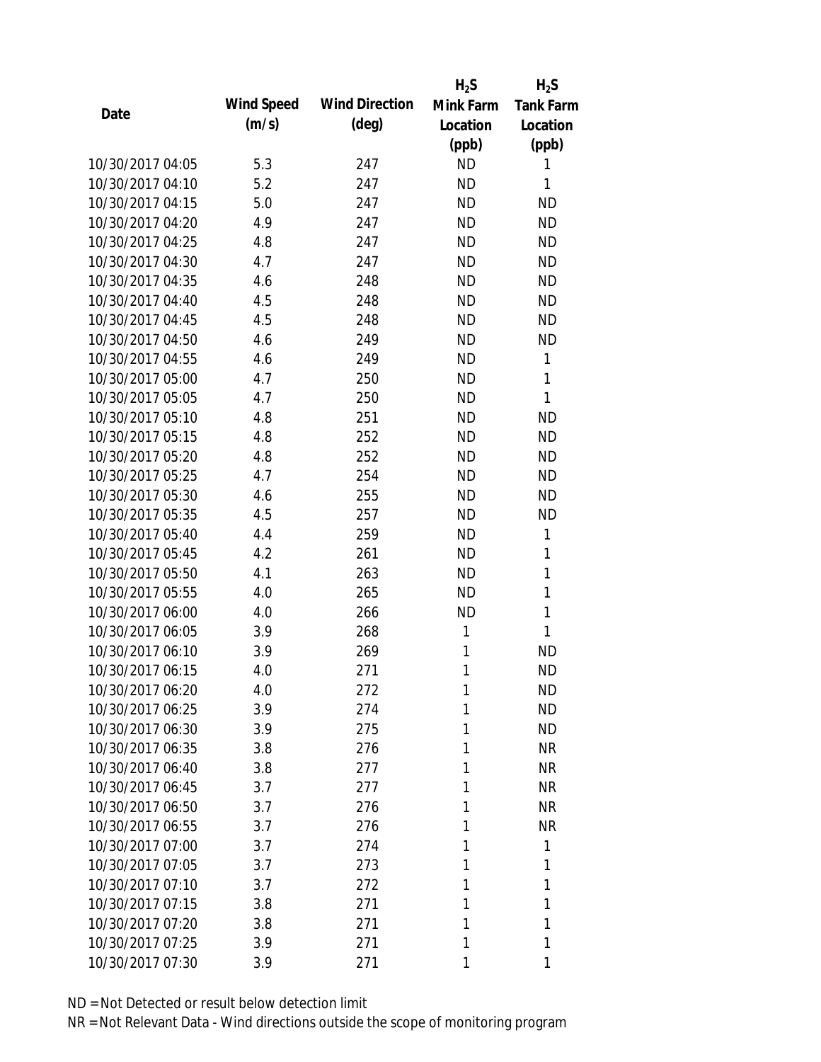| Date | Wind Speed (m/s) | Wind Direction (deg) | $H_2S$ Mink Farm Location (ppb) | $H_2S$ Tank Farm Location (ppb) |
|---|---|---|---|---|
| 10/30/2017 04:05 | 5.3 | 247 | ND | 1 |
| 10/30/2017 04:10 | 5.2 | 247 | ND | 1 |
| 10/30/2017 04:15 | 5.0 | 247 | ND | ND |
| 10/30/2017 04:20 | 4.9 | 247 | ND | ND |
| 10/30/2017 04:25 | 4.8 | 247 | ND | ND |
| 10/30/2017 04:30 | 4.7 | 247 | ND | ND |
| 10/30/2017 04:35 | 4.6 | 248 | ND | ND |
| 10/30/2017 04:40 | 4.5 | 248 | ND | ND |
| 10/30/2017 04:45 | 4.5 | 248 | ND | ND |
| 10/30/2017 04:50 | 4.6 | 249 | ND | ND |
| 10/30/2017 04:55 | 4.6 | 249 | ND | 1 |
| 10/30/2017 05:00 | 4.7 | 250 | ND | 1 |
| 10/30/2017 05:05 | 4.7 | 250 | ND | 1 |
| 10/30/2017 05:10 | 4.8 | 251 | ND | ND |
| 10/30/2017 05:15 | 4.8 | 252 | ND | ND |
| 10/30/2017 05:20 | 4.8 | 252 | ND | ND |
| 10/30/2017 05:25 | 4.7 | 254 | ND | ND |
| 10/30/2017 05:30 | 4.6 | 255 | ND | ND |
| 10/30/2017 05:35 | 4.5 | 257 | ND | ND |
| 10/30/2017 05:40 | 4.4 | 259 | ND | 1 |
| 10/30/2017 05:45 | 4.2 | 261 | ND | 1 |
| 10/30/2017 05:50 | 4.1 | 263 | ND | 1 |
| 10/30/2017 05:55 | 4.0 | 265 | ND | 1 |
| 10/30/2017 06:00 | 4.0 | 266 | ND | 1 |
| 10/30/2017 06:05 | 3.9 | 268 | 1 | 1 |
| 10/30/2017 06:10 | 3.9 | 269 | 1 | ND |
| 10/30/2017 06:15 | 4.0 | 271 | 1 | ND |
| 10/30/2017 06:20 | 4.0 | 272 | 1 | ND |
| 10/30/2017 06:25 | 3.9 | 274 | 1 | ND |
| 10/30/2017 06:30 | 3.9 | 275 | 1 | ND |
| 10/30/2017 06:35 | 3.8 | 276 | 1 | NR |
| 10/30/2017 06:40 | 3.8 | 277 | 1 | NR |
| 10/30/2017 06:45 | 3.7 | 277 | 1 | NR |
| 10/30/2017 06:50 | 3.7 | 276 | 1 | NR |
| 10/30/2017 06:55 | 3.7 | 276 | 1 | NR |
| 10/30/2017 07:00 | 3.7 | 274 | 1 | 1 |
| 10/30/2017 07:05 | 3.7 | 273 | 1 | 1 |
| 10/30/2017 07:10 | 3.7 | 272 | 1 | 1 |
| 10/30/2017 07:15 | 3.8 | 271 | 1 | 1 |
| 10/30/2017 07:20 | 3.8 | 271 | 1 | 1 |
| 10/30/2017 07:25 | 3.9 | 271 | 1 | 1 |
| 10/30/2017 07:30 | 3.9 | 271 | 1 | 1 |

ND = Not Detected or result below detection limit

NR = Not Relevant Data - Wind directions outside the scope of monitoring program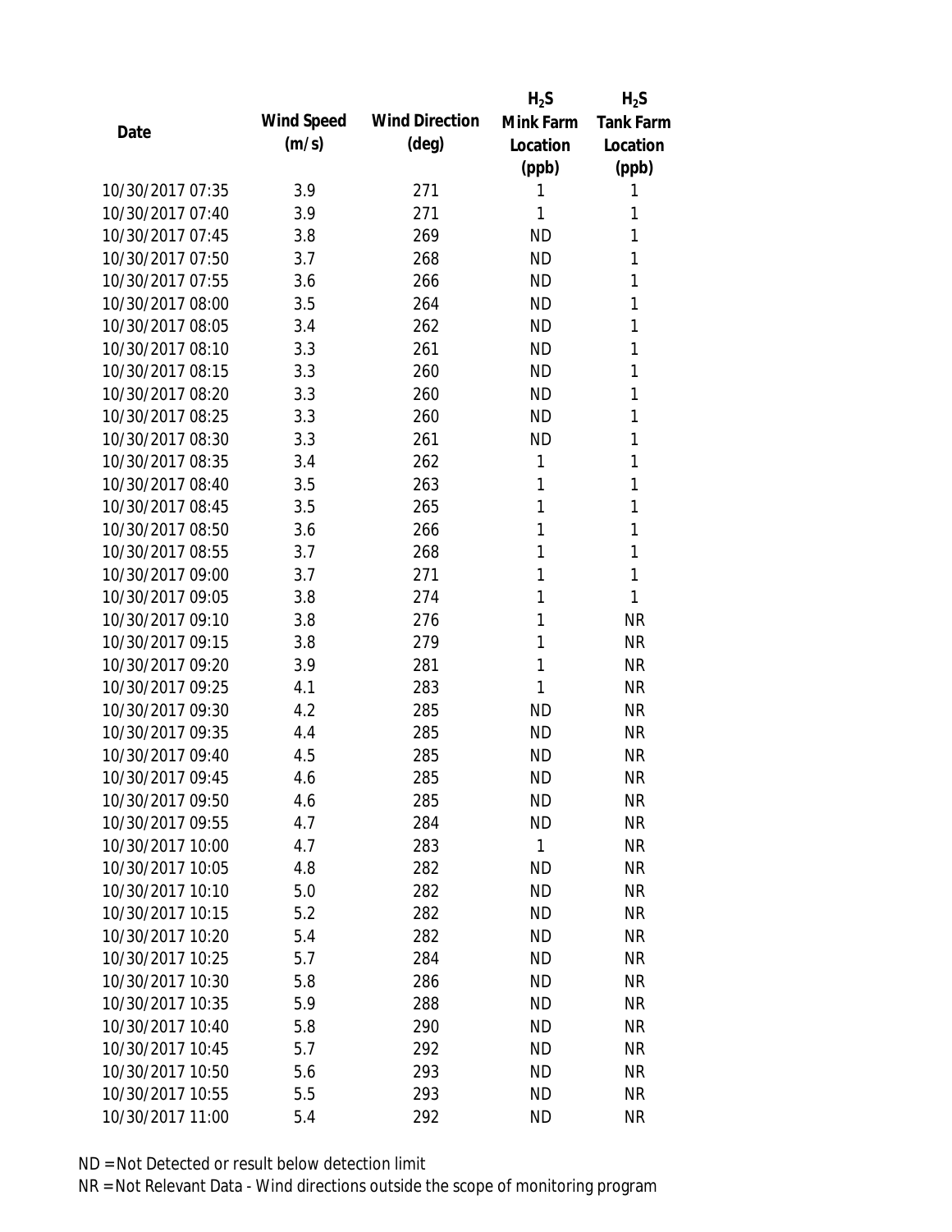| Date | Wind Speed (m/s) | Wind Direction (deg) | $H_2S$ Mink Farm Location (ppb) | $H_2S$ Tank Farm Location (ppb) |
|---|---|---|---|---|
| 10/30/2017 07:35 | 3.9 | 271 | 1 | 1 |
| 10/30/2017 07:40 | 3.9 | 271 | 1 | 1 |
| 10/30/2017 07:45 | 3.8 | 269 | ND | 1 |
| 10/30/2017 07:50 | 3.7 | 268 | ND | 1 |
| 10/30/2017 07:55 | 3.6 | 266 | ND | 1 |
| 10/30/2017 08:00 | 3.5 | 264 | ND | 1 |
| 10/30/2017 08:05 | 3.4 | 262 | ND | 1 |
| 10/30/2017 08:10 | 3.3 | 261 | ND | 1 |
| 10/30/2017 08:15 | 3.3 | 260 | ND | 1 |
| 10/30/2017 08:20 | 3.3 | 260 | ND | 1 |
| 10/30/2017 08:25 | 3.3 | 260 | ND | 1 |
| 10/30/2017 08:30 | 3.3 | 261 | ND | 1 |
| 10/30/2017 08:35 | 3.4 | 262 | 1 | 1 |
| 10/30/2017 08:40 | 3.5 | 263 | 1 | 1 |
| 10/30/2017 08:45 | 3.5 | 265 | 1 | 1 |
| 10/30/2017 08:50 | 3.6 | 266 | 1 | 1 |
| 10/30/2017 08:55 | 3.7 | 268 | 1 | 1 |
| 10/30/2017 09:00 | 3.7 | 271 | 1 | 1 |
| 10/30/2017 09:05 | 3.8 | 274 | 1 | 1 |
| 10/30/2017 09:10 | 3.8 | 276 | 1 | NR |
| 10/30/2017 09:15 | 3.8 | 279 | 1 | NR |
| 10/30/2017 09:20 | 3.9 | 281 | 1 | NR |
| 10/30/2017 09:25 | 4.1 | 283 | 1 | NR |
| 10/30/2017 09:30 | 4.2 | 285 | ND | NR |
| 10/30/2017 09:35 | 4.4 | 285 | ND | NR |
| 10/30/2017 09:40 | 4.5 | 285 | ND | NR |
| 10/30/2017 09:45 | 4.6 | 285 | ND | NR |
| 10/30/2017 09:50 | 4.6 | 285 | ND | NR |
| 10/30/2017 09:55 | 4.7 | 284 | ND | NR |
| 10/30/2017 10:00 | 4.7 | 283 | 1 | NR |
| 10/30/2017 10:05 | 4.8 | 282 | ND | NR |
| 10/30/2017 10:10 | 5.0 | 282 | ND | NR |
| 10/30/2017 10:15 | 5.2 | 282 | ND | NR |
| 10/30/2017 10:20 | 5.4 | 282 | ND | NR |
| 10/30/2017 10:25 | 5.7 | 284 | ND | NR |
| 10/30/2017 10:30 | 5.8 | 286 | ND | NR |
| 10/30/2017 10:35 | 5.9 | 288 | ND | NR |
| 10/30/2017 10:40 | 5.8 | 290 | ND | NR |
| 10/30/2017 10:45 | 5.7 | 292 | ND | NR |
| 10/30/2017 10:50 | 5.6 | 293 | ND | NR |
| 10/30/2017 10:55 | 5.5 | 293 | ND | NR |
| 10/30/2017 11:00 | 5.4 | 292 | ND | NR |

ND = Not Detected or result below detection limit

NR = Not Relevant Data - Wind directions outside the scope of monitoring program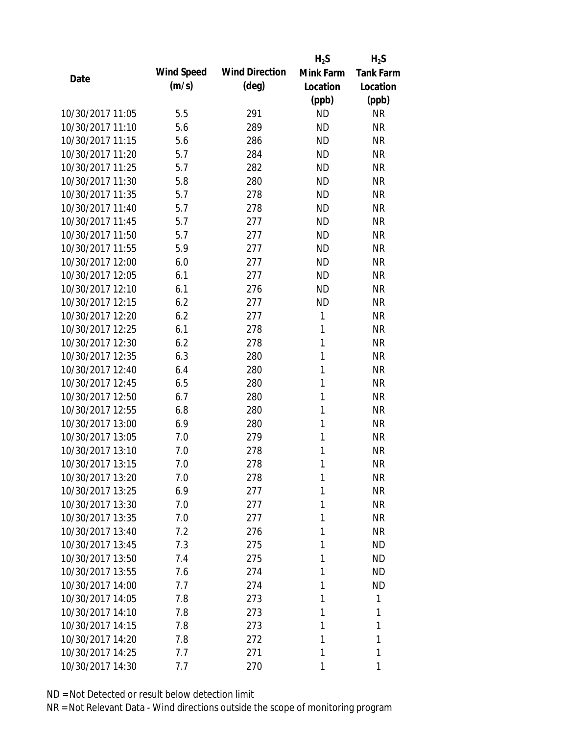| Date | Wind Speed (m/s) | Wind Direction (deg) | $H_2S$ Mink Farm Location (ppb) | $H_2S$ Tank Farm Location (ppb) |
|---|---|---|---|---|
| 10/30/2017 11:05 | 5.5 | 291 | ND | NR |
| 10/30/2017 11:10 | 5.6 | 289 | ND | NR |
| 10/30/2017 11:15 | 5.6 | 286 | ND | NR |
| 10/30/2017 11:20 | 5.7 | 284 | ND | NR |
| 10/30/2017 11:25 | 5.7 | 282 | ND | NR |
| 10/30/2017 11:30 | 5.8 | 280 | ND | NR |
| 10/30/2017 11:35 | 5.7 | 278 | ND | NR |
| 10/30/2017 11:40 | 5.7 | 278 | ND | NR |
| 10/30/2017 11:45 | 5.7 | 277 | ND | NR |
| 10/30/2017 11:50 | 5.7 | 277 | ND | NR |
| 10/30/2017 11:55 | 5.9 | 277 | ND | NR |
| 10/30/2017 12:00 | 6.0 | 277 | ND | NR |
| 10/30/2017 12:05 | 6.1 | 277 | ND | NR |
| 10/30/2017 12:10 | 6.1 | 276 | ND | NR |
| 10/30/2017 12:15 | 6.2 | 277 | ND | NR |
| 10/30/2017 12:20 | 6.2 | 277 | 1 | NR |
| 10/30/2017 12:25 | 6.1 | 278 | 1 | NR |
| 10/30/2017 12:30 | 6.2 | 278 | 1 | NR |
| 10/30/2017 12:35 | 6.3 | 280 | 1 | NR |
| 10/30/2017 12:40 | 6.4 | 280 | 1 | NR |
| 10/30/2017 12:45 | 6.5 | 280 | 1 | NR |
| 10/30/2017 12:50 | 6.7 | 280 | 1 | NR |
| 10/30/2017 12:55 | 6.8 | 280 | 1 | NR |
| 10/30/2017 13:00 | 6.9 | 280 | 1 | NR |
| 10/30/2017 13:05 | 7.0 | 279 | 1 | NR |
| 10/30/2017 13:10 | 7.0 | 278 | 1 | NR |
| 10/30/2017 13:15 | 7.0 | 278 | 1 | NR |
| 10/30/2017 13:20 | 7.0 | 278 | 1 | NR |
| 10/30/2017 13:25 | 6.9 | 277 | 1 | NR |
| 10/30/2017 13:30 | 7.0 | 277 | 1 | NR |
| 10/30/2017 13:35 | 7.0 | 277 | 1 | NR |
| 10/30/2017 13:40 | 7.2 | 276 | 1 | NR |
| 10/30/2017 13:45 | 7.3 | 275 | 1 | ND |
| 10/30/2017 13:50 | 7.4 | 275 | 1 | ND |
| 10/30/2017 13:55 | 7.6 | 274 | 1 | ND |
| 10/30/2017 14:00 | 7.7 | 274 | 1 | ND |
| 10/30/2017 14:05 | 7.8 | 273 | 1 | 1 |
| 10/30/2017 14:10 | 7.8 | 273 | 1 | 1 |
| 10/30/2017 14:15 | 7.8 | 273 | 1 | 1 |
| 10/30/2017 14:20 | 7.8 | 272 | 1 | 1 |
| 10/30/2017 14:25 | 7.7 | 271 | 1 | 1 |
| 10/30/2017 14:30 | 7.7 | 270 | 1 | 1 |

ND = Not Detected or result below detection limit

NR = Not Relevant Data - Wind directions outside the scope of monitoring program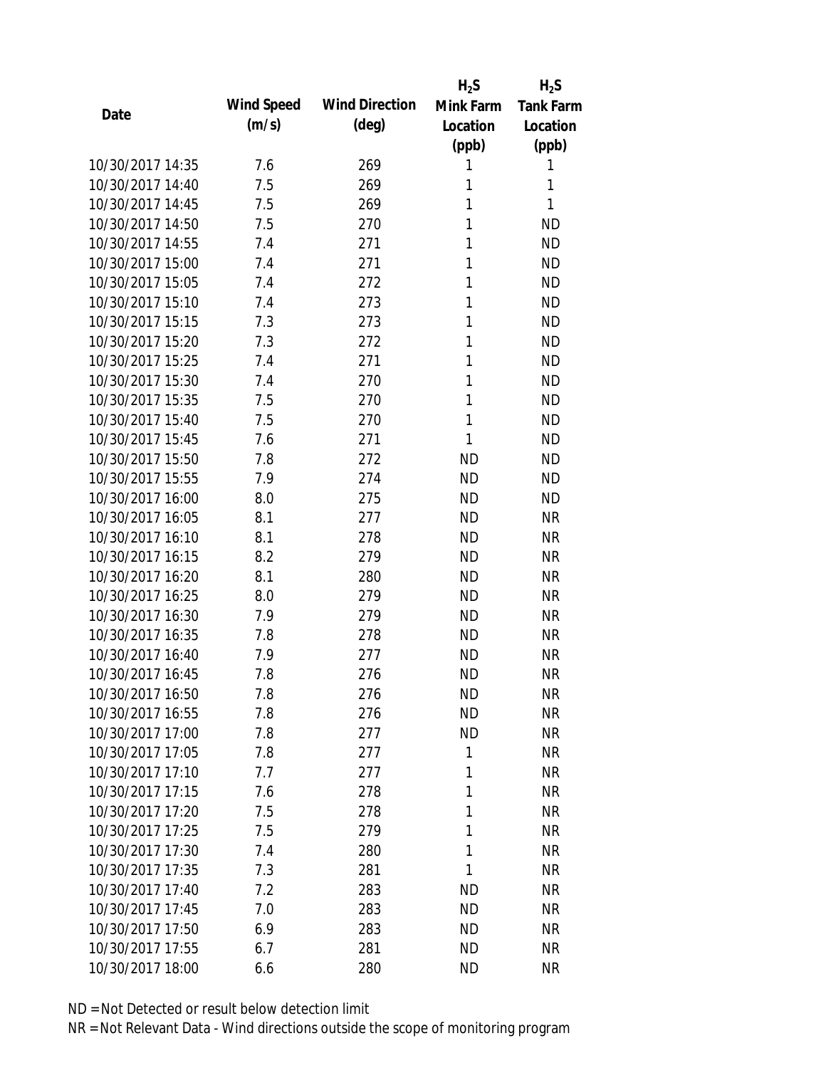| Date | Wind Speed (m/s) | Wind Direction (deg) | $H_2S$ Mink Farm Location (ppb) | $H_2S$ Tank Farm Location (ppb) |
|---|---|---|---|---|
| 10/30/2017 14:35 | 7.6 | 269 | 1 | 1 |
| 10/30/2017 14:40 | 7.5 | 269 | 1 | 1 |
| 10/30/2017 14:45 | 7.5 | 269 | 1 | 1 |
| 10/30/2017 14:50 | 7.5 | 270 | 1 | ND |
| 10/30/2017 14:55 | 7.4 | 271 | 1 | ND |
| 10/30/2017 15:00 | 7.4 | 271 | 1 | ND |
| 10/30/2017 15:05 | 7.4 | 272 | 1 | ND |
| 10/30/2017 15:10 | 7.4 | 273 | 1 | ND |
| 10/30/2017 15:15 | 7.3 | 273 | 1 | ND |
| 10/30/2017 15:20 | 7.3 | 272 | 1 | ND |
| 10/30/2017 15:25 | 7.4 | 271 | 1 | ND |
| 10/30/2017 15:30 | 7.4 | 270 | 1 | ND |
| 10/30/2017 15:35 | 7.5 | 270 | 1 | ND |
| 10/30/2017 15:40 | 7.5 | 270 | 1 | ND |
| 10/30/2017 15:45 | 7.6 | 271 | 1 | ND |
| 10/30/2017 15:50 | 7.8 | 272 | ND | ND |
| 10/30/2017 15:55 | 7.9 | 274 | ND | ND |
| 10/30/2017 16:00 | 8.0 | 275 | ND | ND |
| 10/30/2017 16:05 | 8.1 | 277 | ND | NR |
| 10/30/2017 16:10 | 8.1 | 278 | ND | NR |
| 10/30/2017 16:15 | 8.2 | 279 | ND | NR |
| 10/30/2017 16:20 | 8.1 | 280 | ND | NR |
| 10/30/2017 16:25 | 8.0 | 279 | ND | NR |
| 10/30/2017 16:30 | 7.9 | 279 | ND | NR |
| 10/30/2017 16:35 | 7.8 | 278 | ND | NR |
| 10/30/2017 16:40 | 7.9 | 277 | ND | NR |
| 10/30/2017 16:45 | 7.8 | 276 | ND | NR |
| 10/30/2017 16:50 | 7.8 | 276 | ND | NR |
| 10/30/2017 16:55 | 7.8 | 276 | ND | NR |
| 10/30/2017 17:00 | 7.8 | 277 | ND | NR |
| 10/30/2017 17:05 | 7.8 | 277 | 1 | NR |
| 10/30/2017 17:10 | 7.7 | 277 | 1 | NR |
| 10/30/2017 17:15 | 7.6 | 278 | 1 | NR |
| 10/30/2017 17:20 | 7.5 | 278 | 1 | NR |
| 10/30/2017 17:25 | 7.5 | 279 | 1 | NR |
| 10/30/2017 17:30 | 7.4 | 280 | 1 | NR |
| 10/30/2017 17:35 | 7.3 | 281 | 1 | NR |
| 10/30/2017 17:40 | 7.2 | 283 | ND | NR |
| 10/30/2017 17:45 | 7.0 | 283 | ND | NR |
| 10/30/2017 17:50 | 6.9 | 283 | ND | NR |
| 10/30/2017 17:55 | 6.7 | 281 | ND | NR |
| 10/30/2017 18:00 | 6.6 | 280 | ND | NR |

ND = Not Detected or result below detection limit

NR = Not Relevant Data - Wind directions outside the scope of monitoring program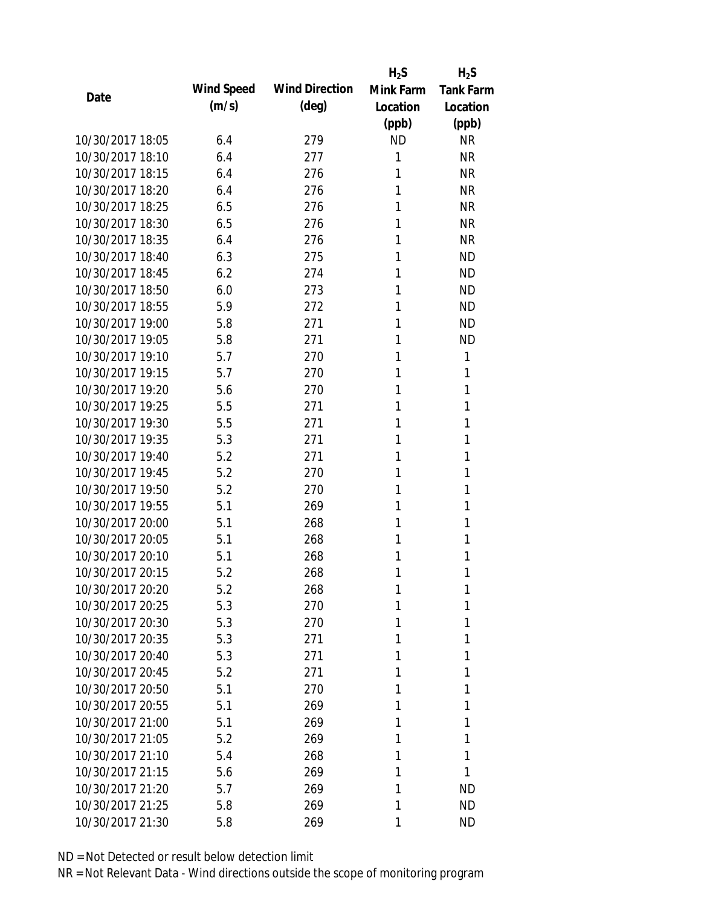| Date | Wind Speed (m/s) | Wind Direction (deg) | $H_2S$ Mink Farm Location (ppb) | $H_2S$ Tank Farm Location (ppb) |
|---|---|---|---|---|
| 10/30/2017 18:05 | 6.4 | 279 | ND | NR |
| 10/30/2017 18:10 | 6.4 | 277 | 1 | NR |
| 10/30/2017 18:15 | 6.4 | 276 | 1 | NR |
| 10/30/2017 18:20 | 6.4 | 276 | 1 | NR |
| 10/30/2017 18:25 | 6.5 | 276 | 1 | NR |
| 10/30/2017 18:30 | 6.5 | 276 | 1 | NR |
| 10/30/2017 18:35 | 6.4 | 276 | 1 | NR |
| 10/30/2017 18:40 | 6.3 | 275 | 1 | ND |
| 10/30/2017 18:45 | 6.2 | 274 | 1 | ND |
| 10/30/2017 18:50 | 6.0 | 273 | 1 | ND |
| 10/30/2017 18:55 | 5.9 | 272 | 1 | ND |
| 10/30/2017 19:00 | 5.8 | 271 | 1 | ND |
| 10/30/2017 19:05 | 5.8 | 271 | 1 | ND |
| 10/30/2017 19:10 | 5.7 | 270 | 1 | 1 |
| 10/30/2017 19:15 | 5.7 | 270 | 1 | 1 |
| 10/30/2017 19:20 | 5.6 | 270 | 1 | 1 |
| 10/30/2017 19:25 | 5.5 | 271 | 1 | 1 |
| 10/30/2017 19:30 | 5.5 | 271 | 1 | 1 |
| 10/30/2017 19:35 | 5.3 | 271 | 1 | 1 |
| 10/30/2017 19:40 | 5.2 | 271 | 1 | 1 |
| 10/30/2017 19:45 | 5.2 | 270 | 1 | 1 |
| 10/30/2017 19:50 | 5.2 | 270 | 1 | 1 |
| 10/30/2017 19:55 | 5.1 | 269 | 1 | 1 |
| 10/30/2017 20:00 | 5.1 | 268 | 1 | 1 |
| 10/30/2017 20:05 | 5.1 | 268 | 1 | 1 |
| 10/30/2017 20:10 | 5.1 | 268 | 1 | 1 |
| 10/30/2017 20:15 | 5.2 | 268 | 1 | 1 |
| 10/30/2017 20:20 | 5.2 | 268 | 1 | 1 |
| 10/30/2017 20:25 | 5.3 | 270 | 1 | 1 |
| 10/30/2017 20:30 | 5.3 | 270 | 1 | 1 |
| 10/30/2017 20:35 | 5.3 | 271 | 1 | 1 |
| 10/30/2017 20:40 | 5.3 | 271 | 1 | 1 |
| 10/30/2017 20:45 | 5.2 | 271 | 1 | 1 |
| 10/30/2017 20:50 | 5.1 | 270 | 1 | 1 |
| 10/30/2017 20:55 | 5.1 | 269 | 1 | 1 |
| 10/30/2017 21:00 | 5.1 | 269 | 1 | 1 |
| 10/30/2017 21:05 | 5.2 | 269 | 1 | 1 |
| 10/30/2017 21:10 | 5.4 | 268 | 1 | 1 |
| 10/30/2017 21:15 | 5.6 | 269 | 1 | 1 |
| 10/30/2017 21:20 | 5.7 | 269 | 1 | ND |
| 10/30/2017 21:25 | 5.8 | 269 | 1 | ND |
| 10/30/2017 21:30 | 5.8 | 269 | 1 | ND |

ND = Not Detected or result below detection limit

NR = Not Relevant Data - Wind directions outside the scope of monitoring program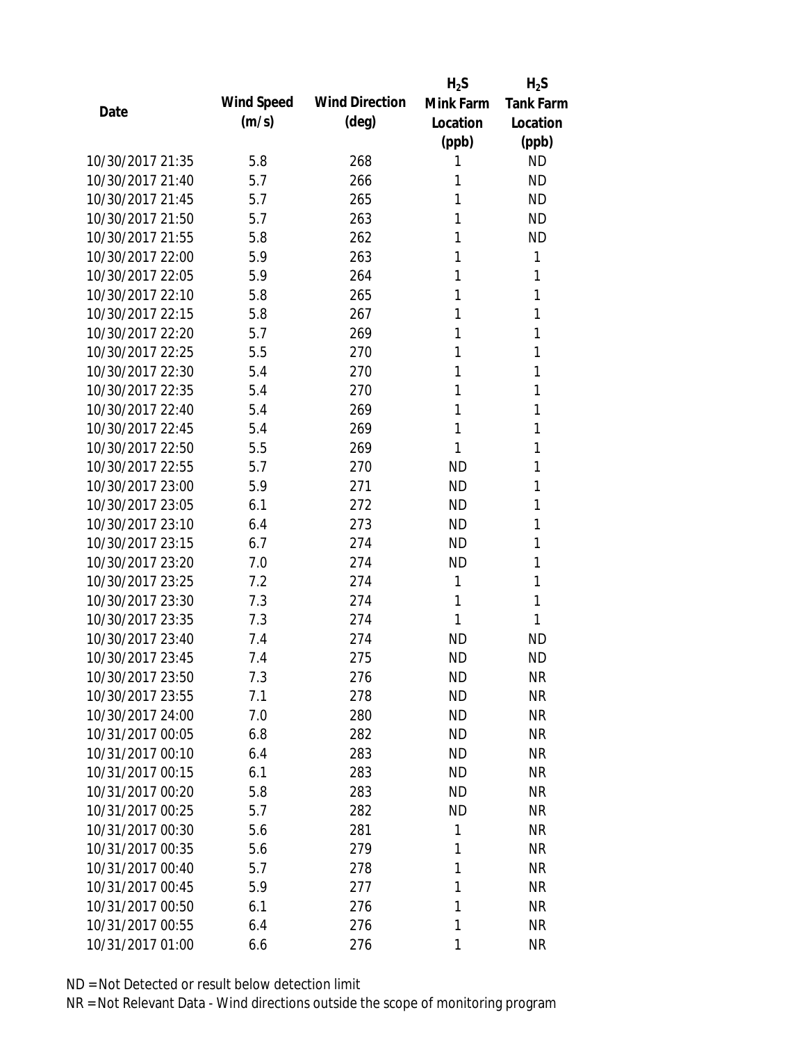| Date | Wind Speed (m/s) | Wind Direction (deg) | $H_2S$ Mink Farm Location (ppb) | $H_2S$ Tank Farm Location (ppb) |
|---|---|---|---|---|
| 10/30/2017 21:35 | 5.8 | 268 | 1 | ND |
| 10/30/2017 21:40 | 5.7 | 266 | 1 | ND |
| 10/30/2017 21:45 | 5.7 | 265 | 1 | ND |
| 10/30/2017 21:50 | 5.7 | 263 | 1 | ND |
| 10/30/2017 21:55 | 5.8 | 262 | 1 | ND |
| 10/30/2017 22:00 | 5.9 | 263 | 1 | 1 |
| 10/30/2017 22:05 | 5.9 | 264 | 1 | 1 |
| 10/30/2017 22:10 | 5.8 | 265 | 1 | 1 |
| 10/30/2017 22:15 | 5.8 | 267 | 1 | 1 |
| 10/30/2017 22:20 | 5.7 | 269 | 1 | 1 |
| 10/30/2017 22:25 | 5.5 | 270 | 1 | 1 |
| 10/30/2017 22:30 | 5.4 | 270 | 1 | 1 |
| 10/30/2017 22:35 | 5.4 | 270 | 1 | 1 |
| 10/30/2017 22:40 | 5.4 | 269 | 1 | 1 |
| 10/30/2017 22:45 | 5.4 | 269 | 1 | 1 |
| 10/30/2017 22:50 | 5.5 | 269 | 1 | 1 |
| 10/30/2017 22:55 | 5.7 | 270 | ND | 1 |
| 10/30/2017 23:00 | 5.9 | 271 | ND | 1 |
| 10/30/2017 23:05 | 6.1 | 272 | ND | 1 |
| 10/30/2017 23:10 | 6.4 | 273 | ND | 1 |
| 10/30/2017 23:15 | 6.7 | 274 | ND | 1 |
| 10/30/2017 23:20 | 7.0 | 274 | ND | 1 |
| 10/30/2017 23:25 | 7.2 | 274 | 1 | 1 |
| 10/30/2017 23:30 | 7.3 | 274 | 1 | 1 |
| 10/30/2017 23:35 | 7.3 | 274 | 1 | 1 |
| 10/30/2017 23:40 | 7.4 | 274 | ND | ND |
| 10/30/2017 23:45 | 7.4 | 275 | ND | ND |
| 10/30/2017 23:50 | 7.3 | 276 | ND | NR |
| 10/30/2017 23:55 | 7.1 | 278 | ND | NR |
| 10/30/2017 24:00 | 7.0 | 280 | ND | NR |
| 10/31/2017 00:05 | 6.8 | 282 | ND | NR |
| 10/31/2017 00:10 | 6.4 | 283 | ND | NR |
| 10/31/2017 00:15 | 6.1 | 283 | ND | NR |
| 10/31/2017 00:20 | 5.8 | 283 | ND | NR |
| 10/31/2017 00:25 | 5.7 | 282 | ND | NR |
| 10/31/2017 00:30 | 5.6 | 281 | 1 | NR |
| 10/31/2017 00:35 | 5.6 | 279 | 1 | NR |
| 10/31/2017 00:40 | 5.7 | 278 | 1 | NR |
| 10/31/2017 00:45 | 5.9 | 277 | 1 | NR |
| 10/31/2017 00:50 | 6.1 | 276 | 1 | NR |
| 10/31/2017 00:55 | 6.4 | 276 | 1 | NR |
| 10/31/2017 01:00 | 6.6 | 276 | 1 | NR |

ND = Not Detected or result below detection limit

NR = Not Relevant Data - Wind directions outside the scope of monitoring program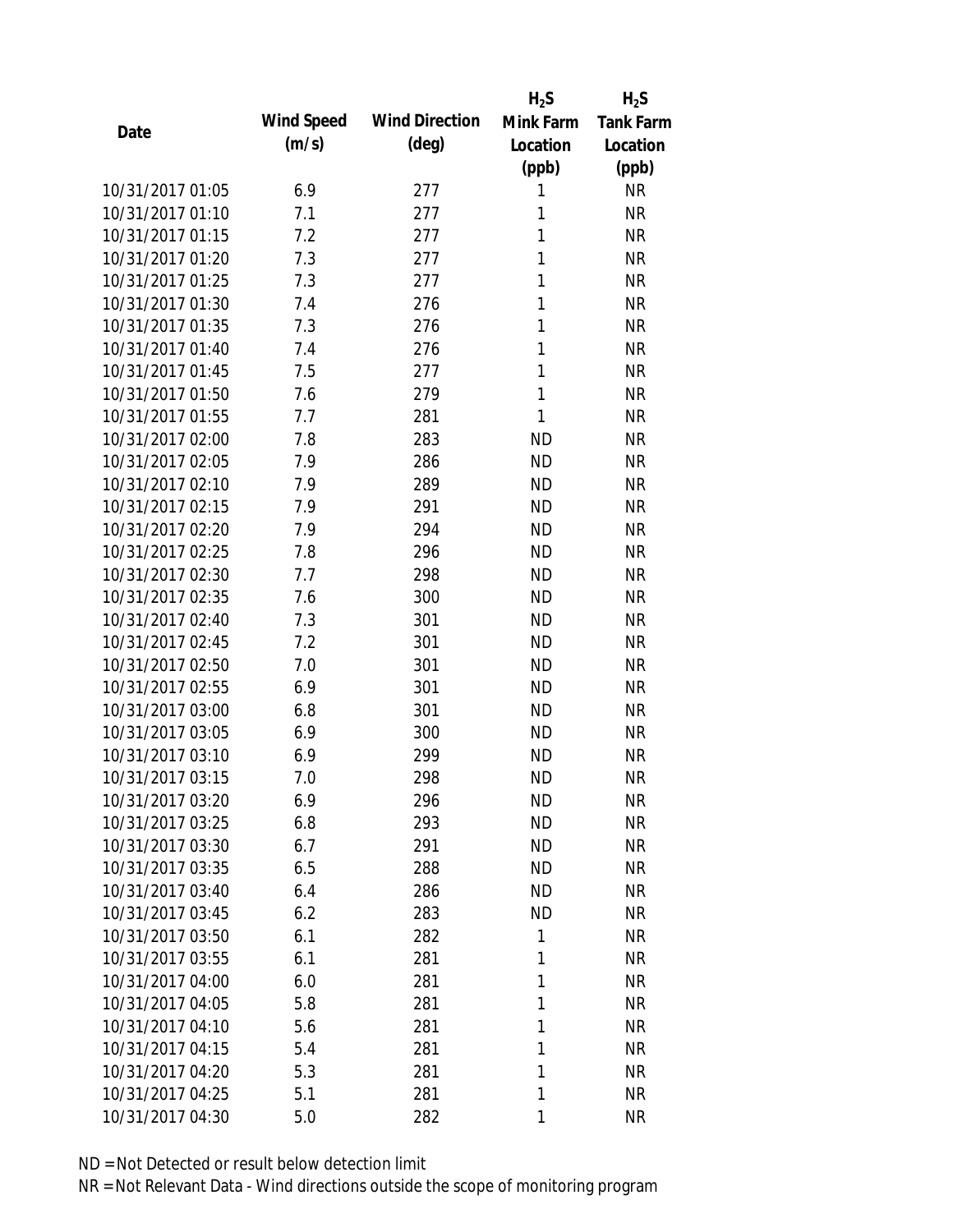| Date | Wind Speed (m/s) | Wind Direction (deg) | $H_2S$ Mink Farm Location (ppb) | $H_2S$ Tank Farm Location (ppb) |
|---|---|---|---|---|
| 10/31/2017 01:05 | 6.9 | 277 | 1 | NR |
| 10/31/2017 01:10 | 7.1 | 277 | 1 | NR |
| 10/31/2017 01:15 | 7.2 | 277 | 1 | NR |
| 10/31/2017 01:20 | 7.3 | 277 | 1 | NR |
| 10/31/2017 01:25 | 7.3 | 277 | 1 | NR |
| 10/31/2017 01:30 | 7.4 | 276 | 1 | NR |
| 10/31/2017 01:35 | 7.3 | 276 | 1 | NR |
| 10/31/2017 01:40 | 7.4 | 276 | 1 | NR |
| 10/31/2017 01:45 | 7.5 | 277 | 1 | NR |
| 10/31/2017 01:50 | 7.6 | 279 | 1 | NR |
| 10/31/2017 01:55 | 7.7 | 281 | 1 | NR |
| 10/31/2017 02:00 | 7.8 | 283 | ND | NR |
| 10/31/2017 02:05 | 7.9 | 286 | ND | NR |
| 10/31/2017 02:10 | 7.9 | 289 | ND | NR |
| 10/31/2017 02:15 | 7.9 | 291 | ND | NR |
| 10/31/2017 02:20 | 7.9 | 294 | ND | NR |
| 10/31/2017 02:25 | 7.8 | 296 | ND | NR |
| 10/31/2017 02:30 | 7.7 | 298 | ND | NR |
| 10/31/2017 02:35 | 7.6 | 300 | ND | NR |
| 10/31/2017 02:40 | 7.3 | 301 | ND | NR |
| 10/31/2017 02:45 | 7.2 | 301 | ND | NR |
| 10/31/2017 02:50 | 7.0 | 301 | ND | NR |
| 10/31/2017 02:55 | 6.9 | 301 | ND | NR |
| 10/31/2017 03:00 | 6.8 | 301 | ND | NR |
| 10/31/2017 03:05 | 6.9 | 300 | ND | NR |
| 10/31/2017 03:10 | 6.9 | 299 | ND | NR |
| 10/31/2017 03:15 | 7.0 | 298 | ND | NR |
| 10/31/2017 03:20 | 6.9 | 296 | ND | NR |
| 10/31/2017 03:25 | 6.8 | 293 | ND | NR |
| 10/31/2017 03:30 | 6.7 | 291 | ND | NR |
| 10/31/2017 03:35 | 6.5 | 288 | ND | NR |
| 10/31/2017 03:40 | 6.4 | 286 | ND | NR |
| 10/31/2017 03:45 | 6.2 | 283 | ND | NR |
| 10/31/2017 03:50 | 6.1 | 282 | 1 | NR |
| 10/31/2017 03:55 | 6.1 | 281 | 1 | NR |
| 10/31/2017 04:00 | 6.0 | 281 | 1 | NR |
| 10/31/2017 04:05 | 5.8 | 281 | 1 | NR |
| 10/31/2017 04:10 | 5.6 | 281 | 1 | NR |
| 10/31/2017 04:15 | 5.4 | 281 | 1 | NR |
| 10/31/2017 04:20 | 5.3 | 281 | 1 | NR |
| 10/31/2017 04:25 | 5.1 | 281 | 1 | NR |
| 10/31/2017 04:30 | 5.0 | 282 | 1 | NR |

ND = Not Detected or result below detection limit

NR = Not Relevant Data - Wind directions outside the scope of monitoring program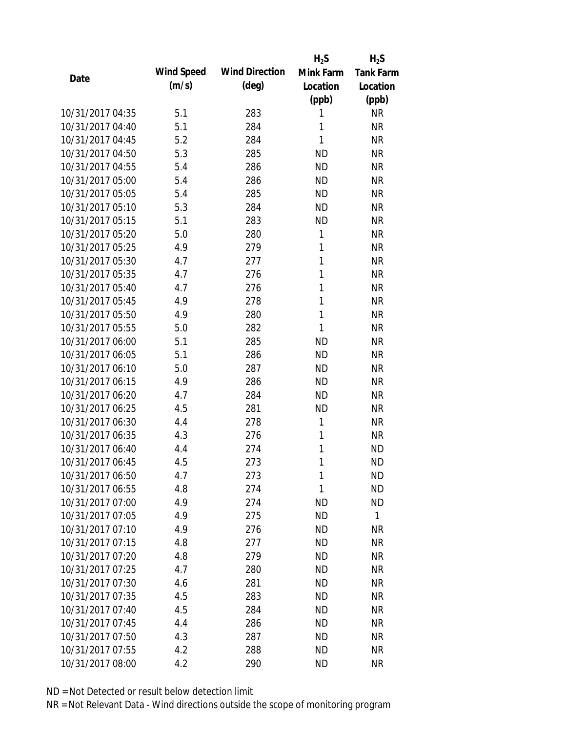| Date | Wind Speed (m/s) | Wind Direction (deg) | $H_2S$ Mink Farm Location (ppb) | $H_2S$ Tank Farm Location (ppb) |
|---|---|---|---|---|
| 10/31/2017 04:35 | 5.1 | 283 | 1 | NR |
| 10/31/2017 04:40 | 5.1 | 284 | 1 | NR |
| 10/31/2017 04:45 | 5.2 | 284 | 1 | NR |
| 10/31/2017 04:50 | 5.3 | 285 | ND | NR |
| 10/31/2017 04:55 | 5.4 | 286 | ND | NR |
| 10/31/2017 05:00 | 5.4 | 286 | ND | NR |
| 10/31/2017 05:05 | 5.4 | 285 | ND | NR |
| 10/31/2017 05:10 | 5.3 | 284 | ND | NR |
| 10/31/2017 05:15 | 5.1 | 283 | ND | NR |
| 10/31/2017 05:20 | 5.0 | 280 | 1 | NR |
| 10/31/2017 05:25 | 4.9 | 279 | 1 | NR |
| 10/31/2017 05:30 | 4.7 | 277 | 1 | NR |
| 10/31/2017 05:35 | 4.7 | 276 | 1 | NR |
| 10/31/2017 05:40 | 4.7 | 276 | 1 | NR |
| 10/31/2017 05:45 | 4.9 | 278 | 1 | NR |
| 10/31/2017 05:50 | 4.9 | 280 | 1 | NR |
| 10/31/2017 05:55 | 5.0 | 282 | 1 | NR |
| 10/31/2017 06:00 | 5.1 | 285 | ND | NR |
| 10/31/2017 06:05 | 5.1 | 286 | ND | NR |
| 10/31/2017 06:10 | 5.0 | 287 | ND | NR |
| 10/31/2017 06:15 | 4.9 | 286 | ND | NR |
| 10/31/2017 06:20 | 4.7 | 284 | ND | NR |
| 10/31/2017 06:25 | 4.5 | 281 | ND | NR |
| 10/31/2017 06:30 | 4.4 | 278 | 1 | NR |
| 10/31/2017 06:35 | 4.3 | 276 | 1 | NR |
| 10/31/2017 06:40 | 4.4 | 274 | 1 | ND |
| 10/31/2017 06:45 | 4.5 | 273 | 1 | ND |
| 10/31/2017 06:50 | 4.7 | 273 | 1 | ND |
| 10/31/2017 06:55 | 4.8 | 274 | 1 | ND |
| 10/31/2017 07:00 | 4.9 | 274 | ND | ND |
| 10/31/2017 07:05 | 4.9 | 275 | ND | 1 |
| 10/31/2017 07:10 | 4.9 | 276 | ND | NR |
| 10/31/2017 07:15 | 4.8 | 277 | ND | NR |
| 10/31/2017 07:20 | 4.8 | 279 | ND | NR |
| 10/31/2017 07:25 | 4.7 | 280 | ND | NR |
| 10/31/2017 07:30 | 4.6 | 281 | ND | NR |
| 10/31/2017 07:35 | 4.5 | 283 | ND | NR |
| 10/31/2017 07:40 | 4.5 | 284 | ND | NR |
| 10/31/2017 07:45 | 4.4 | 286 | ND | NR |
| 10/31/2017 07:50 | 4.3 | 287 | ND | NR |
| 10/31/2017 07:55 | 4.2 | 288 | ND | NR |
| 10/31/2017 08:00 | 4.2 | 290 | ND | NR |

ND = Not Detected or result below detection limit

NR = Not Relevant Data - Wind directions outside the scope of monitoring program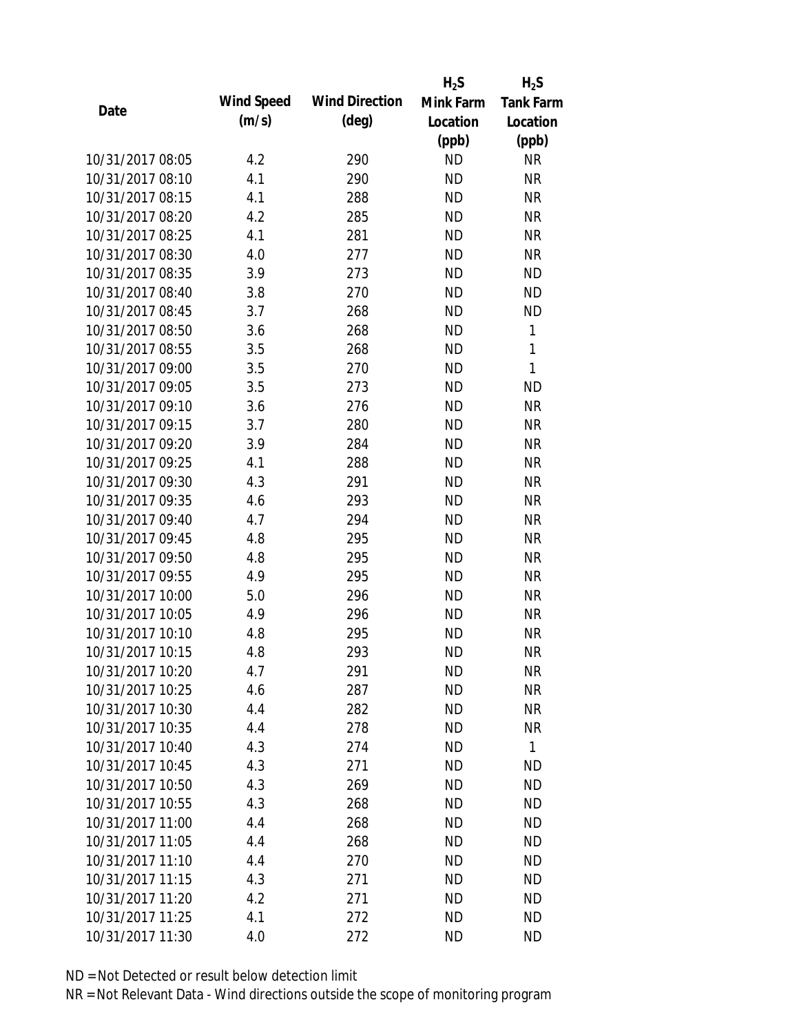| Date | Wind Speed (m/s) | Wind Direction (deg) | $H_2S$ Mink Farm Location (ppb) | $H_2S$ Tank Farm Location (ppb) |
|---|---|---|---|---|
| 10/31/2017 08:05 | 4.2 | 290 | ND | NR |
| 10/31/2017 08:10 | 4.1 | 290 | ND | NR |
| 10/31/2017 08:15 | 4.1 | 288 | ND | NR |
| 10/31/2017 08:20 | 4.2 | 285 | ND | NR |
| 10/31/2017 08:25 | 4.1 | 281 | ND | NR |
| 10/31/2017 08:30 | 4.0 | 277 | ND | NR |
| 10/31/2017 08:35 | 3.9 | 273 | ND | ND |
| 10/31/2017 08:40 | 3.8 | 270 | ND | ND |
| 10/31/2017 08:45 | 3.7 | 268 | ND | ND |
| 10/31/2017 08:50 | 3.6 | 268 | ND | 1 |
| 10/31/2017 08:55 | 3.5 | 268 | ND | 1 |
| 10/31/2017 09:00 | 3.5 | 270 | ND | 1 |
| 10/31/2017 09:05 | 3.5 | 273 | ND | ND |
| 10/31/2017 09:10 | 3.6 | 276 | ND | NR |
| 10/31/2017 09:15 | 3.7 | 280 | ND | NR |
| 10/31/2017 09:20 | 3.9 | 284 | ND | NR |
| 10/31/2017 09:25 | 4.1 | 288 | ND | NR |
| 10/31/2017 09:30 | 4.3 | 291 | ND | NR |
| 10/31/2017 09:35 | 4.6 | 293 | ND | NR |
| 10/31/2017 09:40 | 4.7 | 294 | ND | NR |
| 10/31/2017 09:45 | 4.8 | 295 | ND | NR |
| 10/31/2017 09:50 | 4.8 | 295 | ND | NR |
| 10/31/2017 09:55 | 4.9 | 295 | ND | NR |
| 10/31/2017 10:00 | 5.0 | 296 | ND | NR |
| 10/31/2017 10:05 | 4.9 | 296 | ND | NR |
| 10/31/2017 10:10 | 4.8 | 295 | ND | NR |
| 10/31/2017 10:15 | 4.8 | 293 | ND | NR |
| 10/31/2017 10:20 | 4.7 | 291 | ND | NR |
| 10/31/2017 10:25 | 4.6 | 287 | ND | NR |
| 10/31/2017 10:30 | 4.4 | 282 | ND | NR |
| 10/31/2017 10:35 | 4.4 | 278 | ND | NR |
| 10/31/2017 10:40 | 4.3 | 274 | ND | 1 |
| 10/31/2017 10:45 | 4.3 | 271 | ND | ND |
| 10/31/2017 10:50 | 4.3 | 269 | ND | ND |
| 10/31/2017 10:55 | 4.3 | 268 | ND | ND |
| 10/31/2017 11:00 | 4.4 | 268 | ND | ND |
| 10/31/2017 11:05 | 4.4 | 268 | ND | ND |
| 10/31/2017 11:10 | 4.4 | 270 | ND | ND |
| 10/31/2017 11:15 | 4.3 | 271 | ND | ND |
| 10/31/2017 11:20 | 4.2 | 271 | ND | ND |
| 10/31/2017 11:25 | 4.1 | 272 | ND | ND |
| 10/31/2017 11:30 | 4.0 | 272 | ND | ND |

ND = Not Detected or result below detection limit

NR = Not Relevant Data - Wind directions outside the scope of monitoring program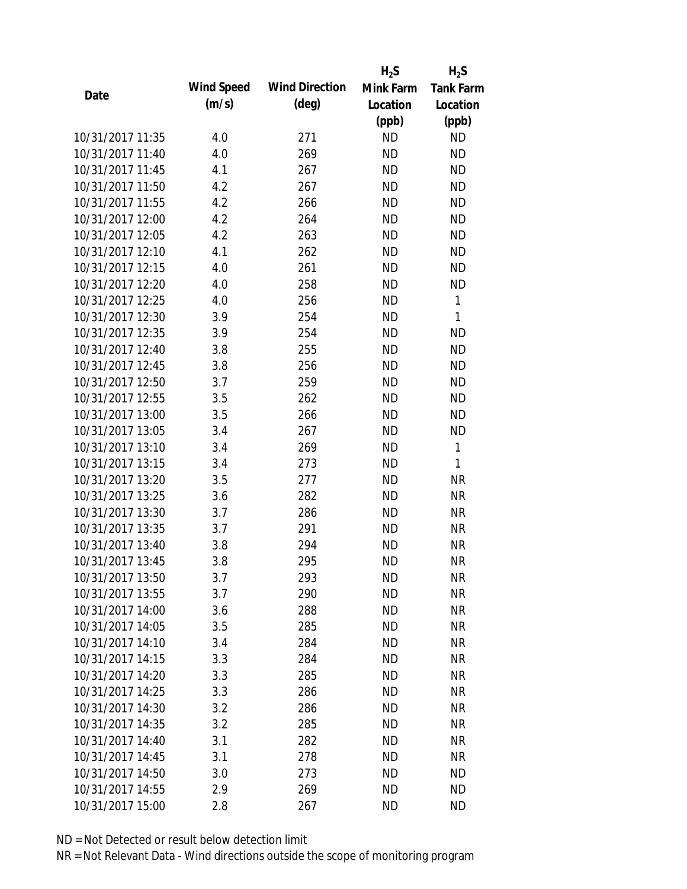| Date | Wind Speed (m/s) | Wind Direction (deg) | $H_2S$ Mink Farm Location (ppb) | $H_2S$ Tank Farm Location (ppb) |
|---|---|---|---|---|
| 10/31/2017 11:35 | 4.0 | 271 | ND | ND |
| 10/31/2017 11:40 | 4.0 | 269 | ND | ND |
| 10/31/2017 11:45 | 4.1 | 267 | ND | ND |
| 10/31/2017 11:50 | 4.2 | 267 | ND | ND |
| 10/31/2017 11:55 | 4.2 | 266 | ND | ND |
| 10/31/2017 12:00 | 4.2 | 264 | ND | ND |
| 10/31/2017 12:05 | 4.2 | 263 | ND | ND |
| 10/31/2017 12:10 | 4.1 | 262 | ND | ND |
| 10/31/2017 12:15 | 4.0 | 261 | ND | ND |
| 10/31/2017 12:20 | 4.0 | 258 | ND | ND |
| 10/31/2017 12:25 | 4.0 | 256 | ND | 1 |
| 10/31/2017 12:30 | 3.9 | 254 | ND | 1 |
| 10/31/2017 12:35 | 3.9 | 254 | ND | ND |
| 10/31/2017 12:40 | 3.8 | 255 | ND | ND |
| 10/31/2017 12:45 | 3.8 | 256 | ND | ND |
| 10/31/2017 12:50 | 3.7 | 259 | ND | ND |
| 10/31/2017 12:55 | 3.5 | 262 | ND | ND |
| 10/31/2017 13:00 | 3.5 | 266 | ND | ND |
| 10/31/2017 13:05 | 3.4 | 267 | ND | ND |
| 10/31/2017 13:10 | 3.4 | 269 | ND | 1 |
| 10/31/2017 13:15 | 3.4 | 273 | ND | 1 |
| 10/31/2017 13:20 | 3.5 | 277 | ND | NR |
| 10/31/2017 13:25 | 3.6 | 282 | ND | NR |
| 10/31/2017 13:30 | 3.7 | 286 | ND | NR |
| 10/31/2017 13:35 | 3.7 | 291 | ND | NR |
| 10/31/2017 13:40 | 3.8 | 294 | ND | NR |
| 10/31/2017 13:45 | 3.8 | 295 | ND | NR |
| 10/31/2017 13:50 | 3.7 | 293 | ND | NR |
| 10/31/2017 13:55 | 3.7 | 290 | ND | NR |
| 10/31/2017 14:00 | 3.6 | 288 | ND | NR |
| 10/31/2017 14:05 | 3.5 | 285 | ND | NR |
| 10/31/2017 14:10 | 3.4 | 284 | ND | NR |
| 10/31/2017 14:15 | 3.3 | 284 | ND | NR |
| 10/31/2017 14:20 | 3.3 | 285 | ND | NR |
| 10/31/2017 14:25 | 3.3 | 286 | ND | NR |
| 10/31/2017 14:30 | 3.2 | 286 | ND | NR |
| 10/31/2017 14:35 | 3.2 | 285 | ND | NR |
| 10/31/2017 14:40 | 3.1 | 282 | ND | NR |
| 10/31/2017 14:45 | 3.1 | 278 | ND | NR |
| 10/31/2017 14:50 | 3.0 | 273 | ND | ND |
| 10/31/2017 14:55 | 2.9 | 269 | ND | ND |
| 10/31/2017 15:00 | 2.8 | 267 | ND | ND |

ND = Not Detected or result below detection limit

NR = Not Relevant Data - Wind directions outside the scope of monitoring program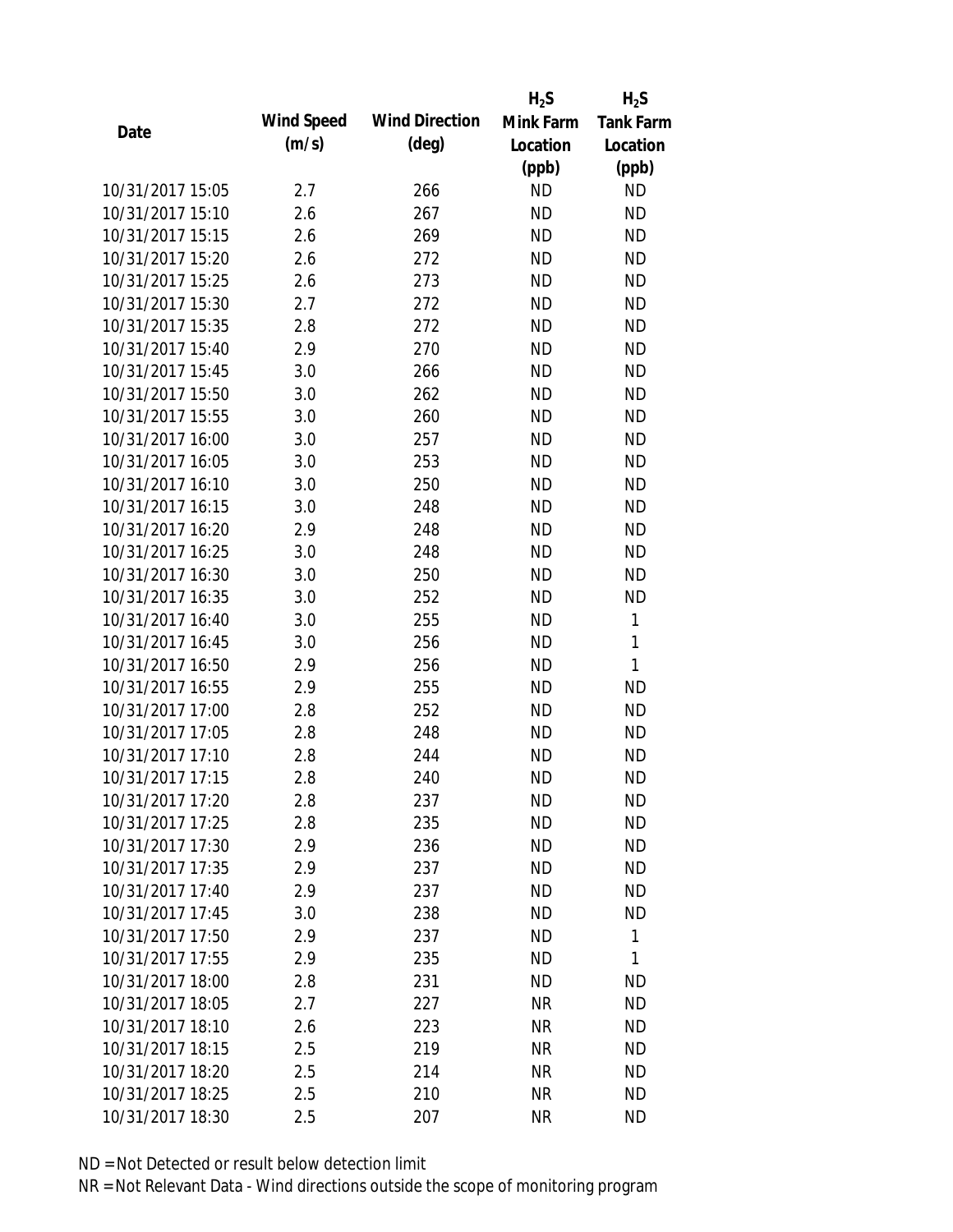| Date | Wind Speed (m/s) | Wind Direction (deg) | $H_2S$ Mink Farm Location (ppb) | $H_2S$ Tank Farm Location (ppb) |
|---|---|---|---|---|
| 10/31/2017 15:05 | 2.7 | 266 | ND | ND |
| 10/31/2017 15:10 | 2.6 | 267 | ND | ND |
| 10/31/2017 15:15 | 2.6 | 269 | ND | ND |
| 10/31/2017 15:20 | 2.6 | 272 | ND | ND |
| 10/31/2017 15:25 | 2.6 | 273 | ND | ND |
| 10/31/2017 15:30 | 2.7 | 272 | ND | ND |
| 10/31/2017 15:35 | 2.8 | 272 | ND | ND |
| 10/31/2017 15:40 | 2.9 | 270 | ND | ND |
| 10/31/2017 15:45 | 3.0 | 266 | ND | ND |
| 10/31/2017 15:50 | 3.0 | 262 | ND | ND |
| 10/31/2017 15:55 | 3.0 | 260 | ND | ND |
| 10/31/2017 16:00 | 3.0 | 257 | ND | ND |
| 10/31/2017 16:05 | 3.0 | 253 | ND | ND |
| 10/31/2017 16:10 | 3.0 | 250 | ND | ND |
| 10/31/2017 16:15 | 3.0 | 248 | ND | ND |
| 10/31/2017 16:20 | 2.9 | 248 | ND | ND |
| 10/31/2017 16:25 | 3.0 | 248 | ND | ND |
| 10/31/2017 16:30 | 3.0 | 250 | ND | ND |
| 10/31/2017 16:35 | 3.0 | 252 | ND | ND |
| 10/31/2017 16:40 | 3.0 | 255 | ND | 1 |
| 10/31/2017 16:45 | 3.0 | 256 | ND | 1 |
| 10/31/2017 16:50 | 2.9 | 256 | ND | 1 |
| 10/31/2017 16:55 | 2.9 | 255 | ND | ND |
| 10/31/2017 17:00 | 2.8 | 252 | ND | ND |
| 10/31/2017 17:05 | 2.8 | 248 | ND | ND |
| 10/31/2017 17:10 | 2.8 | 244 | ND | ND |
| 10/31/2017 17:15 | 2.8 | 240 | ND | ND |
| 10/31/2017 17:20 | 2.8 | 237 | ND | ND |
| 10/31/2017 17:25 | 2.8 | 235 | ND | ND |
| 10/31/2017 17:30 | 2.9 | 236 | ND | ND |
| 10/31/2017 17:35 | 2.9 | 237 | ND | ND |
| 10/31/2017 17:40 | 2.9 | 237 | ND | ND |
| 10/31/2017 17:45 | 3.0 | 238 | ND | ND |
| 10/31/2017 17:50 | 2.9 | 237 | ND | 1 |
| 10/31/2017 17:55 | 2.9 | 235 | ND | 1 |
| 10/31/2017 18:00 | 2.8 | 231 | ND | ND |
| 10/31/2017 18:05 | 2.7 | 227 | NR | ND |
| 10/31/2017 18:10 | 2.6 | 223 | NR | ND |
| 10/31/2017 18:15 | 2.5 | 219 | NR | ND |
| 10/31/2017 18:20 | 2.5 | 214 | NR | ND |
| 10/31/2017 18:25 | 2.5 | 210 | NR | ND |
| 10/31/2017 18:30 | 2.5 | 207 | NR | ND |

ND = Not Detected or result below detection limit

NR = Not Relevant Data - Wind directions outside the scope of monitoring program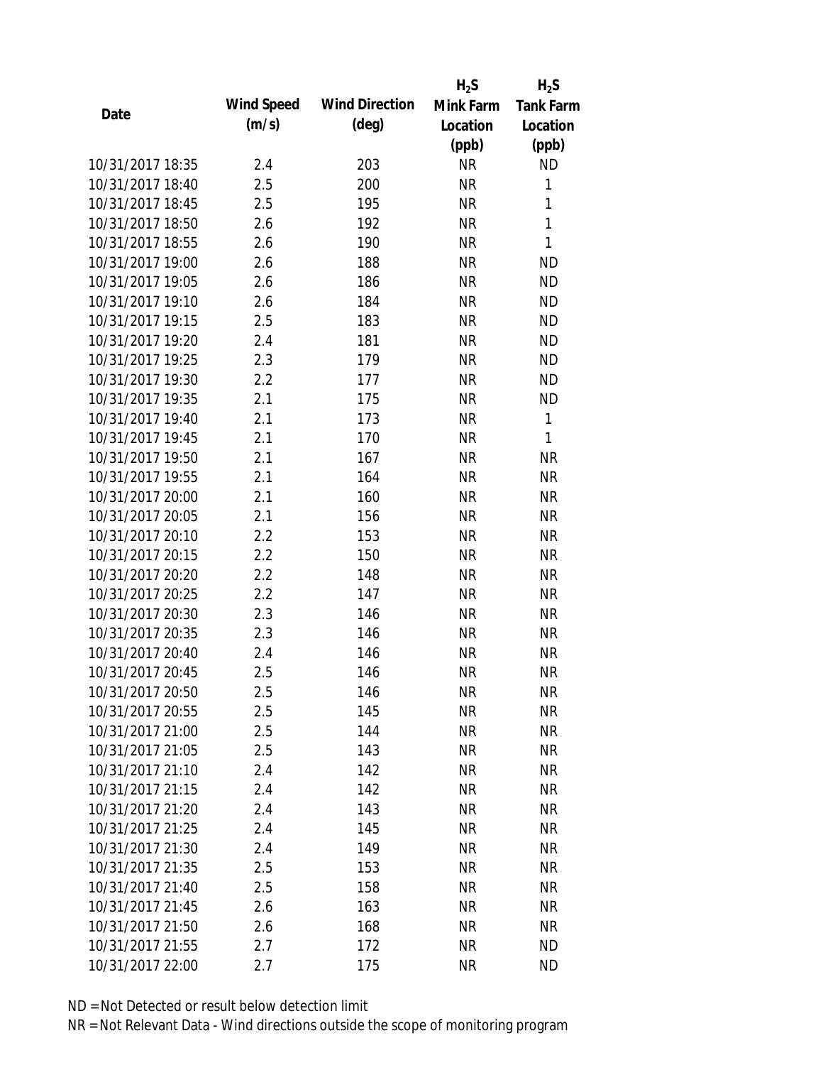| Date | Wind Speed (m/s) | Wind Direction (deg) | $H_2S$ Mink Farm Location (ppb) | $H_2S$ Tank Farm Location (ppb) |
|---|---|---|---|---|
| 10/31/2017 18:35 | 2.4 | 203 | NR | ND |
| 10/31/2017 18:40 | 2.5 | 200 | NR | 1 |
| 10/31/2017 18:45 | 2.5 | 195 | NR | 1 |
| 10/31/2017 18:50 | 2.6 | 192 | NR | 1 |
| 10/31/2017 18:55 | 2.6 | 190 | NR | 1 |
| 10/31/2017 19:00 | 2.6 | 188 | NR | ND |
| 10/31/2017 19:05 | 2.6 | 186 | NR | ND |
| 10/31/2017 19:10 | 2.6 | 184 | NR | ND |
| 10/31/2017 19:15 | 2.5 | 183 | NR | ND |
| 10/31/2017 19:20 | 2.4 | 181 | NR | ND |
| 10/31/2017 19:25 | 2.3 | 179 | NR | ND |
| 10/31/2017 19:30 | 2.2 | 177 | NR | ND |
| 10/31/2017 19:35 | 2.1 | 175 | NR | ND |
| 10/31/2017 19:40 | 2.1 | 173 | NR | 1 |
| 10/31/2017 19:45 | 2.1 | 170 | NR | 1 |
| 10/31/2017 19:50 | 2.1 | 167 | NR | NR |
| 10/31/2017 19:55 | 2.1 | 164 | NR | NR |
| 10/31/2017 20:00 | 2.1 | 160 | NR | NR |
| 10/31/2017 20:05 | 2.1 | 156 | NR | NR |
| 10/31/2017 20:10 | 2.2 | 153 | NR | NR |
| 10/31/2017 20:15 | 2.2 | 150 | NR | NR |
| 10/31/2017 20:20 | 2.2 | 148 | NR | NR |
| 10/31/2017 20:25 | 2.2 | 147 | NR | NR |
| 10/31/2017 20:30 | 2.3 | 146 | NR | NR |
| 10/31/2017 20:35 | 2.3 | 146 | NR | NR |
| 10/31/2017 20:40 | 2.4 | 146 | NR | NR |
| 10/31/2017 20:45 | 2.5 | 146 | NR | NR |
| 10/31/2017 20:50 | 2.5 | 146 | NR | NR |
| 10/31/2017 20:55 | 2.5 | 145 | NR | NR |
| 10/31/2017 21:00 | 2.5 | 144 | NR | NR |
| 10/31/2017 21:05 | 2.5 | 143 | NR | NR |
| 10/31/2017 21:10 | 2.4 | 142 | NR | NR |
| 10/31/2017 21:15 | 2.4 | 142 | NR | NR |
| 10/31/2017 21:20 | 2.4 | 143 | NR | NR |
| 10/31/2017 21:25 | 2.4 | 145 | NR | NR |
| 10/31/2017 21:30 | 2.4 | 149 | NR | NR |
| 10/31/2017 21:35 | 2.5 | 153 | NR | NR |
| 10/31/2017 21:40 | 2.5 | 158 | NR | NR |
| 10/31/2017 21:45 | 2.6 | 163 | NR | NR |
| 10/31/2017 21:50 | 2.6 | 168 | NR | NR |
| 10/31/2017 21:55 | 2.7 | 172 | NR | ND |
| 10/31/2017 22:00 | 2.7 | 175 | NR | ND |

ND = Not Detected or result below detection limit

NR = Not Relevant Data - Wind directions outside the scope of monitoring program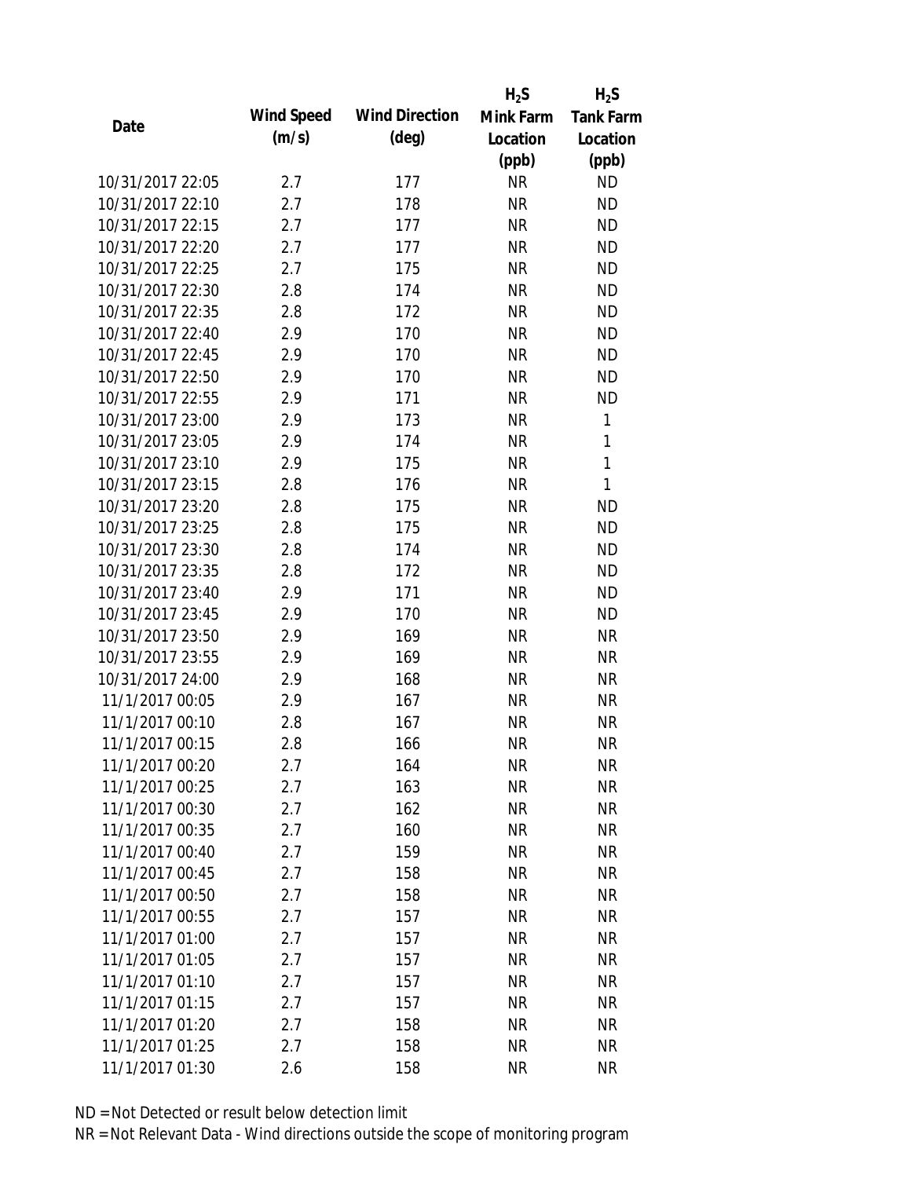| Date | Wind Speed (m/s) | Wind Direction (deg) | $H_2S$ Mink Farm Location (ppb) | $H_2S$ Tank Farm Location (ppb) |
|---|---|---|---|---|
| 10/31/2017 22:05 | 2.7 | 177 | NR | ND |
| 10/31/2017 22:10 | 2.7 | 178 | NR | ND |
| 10/31/2017 22:15 | 2.7 | 177 | NR | ND |
| 10/31/2017 22:20 | 2.7 | 177 | NR | ND |
| 10/31/2017 22:25 | 2.7 | 175 | NR | ND |
| 10/31/2017 22:30 | 2.8 | 174 | NR | ND |
| 10/31/2017 22:35 | 2.8 | 172 | NR | ND |
| 10/31/2017 22:40 | 2.9 | 170 | NR | ND |
| 10/31/2017 22:45 | 2.9 | 170 | NR | ND |
| 10/31/2017 22:50 | 2.9 | 170 | NR | ND |
| 10/31/2017 22:55 | 2.9 | 171 | NR | ND |
| 10/31/2017 23:00 | 2.9 | 173 | NR | 1 |
| 10/31/2017 23:05 | 2.9 | 174 | NR | 1 |
| 10/31/2017 23:10 | 2.9 | 175 | NR | 1 |
| 10/31/2017 23:15 | 2.8 | 176 | NR | 1 |
| 10/31/2017 23:20 | 2.8 | 175 | NR | ND |
| 10/31/2017 23:25 | 2.8 | 175 | NR | ND |
| 10/31/2017 23:30 | 2.8 | 174 | NR | ND |
| 10/31/2017 23:35 | 2.8 | 172 | NR | ND |
| 10/31/2017 23:40 | 2.9 | 171 | NR | ND |
| 10/31/2017 23:45 | 2.9 | 170 | NR | ND |
| 10/31/2017 23:50 | 2.9 | 169 | NR | NR |
| 10/31/2017 23:55 | 2.9 | 169 | NR | NR |
| 10/31/2017 24:00 | 2.9 | 168 | NR | NR |
| 11/1/2017 00:05 | 2.9 | 167 | NR | NR |
| 11/1/2017 00:10 | 2.8 | 167 | NR | NR |
| 11/1/2017 00:15 | 2.8 | 166 | NR | NR |
| 11/1/2017 00:20 | 2.7 | 164 | NR | NR |
| 11/1/2017 00:25 | 2.7 | 163 | NR | NR |
| 11/1/2017 00:30 | 2.7 | 162 | NR | NR |
| 11/1/2017 00:35 | 2.7 | 160 | NR | NR |
| 11/1/2017 00:40 | 2.7 | 159 | NR | NR |
| 11/1/2017 00:45 | 2.7 | 158 | NR | NR |
| 11/1/2017 00:50 | 2.7 | 158 | NR | NR |
| 11/1/2017 00:55 | 2.7 | 157 | NR | NR |
| 11/1/2017 01:00 | 2.7 | 157 | NR | NR |
| 11/1/2017 01:05 | 2.7 | 157 | NR | NR |
| 11/1/2017 01:10 | 2.7 | 157 | NR | NR |
| 11/1/2017 01:15 | 2.7 | 157 | NR | NR |
| 11/1/2017 01:20 | 2.7 | 158 | NR | NR |
| 11/1/2017 01:25 | 2.7 | 158 | NR | NR |
| 11/1/2017 01:30 | 2.6 | 158 | NR | NR |

ND = Not Detected or result below detection limit

NR = Not Relevant Data - Wind directions outside the scope of monitoring program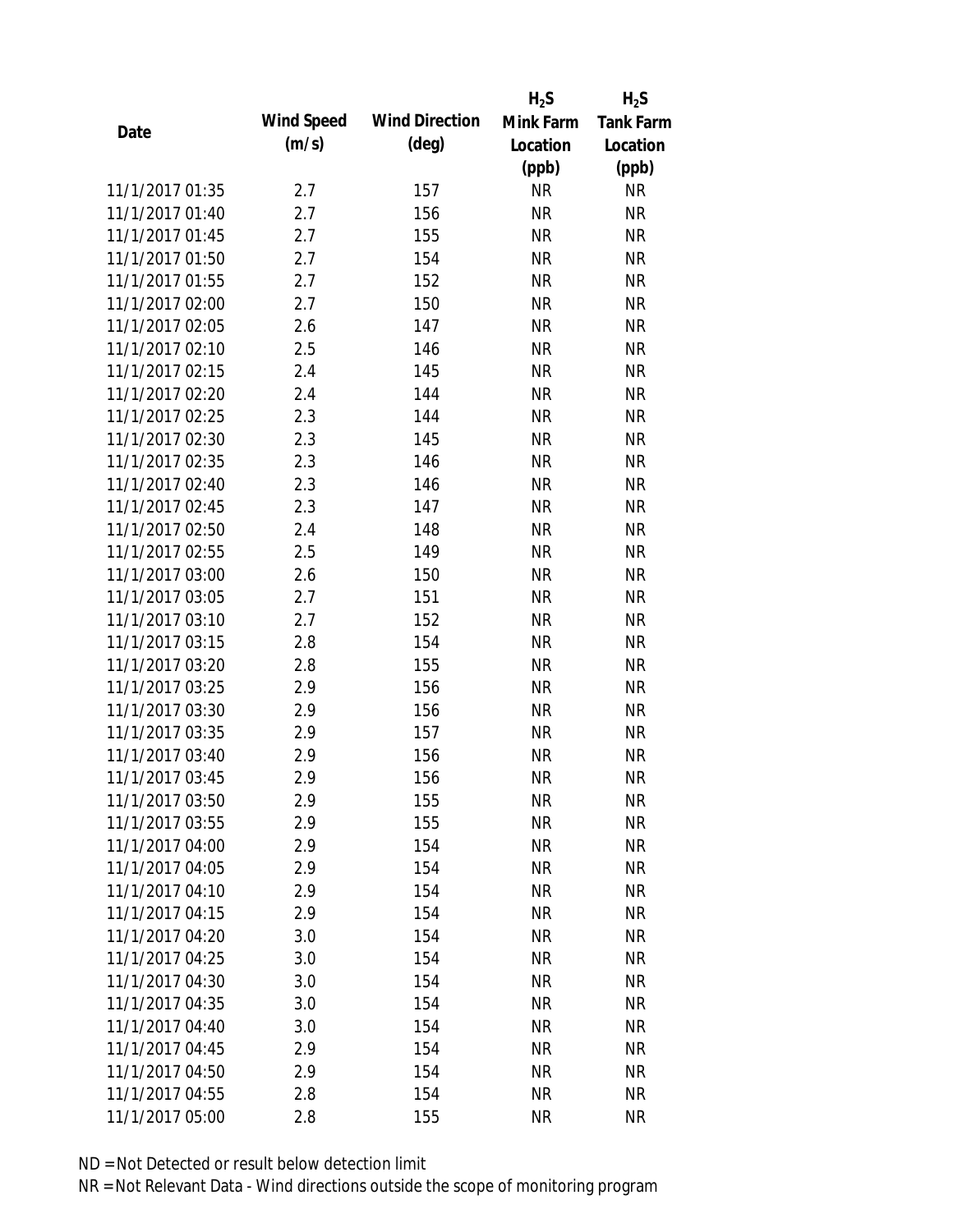| Date | Wind Speed (m/s) | Wind Direction (deg) | $H_2S$ Mink Farm Location (ppb) | $H_2S$ Tank Farm Location (ppb) |
|---|---|---|---|---|
| 11/1/2017 01:35 | 2.7 | 157 | NR | NR |
| 11/1/2017 01:40 | 2.7 | 156 | NR | NR |
| 11/1/2017 01:45 | 2.7 | 155 | NR | NR |
| 11/1/2017 01:50 | 2.7 | 154 | NR | NR |
| 11/1/2017 01:55 | 2.7 | 152 | NR | NR |
| 11/1/2017 02:00 | 2.7 | 150 | NR | NR |
| 11/1/2017 02:05 | 2.6 | 147 | NR | NR |
| 11/1/2017 02:10 | 2.5 | 146 | NR | NR |
| 11/1/2017 02:15 | 2.4 | 145 | NR | NR |
| 11/1/2017 02:20 | 2.4 | 144 | NR | NR |
| 11/1/2017 02:25 | 2.3 | 144 | NR | NR |
| 11/1/2017 02:30 | 2.3 | 145 | NR | NR |
| 11/1/2017 02:35 | 2.3 | 146 | NR | NR |
| 11/1/2017 02:40 | 2.3 | 146 | NR | NR |
| 11/1/2017 02:45 | 2.3 | 147 | NR | NR |
| 11/1/2017 02:50 | 2.4 | 148 | NR | NR |
| 11/1/2017 02:55 | 2.5 | 149 | NR | NR |
| 11/1/2017 03:00 | 2.6 | 150 | NR | NR |
| 11/1/2017 03:05 | 2.7 | 151 | NR | NR |
| 11/1/2017 03:10 | 2.7 | 152 | NR | NR |
| 11/1/2017 03:15 | 2.8 | 154 | NR | NR |
| 11/1/2017 03:20 | 2.8 | 155 | NR | NR |
| 11/1/2017 03:25 | 2.9 | 156 | NR | NR |
| 11/1/2017 03:30 | 2.9 | 156 | NR | NR |
| 11/1/2017 03:35 | 2.9 | 157 | NR | NR |
| 11/1/2017 03:40 | 2.9 | 156 | NR | NR |
| 11/1/2017 03:45 | 2.9 | 156 | NR | NR |
| 11/1/2017 03:50 | 2.9 | 155 | NR | NR |
| 11/1/2017 03:55 | 2.9 | 155 | NR | NR |
| 11/1/2017 04:00 | 2.9 | 154 | NR | NR |
| 11/1/2017 04:05 | 2.9 | 154 | NR | NR |
| 11/1/2017 04:10 | 2.9 | 154 | NR | NR |
| 11/1/2017 04:15 | 2.9 | 154 | NR | NR |
| 11/1/2017 04:20 | 3.0 | 154 | NR | NR |
| 11/1/2017 04:25 | 3.0 | 154 | NR | NR |
| 11/1/2017 04:30 | 3.0 | 154 | NR | NR |
| 11/1/2017 04:35 | 3.0 | 154 | NR | NR |
| 11/1/2017 04:40 | 3.0 | 154 | NR | NR |
| 11/1/2017 04:45 | 2.9 | 154 | NR | NR |
| 11/1/2017 04:50 | 2.9 | 154 | NR | NR |
| 11/1/2017 04:55 | 2.8 | 154 | NR | NR |
| 11/1/2017 05:00 | 2.8 | 155 | NR | NR |

ND = Not Detected or result below detection limit

NR = Not Relevant Data - Wind directions outside the scope of monitoring program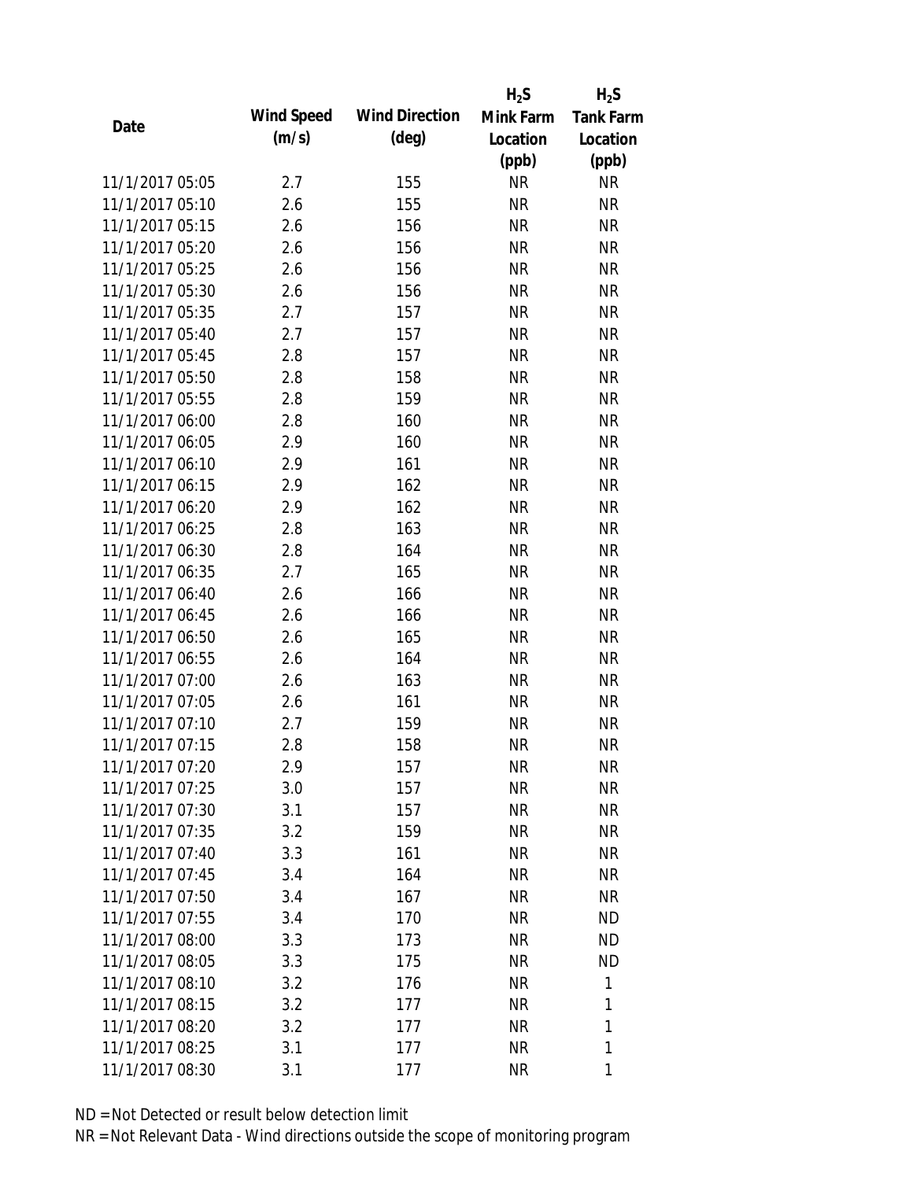| Date | Wind Speed (m/s) | Wind Direction (deg) | $H_2S$ Mink Farm Location (ppb) | $H_2S$ Tank Farm Location (ppb) |
|---|---|---|---|---|
| 11/1/2017 05:05 | 2.7 | 155 | NR | NR |
| 11/1/2017 05:10 | 2.6 | 155 | NR | NR |
| 11/1/2017 05:15 | 2.6 | 156 | NR | NR |
| 11/1/2017 05:20 | 2.6 | 156 | NR | NR |
| 11/1/2017 05:25 | 2.6 | 156 | NR | NR |
| 11/1/2017 05:30 | 2.6 | 156 | NR | NR |
| 11/1/2017 05:35 | 2.7 | 157 | NR | NR |
| 11/1/2017 05:40 | 2.7 | 157 | NR | NR |
| 11/1/2017 05:45 | 2.8 | 157 | NR | NR |
| 11/1/2017 05:50 | 2.8 | 158 | NR | NR |
| 11/1/2017 05:55 | 2.8 | 159 | NR | NR |
| 11/1/2017 06:00 | 2.8 | 160 | NR | NR |
| 11/1/2017 06:05 | 2.9 | 160 | NR | NR |
| 11/1/2017 06:10 | 2.9 | 161 | NR | NR |
| 11/1/2017 06:15 | 2.9 | 162 | NR | NR |
| 11/1/2017 06:20 | 2.9 | 162 | NR | NR |
| 11/1/2017 06:25 | 2.8 | 163 | NR | NR |
| 11/1/2017 06:30 | 2.8 | 164 | NR | NR |
| 11/1/2017 06:35 | 2.7 | 165 | NR | NR |
| 11/1/2017 06:40 | 2.6 | 166 | NR | NR |
| 11/1/2017 06:45 | 2.6 | 166 | NR | NR |
| 11/1/2017 06:50 | 2.6 | 165 | NR | NR |
| 11/1/2017 06:55 | 2.6 | 164 | NR | NR |
| 11/1/2017 07:00 | 2.6 | 163 | NR | NR |
| 11/1/2017 07:05 | 2.6 | 161 | NR | NR |
| 11/1/2017 07:10 | 2.7 | 159 | NR | NR |
| 11/1/2017 07:15 | 2.8 | 158 | NR | NR |
| 11/1/2017 07:20 | 2.9 | 157 | NR | NR |
| 11/1/2017 07:25 | 3.0 | 157 | NR | NR |
| 11/1/2017 07:30 | 3.1 | 157 | NR | NR |
| 11/1/2017 07:35 | 3.2 | 159 | NR | NR |
| 11/1/2017 07:40 | 3.3 | 161 | NR | NR |
| 11/1/2017 07:45 | 3.4 | 164 | NR | NR |
| 11/1/2017 07:50 | 3.4 | 167 | NR | NR |
| 11/1/2017 07:55 | 3.4 | 170 | NR | ND |
| 11/1/2017 08:00 | 3.3 | 173 | NR | ND |
| 11/1/2017 08:05 | 3.3 | 175 | NR | ND |
| 11/1/2017 08:10 | 3.2 | 176 | NR | 1 |
| 11/1/2017 08:15 | 3.2 | 177 | NR | 1 |
| 11/1/2017 08:20 | 3.2 | 177 | NR | 1 |
| 11/1/2017 08:25 | 3.1 | 177 | NR | 1 |
| 11/1/2017 08:30 | 3.1 | 177 | NR | 1 |

ND = Not Detected or result below detection limit

NR = Not Relevant Data - Wind directions outside the scope of monitoring program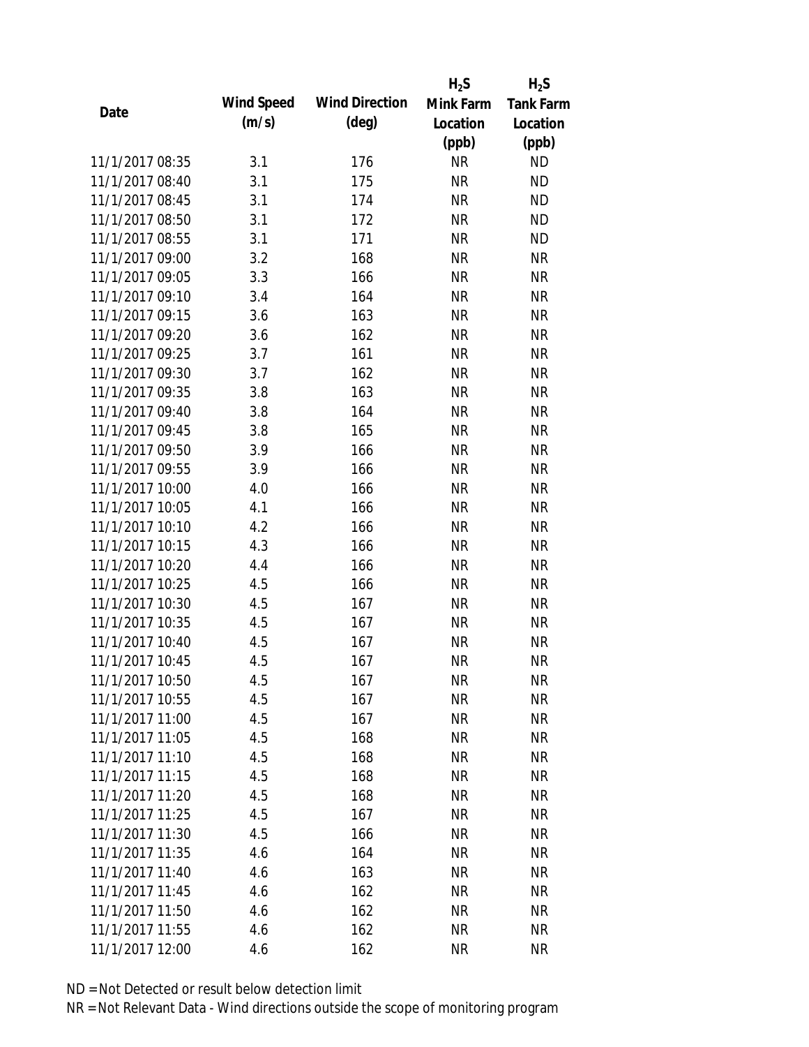| Date | Wind Speed (m/s) | Wind Direction (deg) | $H_2S$ Mink Farm Location (ppb) | $H_2S$ Tank Farm Location (ppb) |
|---|---|---|---|---|
| 11/1/2017 08:35 | 3.1 | 176 | NR | ND |
| 11/1/2017 08:40 | 3.1 | 175 | NR | ND |
| 11/1/2017 08:45 | 3.1 | 174 | NR | ND |
| 11/1/2017 08:50 | 3.1 | 172 | NR | ND |
| 11/1/2017 08:55 | 3.1 | 171 | NR | ND |
| 11/1/2017 09:00 | 3.2 | 168 | NR | NR |
| 11/1/2017 09:05 | 3.3 | 166 | NR | NR |
| 11/1/2017 09:10 | 3.4 | 164 | NR | NR |
| 11/1/2017 09:15 | 3.6 | 163 | NR | NR |
| 11/1/2017 09:20 | 3.6 | 162 | NR | NR |
| 11/1/2017 09:25 | 3.7 | 161 | NR | NR |
| 11/1/2017 09:30 | 3.7 | 162 | NR | NR |
| 11/1/2017 09:35 | 3.8 | 163 | NR | NR |
| 11/1/2017 09:40 | 3.8 | 164 | NR | NR |
| 11/1/2017 09:45 | 3.8 | 165 | NR | NR |
| 11/1/2017 09:50 | 3.9 | 166 | NR | NR |
| 11/1/2017 09:55 | 3.9 | 166 | NR | NR |
| 11/1/2017 10:00 | 4.0 | 166 | NR | NR |
| 11/1/2017 10:05 | 4.1 | 166 | NR | NR |
| 11/1/2017 10:10 | 4.2 | 166 | NR | NR |
| 11/1/2017 10:15 | 4.3 | 166 | NR | NR |
| 11/1/2017 10:20 | 4.4 | 166 | NR | NR |
| 11/1/2017 10:25 | 4.5 | 166 | NR | NR |
| 11/1/2017 10:30 | 4.5 | 167 | NR | NR |
| 11/1/2017 10:35 | 4.5 | 167 | NR | NR |
| 11/1/2017 10:40 | 4.5 | 167 | NR | NR |
| 11/1/2017 10:45 | 4.5 | 167 | NR | NR |
| 11/1/2017 10:50 | 4.5 | 167 | NR | NR |
| 11/1/2017 10:55 | 4.5 | 167 | NR | NR |
| 11/1/2017 11:00 | 4.5 | 167 | NR | NR |
| 11/1/2017 11:05 | 4.5 | 168 | NR | NR |
| 11/1/2017 11:10 | 4.5 | 168 | NR | NR |
| 11/1/2017 11:15 | 4.5 | 168 | NR | NR |
| 11/1/2017 11:20 | 4.5 | 168 | NR | NR |
| 11/1/2017 11:25 | 4.5 | 167 | NR | NR |
| 11/1/2017 11:30 | 4.5 | 166 | NR | NR |
| 11/1/2017 11:35 | 4.6 | 164 | NR | NR |
| 11/1/2017 11:40 | 4.6 | 163 | NR | NR |
| 11/1/2017 11:45 | 4.6 | 162 | NR | NR |
| 11/1/2017 11:50 | 4.6 | 162 | NR | NR |
| 11/1/2017 11:55 | 4.6 | 162 | NR | NR |
| 11/1/2017 12:00 | 4.6 | 162 | NR | NR |

ND = Not Detected or result below detection limit

NR = Not Relevant Data - Wind directions outside the scope of monitoring program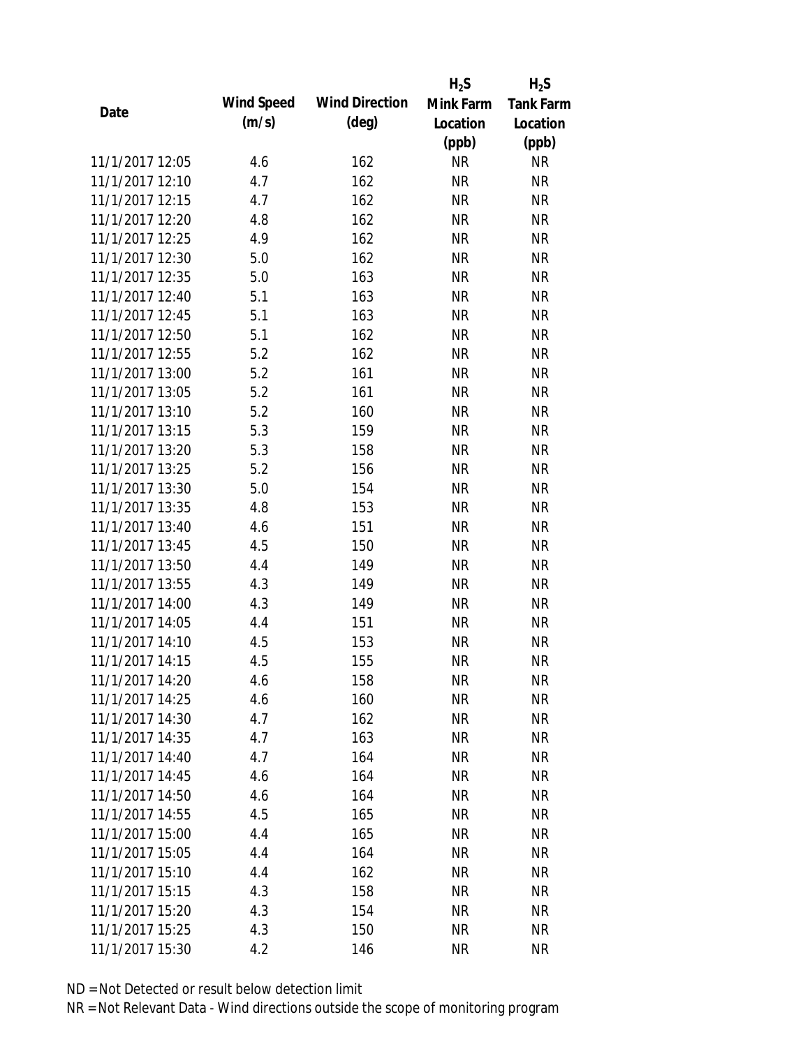| Date | Wind Speed (m/s) | Wind Direction (deg) | $H_2S$ Mink Farm Location (ppb) | $H_2S$ Tank Farm Location (ppb) |
|---|---|---|---|---|
| 11/1/2017 12:05 | 4.6 | 162 | NR | NR |
| 11/1/2017 12:10 | 4.7 | 162 | NR | NR |
| 11/1/2017 12:15 | 4.7 | 162 | NR | NR |
| 11/1/2017 12:20 | 4.8 | 162 | NR | NR |
| 11/1/2017 12:25 | 4.9 | 162 | NR | NR |
| 11/1/2017 12:30 | 5.0 | 162 | NR | NR |
| 11/1/2017 12:35 | 5.0 | 163 | NR | NR |
| 11/1/2017 12:40 | 5.1 | 163 | NR | NR |
| 11/1/2017 12:45 | 5.1 | 163 | NR | NR |
| 11/1/2017 12:50 | 5.1 | 162 | NR | NR |
| 11/1/2017 12:55 | 5.2 | 162 | NR | NR |
| 11/1/2017 13:00 | 5.2 | 161 | NR | NR |
| 11/1/2017 13:05 | 5.2 | 161 | NR | NR |
| 11/1/2017 13:10 | 5.2 | 160 | NR | NR |
| 11/1/2017 13:15 | 5.3 | 159 | NR | NR |
| 11/1/2017 13:20 | 5.3 | 158 | NR | NR |
| 11/1/2017 13:25 | 5.2 | 156 | NR | NR |
| 11/1/2017 13:30 | 5.0 | 154 | NR | NR |
| 11/1/2017 13:35 | 4.8 | 153 | NR | NR |
| 11/1/2017 13:40 | 4.6 | 151 | NR | NR |
| 11/1/2017 13:45 | 4.5 | 150 | NR | NR |
| 11/1/2017 13:50 | 4.4 | 149 | NR | NR |
| 11/1/2017 13:55 | 4.3 | 149 | NR | NR |
| 11/1/2017 14:00 | 4.3 | 149 | NR | NR |
| 11/1/2017 14:05 | 4.4 | 151 | NR | NR |
| 11/1/2017 14:10 | 4.5 | 153 | NR | NR |
| 11/1/2017 14:15 | 4.5 | 155 | NR | NR |
| 11/1/2017 14:20 | 4.6 | 158 | NR | NR |
| 11/1/2017 14:25 | 4.6 | 160 | NR | NR |
| 11/1/2017 14:30 | 4.7 | 162 | NR | NR |
| 11/1/2017 14:35 | 4.7 | 163 | NR | NR |
| 11/1/2017 14:40 | 4.7 | 164 | NR | NR |
| 11/1/2017 14:45 | 4.6 | 164 | NR | NR |
| 11/1/2017 14:50 | 4.6 | 164 | NR | NR |
| 11/1/2017 14:55 | 4.5 | 165 | NR | NR |
| 11/1/2017 15:00 | 4.4 | 165 | NR | NR |
| 11/1/2017 15:05 | 4.4 | 164 | NR | NR |
| 11/1/2017 15:10 | 4.4 | 162 | NR | NR |
| 11/1/2017 15:15 | 4.3 | 158 | NR | NR |
| 11/1/2017 15:20 | 4.3 | 154 | NR | NR |
| 11/1/2017 15:25 | 4.3 | 150 | NR | NR |
| 11/1/2017 15:30 | 4.2 | 146 | NR | NR |

ND = Not Detected or result below detection limit

NR = Not Relevant Data - Wind directions outside the scope of monitoring program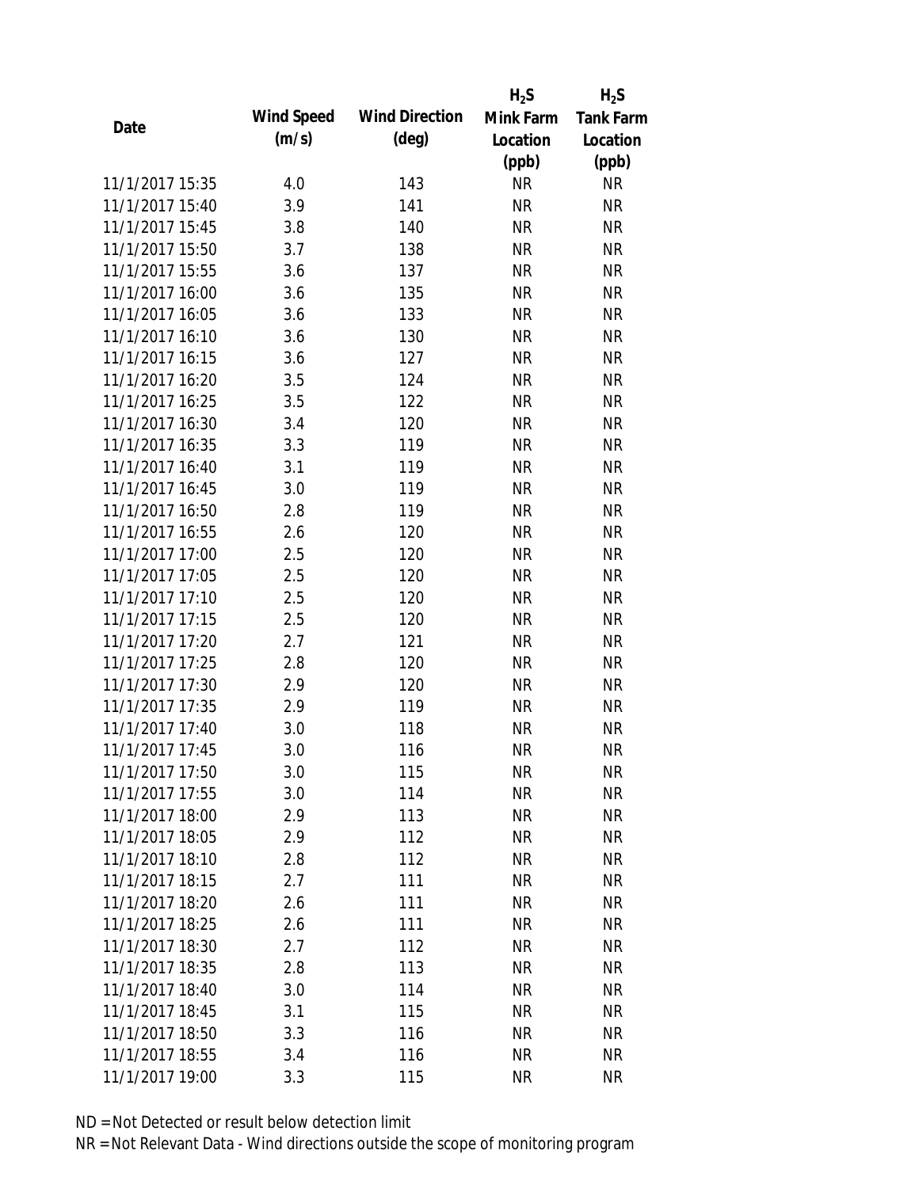| Date | Wind Speed (m/s) | Wind Direction (deg) | $H_2S$ Mink Farm Location (ppb) | $H_2S$ Tank Farm Location (ppb) |
|---|---|---|---|---|
| 11/1/2017 15:35 | 4.0 | 143 | NR | NR |
| 11/1/2017 15:40 | 3.9 | 141 | NR | NR |
| 11/1/2017 15:45 | 3.8 | 140 | NR | NR |
| 11/1/2017 15:50 | 3.7 | 138 | NR | NR |
| 11/1/2017 15:55 | 3.6 | 137 | NR | NR |
| 11/1/2017 16:00 | 3.6 | 135 | NR | NR |
| 11/1/2017 16:05 | 3.6 | 133 | NR | NR |
| 11/1/2017 16:10 | 3.6 | 130 | NR | NR |
| 11/1/2017 16:15 | 3.6 | 127 | NR | NR |
| 11/1/2017 16:20 | 3.5 | 124 | NR | NR |
| 11/1/2017 16:25 | 3.5 | 122 | NR | NR |
| 11/1/2017 16:30 | 3.4 | 120 | NR | NR |
| 11/1/2017 16:35 | 3.3 | 119 | NR | NR |
| 11/1/2017 16:40 | 3.1 | 119 | NR | NR |
| 11/1/2017 16:45 | 3.0 | 119 | NR | NR |
| 11/1/2017 16:50 | 2.8 | 119 | NR | NR |
| 11/1/2017 16:55 | 2.6 | 120 | NR | NR |
| 11/1/2017 17:00 | 2.5 | 120 | NR | NR |
| 11/1/2017 17:05 | 2.5 | 120 | NR | NR |
| 11/1/2017 17:10 | 2.5 | 120 | NR | NR |
| 11/1/2017 17:15 | 2.5 | 120 | NR | NR |
| 11/1/2017 17:20 | 2.7 | 121 | NR | NR |
| 11/1/2017 17:25 | 2.8 | 120 | NR | NR |
| 11/1/2017 17:30 | 2.9 | 120 | NR | NR |
| 11/1/2017 17:35 | 2.9 | 119 | NR | NR |
| 11/1/2017 17:40 | 3.0 | 118 | NR | NR |
| 11/1/2017 17:45 | 3.0 | 116 | NR | NR |
| 11/1/2017 17:50 | 3.0 | 115 | NR | NR |
| 11/1/2017 17:55 | 3.0 | 114 | NR | NR |
| 11/1/2017 18:00 | 2.9 | 113 | NR | NR |
| 11/1/2017 18:05 | 2.9 | 112 | NR | NR |
| 11/1/2017 18:10 | 2.8 | 112 | NR | NR |
| 11/1/2017 18:15 | 2.7 | 111 | NR | NR |
| 11/1/2017 18:20 | 2.6 | 111 | NR | NR |
| 11/1/2017 18:25 | 2.6 | 111 | NR | NR |
| 11/1/2017 18:30 | 2.7 | 112 | NR | NR |
| 11/1/2017 18:35 | 2.8 | 113 | NR | NR |
| 11/1/2017 18:40 | 3.0 | 114 | NR | NR |
| 11/1/2017 18:45 | 3.1 | 115 | NR | NR |
| 11/1/2017 18:50 | 3.3 | 116 | NR | NR |
| 11/1/2017 18:55 | 3.4 | 116 | NR | NR |
| 11/1/2017 19:00 | 3.3 | 115 | NR | NR |

ND = Not Detected or result below detection limit

NR = Not Relevant Data - Wind directions outside the scope of monitoring program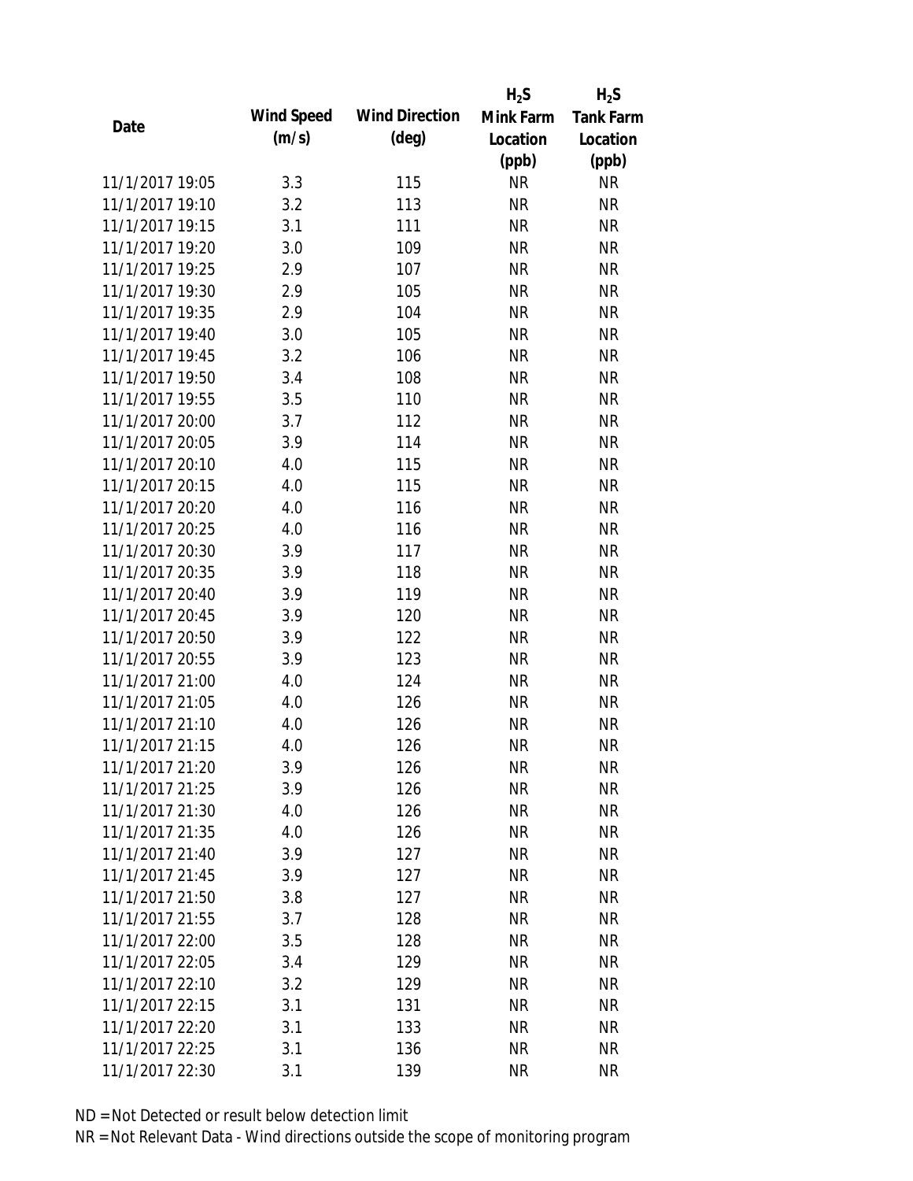| Date | Wind Speed (m/s) | Wind Direction (deg) | $H_2S$ Mink Farm Location (ppb) | $H_2S$ Tank Farm Location (ppb) |
|---|---|---|---|---|
| 11/1/2017 19:05 | 3.3 | 115 | NR | NR |
| 11/1/2017 19:10 | 3.2 | 113 | NR | NR |
| 11/1/2017 19:15 | 3.1 | 111 | NR | NR |
| 11/1/2017 19:20 | 3.0 | 109 | NR | NR |
| 11/1/2017 19:25 | 2.9 | 107 | NR | NR |
| 11/1/2017 19:30 | 2.9 | 105 | NR | NR |
| 11/1/2017 19:35 | 2.9 | 104 | NR | NR |
| 11/1/2017 19:40 | 3.0 | 105 | NR | NR |
| 11/1/2017 19:45 | 3.2 | 106 | NR | NR |
| 11/1/2017 19:50 | 3.4 | 108 | NR | NR |
| 11/1/2017 19:55 | 3.5 | 110 | NR | NR |
| 11/1/2017 20:00 | 3.7 | 112 | NR | NR |
| 11/1/2017 20:05 | 3.9 | 114 | NR | NR |
| 11/1/2017 20:10 | 4.0 | 115 | NR | NR |
| 11/1/2017 20:15 | 4.0 | 115 | NR | NR |
| 11/1/2017 20:20 | 4.0 | 116 | NR | NR |
| 11/1/2017 20:25 | 4.0 | 116 | NR | NR |
| 11/1/2017 20:30 | 3.9 | 117 | NR | NR |
| 11/1/2017 20:35 | 3.9 | 118 | NR | NR |
| 11/1/2017 20:40 | 3.9 | 119 | NR | NR |
| 11/1/2017 20:45 | 3.9 | 120 | NR | NR |
| 11/1/2017 20:50 | 3.9 | 122 | NR | NR |
| 11/1/2017 20:55 | 3.9 | 123 | NR | NR |
| 11/1/2017 21:00 | 4.0 | 124 | NR | NR |
| 11/1/2017 21:05 | 4.0 | 126 | NR | NR |
| 11/1/2017 21:10 | 4.0 | 126 | NR | NR |
| 11/1/2017 21:15 | 4.0 | 126 | NR | NR |
| 11/1/2017 21:20 | 3.9 | 126 | NR | NR |
| 11/1/2017 21:25 | 3.9 | 126 | NR | NR |
| 11/1/2017 21:30 | 4.0 | 126 | NR | NR |
| 11/1/2017 21:35 | 4.0 | 126 | NR | NR |
| 11/1/2017 21:40 | 3.9 | 127 | NR | NR |
| 11/1/2017 21:45 | 3.9 | 127 | NR | NR |
| 11/1/2017 21:50 | 3.8 | 127 | NR | NR |
| 11/1/2017 21:55 | 3.7 | 128 | NR | NR |
| 11/1/2017 22:00 | 3.5 | 128 | NR | NR |
| 11/1/2017 22:05 | 3.4 | 129 | NR | NR |
| 11/1/2017 22:10 | 3.2 | 129 | NR | NR |
| 11/1/2017 22:15 | 3.1 | 131 | NR | NR |
| 11/1/2017 22:20 | 3.1 | 133 | NR | NR |
| 11/1/2017 22:25 | 3.1 | 136 | NR | NR |
| 11/1/2017 22:30 | 3.1 | 139 | NR | NR |

ND = Not Detected or result below detection limit

NR = Not Relevant Data - Wind directions outside the scope of monitoring program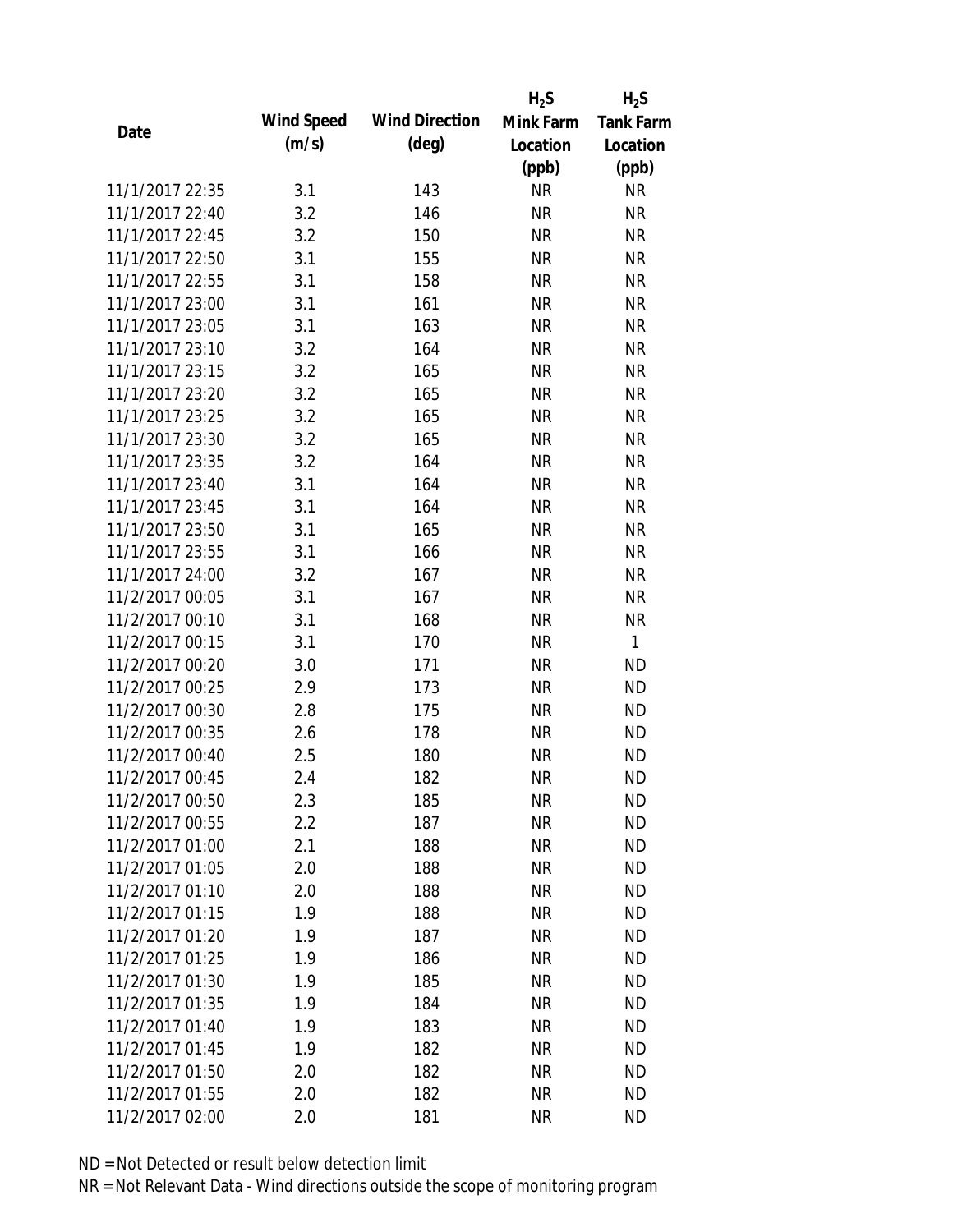| Date | Wind Speed (m/s) | Wind Direction (deg) | $H_2S$ Mink Farm Location (ppb) | $H_2S$ Tank Farm Location (ppb) |
|---|---|---|---|---|
| 11/1/2017 22:35 | 3.1 | 143 | NR | NR |
| 11/1/2017 22:40 | 3.2 | 146 | NR | NR |
| 11/1/2017 22:45 | 3.2 | 150 | NR | NR |
| 11/1/2017 22:50 | 3.1 | 155 | NR | NR |
| 11/1/2017 22:55 | 3.1 | 158 | NR | NR |
| 11/1/2017 23:00 | 3.1 | 161 | NR | NR |
| 11/1/2017 23:05 | 3.1 | 163 | NR | NR |
| 11/1/2017 23:10 | 3.2 | 164 | NR | NR |
| 11/1/2017 23:15 | 3.2 | 165 | NR | NR |
| 11/1/2017 23:20 | 3.2 | 165 | NR | NR |
| 11/1/2017 23:25 | 3.2 | 165 | NR | NR |
| 11/1/2017 23:30 | 3.2 | 165 | NR | NR |
| 11/1/2017 23:35 | 3.2 | 164 | NR | NR |
| 11/1/2017 23:40 | 3.1 | 164 | NR | NR |
| 11/1/2017 23:45 | 3.1 | 164 | NR | NR |
| 11/1/2017 23:50 | 3.1 | 165 | NR | NR |
| 11/1/2017 23:55 | 3.1 | 166 | NR | NR |
| 11/1/2017 24:00 | 3.2 | 167 | NR | NR |
| 11/2/2017 00:05 | 3.1 | 167 | NR | NR |
| 11/2/2017 00:10 | 3.1 | 168 | NR | NR |
| 11/2/2017 00:15 | 3.1 | 170 | NR | 1 |
| 11/2/2017 00:20 | 3.0 | 171 | NR | ND |
| 11/2/2017 00:25 | 2.9 | 173 | NR | ND |
| 11/2/2017 00:30 | 2.8 | 175 | NR | ND |
| 11/2/2017 00:35 | 2.6 | 178 | NR | ND |
| 11/2/2017 00:40 | 2.5 | 180 | NR | ND |
| 11/2/2017 00:45 | 2.4 | 182 | NR | ND |
| 11/2/2017 00:50 | 2.3 | 185 | NR | ND |
| 11/2/2017 00:55 | 2.2 | 187 | NR | ND |
| 11/2/2017 01:00 | 2.1 | 188 | NR | ND |
| 11/2/2017 01:05 | 2.0 | 188 | NR | ND |
| 11/2/2017 01:10 | 2.0 | 188 | NR | ND |
| 11/2/2017 01:15 | 1.9 | 188 | NR | ND |
| 11/2/2017 01:20 | 1.9 | 187 | NR | ND |
| 11/2/2017 01:25 | 1.9 | 186 | NR | ND |
| 11/2/2017 01:30 | 1.9 | 185 | NR | ND |
| 11/2/2017 01:35 | 1.9 | 184 | NR | ND |
| 11/2/2017 01:40 | 1.9 | 183 | NR | ND |
| 11/2/2017 01:45 | 1.9 | 182 | NR | ND |
| 11/2/2017 01:50 | 2.0 | 182 | NR | ND |
| 11/2/2017 01:55 | 2.0 | 182 | NR | ND |
| 11/2/2017 02:00 | 2.0 | 181 | NR | ND |

ND = Not Detected or result below detection limit

NR = Not Relevant Data - Wind directions outside the scope of monitoring program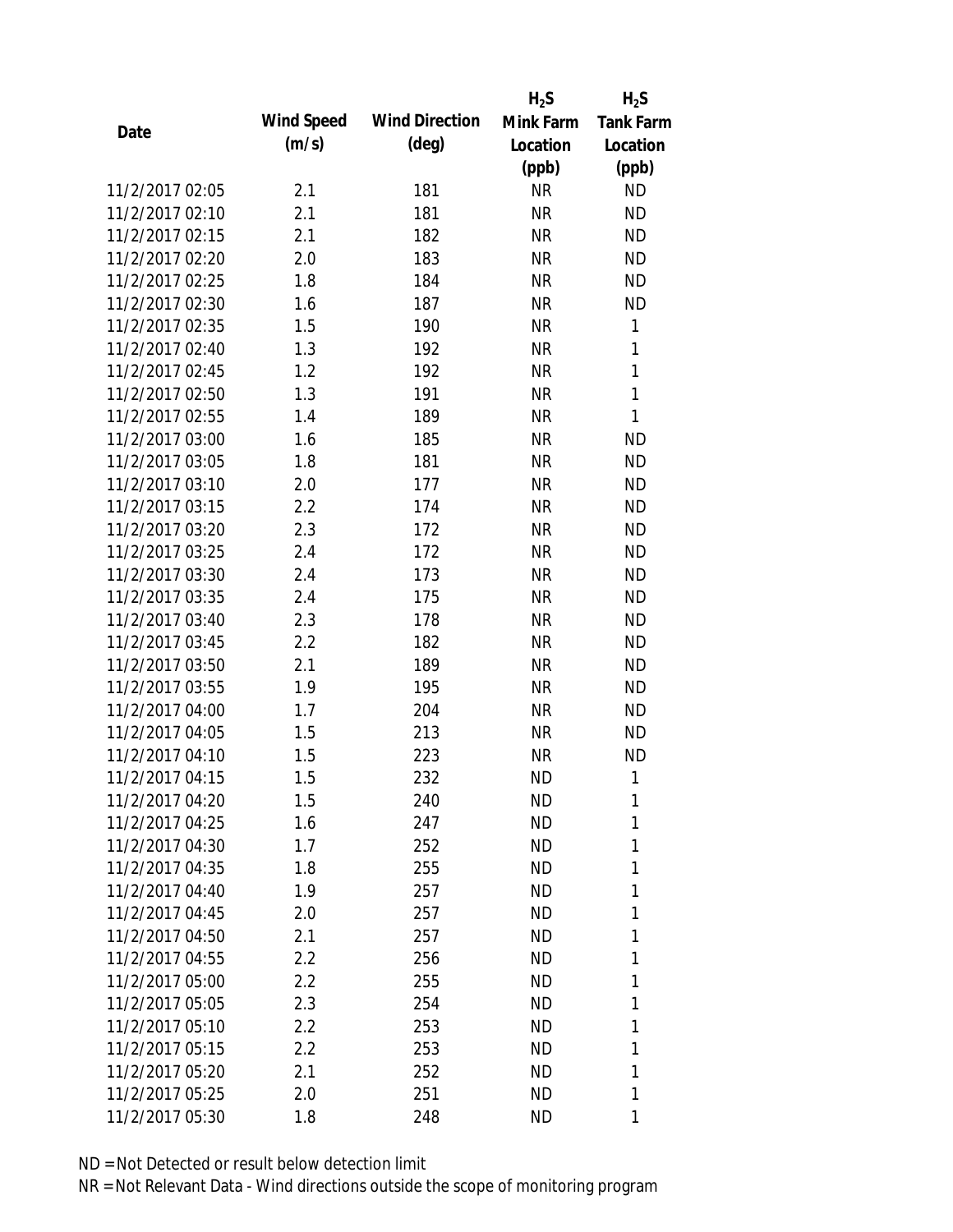| Date | Wind Speed (m/s) | Wind Direction (deg) | $H_2S$ Mink Farm Location (ppb) | $H_2S$ Tank Farm Location (ppb) |
|---|---|---|---|---|
| 11/2/2017 02:05 | 2.1 | 181 | NR | ND |
| 11/2/2017 02:10 | 2.1 | 181 | NR | ND |
| 11/2/2017 02:15 | 2.1 | 182 | NR | ND |
| 11/2/2017 02:20 | 2.0 | 183 | NR | ND |
| 11/2/2017 02:25 | 1.8 | 184 | NR | ND |
| 11/2/2017 02:30 | 1.6 | 187 | NR | ND |
| 11/2/2017 02:35 | 1.5 | 190 | NR | 1 |
| 11/2/2017 02:40 | 1.3 | 192 | NR | 1 |
| 11/2/2017 02:45 | 1.2 | 192 | NR | 1 |
| 11/2/2017 02:50 | 1.3 | 191 | NR | 1 |
| 11/2/2017 02:55 | 1.4 | 189 | NR | 1 |
| 11/2/2017 03:00 | 1.6 | 185 | NR | ND |
| 11/2/2017 03:05 | 1.8 | 181 | NR | ND |
| 11/2/2017 03:10 | 2.0 | 177 | NR | ND |
| 11/2/2017 03:15 | 2.2 | 174 | NR | ND |
| 11/2/2017 03:20 | 2.3 | 172 | NR | ND |
| 11/2/2017 03:25 | 2.4 | 172 | NR | ND |
| 11/2/2017 03:30 | 2.4 | 173 | NR | ND |
| 11/2/2017 03:35 | 2.4 | 175 | NR | ND |
| 11/2/2017 03:40 | 2.3 | 178 | NR | ND |
| 11/2/2017 03:45 | 2.2 | 182 | NR | ND |
| 11/2/2017 03:50 | 2.1 | 189 | NR | ND |
| 11/2/2017 03:55 | 1.9 | 195 | NR | ND |
| 11/2/2017 04:00 | 1.7 | 204 | NR | ND |
| 11/2/2017 04:05 | 1.5 | 213 | NR | ND |
| 11/2/2017 04:10 | 1.5 | 223 | NR | ND |
| 11/2/2017 04:15 | 1.5 | 232 | ND | 1 |
| 11/2/2017 04:20 | 1.5 | 240 | ND | 1 |
| 11/2/2017 04:25 | 1.6 | 247 | ND | 1 |
| 11/2/2017 04:30 | 1.7 | 252 | ND | 1 |
| 11/2/2017 04:35 | 1.8 | 255 | ND | 1 |
| 11/2/2017 04:40 | 1.9 | 257 | ND | 1 |
| 11/2/2017 04:45 | 2.0 | 257 | ND | 1 |
| 11/2/2017 04:50 | 2.1 | 257 | ND | 1 |
| 11/2/2017 04:55 | 2.2 | 256 | ND | 1 |
| 11/2/2017 05:00 | 2.2 | 255 | ND | 1 |
| 11/2/2017 05:05 | 2.3 | 254 | ND | 1 |
| 11/2/2017 05:10 | 2.2 | 253 | ND | 1 |
| 11/2/2017 05:15 | 2.2 | 253 | ND | 1 |
| 11/2/2017 05:20 | 2.1 | 252 | ND | 1 |
| 11/2/2017 05:25 | 2.0 | 251 | ND | 1 |
| 11/2/2017 05:30 | 1.8 | 248 | ND | 1 |

ND = Not Detected or result below detection limit

NR = Not Relevant Data - Wind directions outside the scope of monitoring program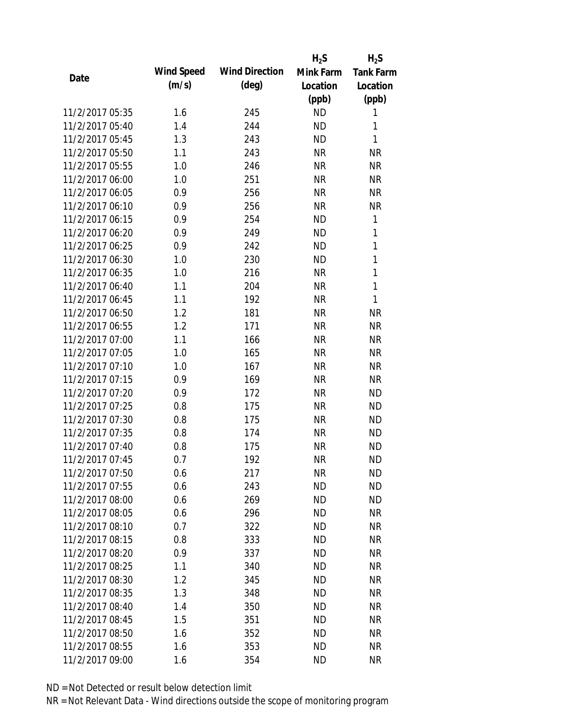| Date | Wind Speed (m/s) | Wind Direction (deg) | $H_2S$ Mink Farm Location (ppb) | $H_2S$ Tank Farm Location (ppb) |
|---|---|---|---|---|
| 11/2/2017 05:35 | 1.6 | 245 | ND | 1 |
| 11/2/2017 05:40 | 1.4 | 244 | ND | 1 |
| 11/2/2017 05:45 | 1.3 | 243 | ND | 1 |
| 11/2/2017 05:50 | 1.1 | 243 | NR | NR |
| 11/2/2017 05:55 | 1.0 | 246 | NR | NR |
| 11/2/2017 06:00 | 1.0 | 251 | NR | NR |
| 11/2/2017 06:05 | 0.9 | 256 | NR | NR |
| 11/2/2017 06:10 | 0.9 | 256 | NR | NR |
| 11/2/2017 06:15 | 0.9 | 254 | ND | 1 |
| 11/2/2017 06:20 | 0.9 | 249 | ND | 1 |
| 11/2/2017 06:25 | 0.9 | 242 | ND | 1 |
| 11/2/2017 06:30 | 1.0 | 230 | ND | 1 |
| 11/2/2017 06:35 | 1.0 | 216 | NR | 1 |
| 11/2/2017 06:40 | 1.1 | 204 | NR | 1 |
| 11/2/2017 06:45 | 1.1 | 192 | NR | 1 |
| 11/2/2017 06:50 | 1.2 | 181 | NR | NR |
| 11/2/2017 06:55 | 1.2 | 171 | NR | NR |
| 11/2/2017 07:00 | 1.1 | 166 | NR | NR |
| 11/2/2017 07:05 | 1.0 | 165 | NR | NR |
| 11/2/2017 07:10 | 1.0 | 167 | NR | NR |
| 11/2/2017 07:15 | 0.9 | 169 | NR | NR |
| 11/2/2017 07:20 | 0.9 | 172 | NR | ND |
| 11/2/2017 07:25 | 0.8 | 175 | NR | ND |
| 11/2/2017 07:30 | 0.8 | 175 | NR | ND |
| 11/2/2017 07:35 | 0.8 | 174 | NR | ND |
| 11/2/2017 07:40 | 0.8 | 175 | NR | ND |
| 11/2/2017 07:45 | 0.7 | 192 | NR | ND |
| 11/2/2017 07:50 | 0.6 | 217 | NR | ND |
| 11/2/2017 07:55 | 0.6 | 243 | ND | ND |
| 11/2/2017 08:00 | 0.6 | 269 | ND | ND |
| 11/2/2017 08:05 | 0.6 | 296 | ND | NR |
| 11/2/2017 08:10 | 0.7 | 322 | ND | NR |
| 11/2/2017 08:15 | 0.8 | 333 | ND | NR |
| 11/2/2017 08:20 | 0.9 | 337 | ND | NR |
| 11/2/2017 08:25 | 1.1 | 340 | ND | NR |
| 11/2/2017 08:30 | 1.2 | 345 | ND | NR |
| 11/2/2017 08:35 | 1.3 | 348 | ND | NR |
| 11/2/2017 08:40 | 1.4 | 350 | ND | NR |
| 11/2/2017 08:45 | 1.5 | 351 | ND | NR |
| 11/2/2017 08:50 | 1.6 | 352 | ND | NR |
| 11/2/2017 08:55 | 1.6 | 353 | ND | NR |
| 11/2/2017 09:00 | 1.6 | 354 | ND | NR |

ND = Not Detected or result below detection limit

NR = Not Relevant Data - Wind directions outside the scope of monitoring program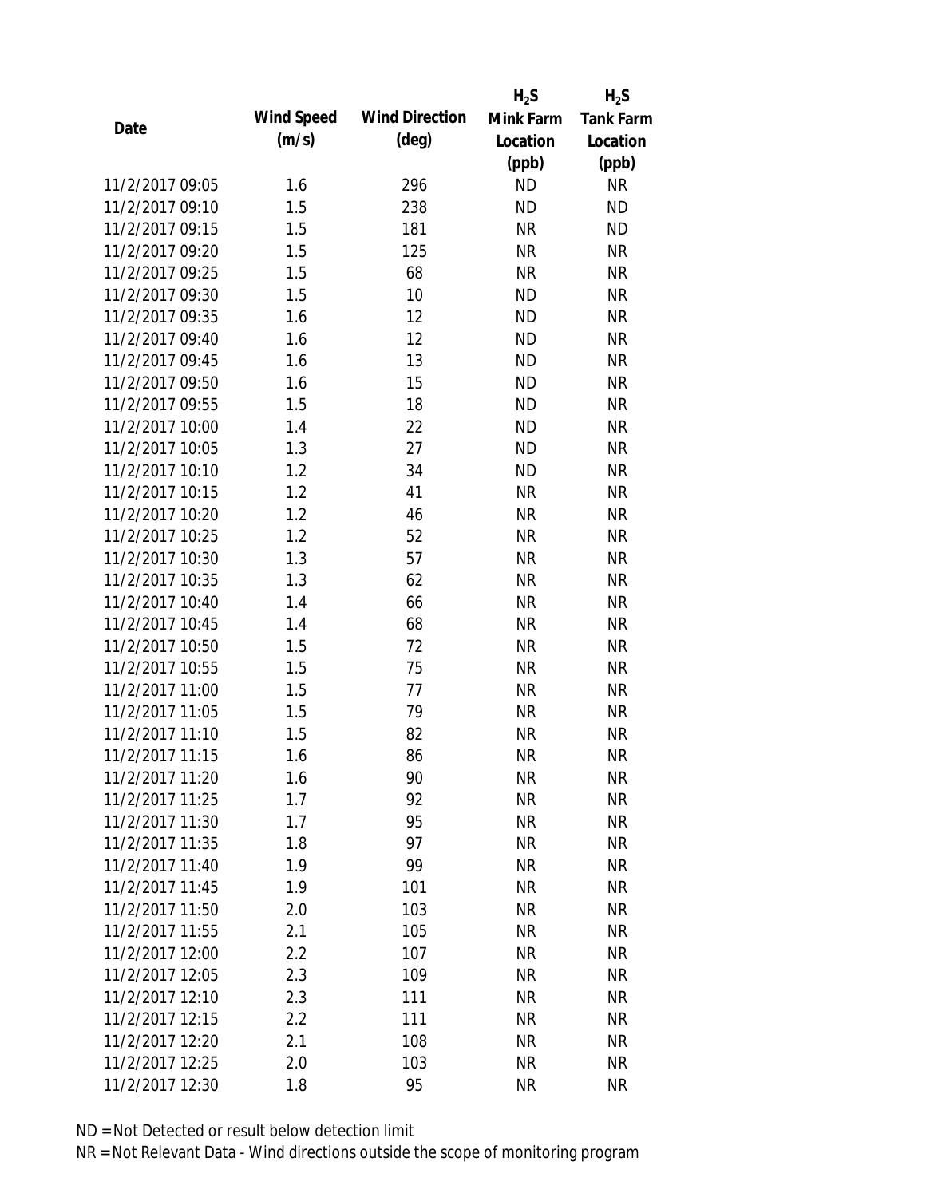| Date | Wind Speed (m/s) | Wind Direction (deg) | $H_2S$ Mink Farm Location (ppb) | $H_2S$ Tank Farm Location (ppb) |
|---|---|---|---|---|
| 11/2/2017 09:05 | 1.6 | 296 | ND | NR |
| 11/2/2017 09:10 | 1.5 | 238 | ND | ND |
| 11/2/2017 09:15 | 1.5 | 181 | NR | ND |
| 11/2/2017 09:20 | 1.5 | 125 | NR | NR |
| 11/2/2017 09:25 | 1.5 | 68 | NR | NR |
| 11/2/2017 09:30 | 1.5 | 10 | ND | NR |
| 11/2/2017 09:35 | 1.6 | 12 | ND | NR |
| 11/2/2017 09:40 | 1.6 | 12 | ND | NR |
| 11/2/2017 09:45 | 1.6 | 13 | ND | NR |
| 11/2/2017 09:50 | 1.6 | 15 | ND | NR |
| 11/2/2017 09:55 | 1.5 | 18 | ND | NR |
| 11/2/2017 10:00 | 1.4 | 22 | ND | NR |
| 11/2/2017 10:05 | 1.3 | 27 | ND | NR |
| 11/2/2017 10:10 | 1.2 | 34 | ND | NR |
| 11/2/2017 10:15 | 1.2 | 41 | NR | NR |
| 11/2/2017 10:20 | 1.2 | 46 | NR | NR |
| 11/2/2017 10:25 | 1.2 | 52 | NR | NR |
| 11/2/2017 10:30 | 1.3 | 57 | NR | NR |
| 11/2/2017 10:35 | 1.3 | 62 | NR | NR |
| 11/2/2017 10:40 | 1.4 | 66 | NR | NR |
| 11/2/2017 10:45 | 1.4 | 68 | NR | NR |
| 11/2/2017 10:50 | 1.5 | 72 | NR | NR |
| 11/2/2017 10:55 | 1.5 | 75 | NR | NR |
| 11/2/2017 11:00 | 1.5 | 77 | NR | NR |
| 11/2/2017 11:05 | 1.5 | 79 | NR | NR |
| 11/2/2017 11:10 | 1.5 | 82 | NR | NR |
| 11/2/2017 11:15 | 1.6 | 86 | NR | NR |
| 11/2/2017 11:20 | 1.6 | 90 | NR | NR |
| 11/2/2017 11:25 | 1.7 | 92 | NR | NR |
| 11/2/2017 11:30 | 1.7 | 95 | NR | NR |
| 11/2/2017 11:35 | 1.8 | 97 | NR | NR |
| 11/2/2017 11:40 | 1.9 | 99 | NR | NR |
| 11/2/2017 11:45 | 1.9 | 101 | NR | NR |
| 11/2/2017 11:50 | 2.0 | 103 | NR | NR |
| 11/2/2017 11:55 | 2.1 | 105 | NR | NR |
| 11/2/2017 12:00 | 2.2 | 107 | NR | NR |
| 11/2/2017 12:05 | 2.3 | 109 | NR | NR |
| 11/2/2017 12:10 | 2.3 | 111 | NR | NR |
| 11/2/2017 12:15 | 2.2 | 111 | NR | NR |
| 11/2/2017 12:20 | 2.1 | 108 | NR | NR |
| 11/2/2017 12:25 | 2.0 | 103 | NR | NR |
| 11/2/2017 12:30 | 1.8 | 95 | NR | NR |

ND = Not Detected or result below detection limit

NR = Not Relevant Data - Wind directions outside the scope of monitoring program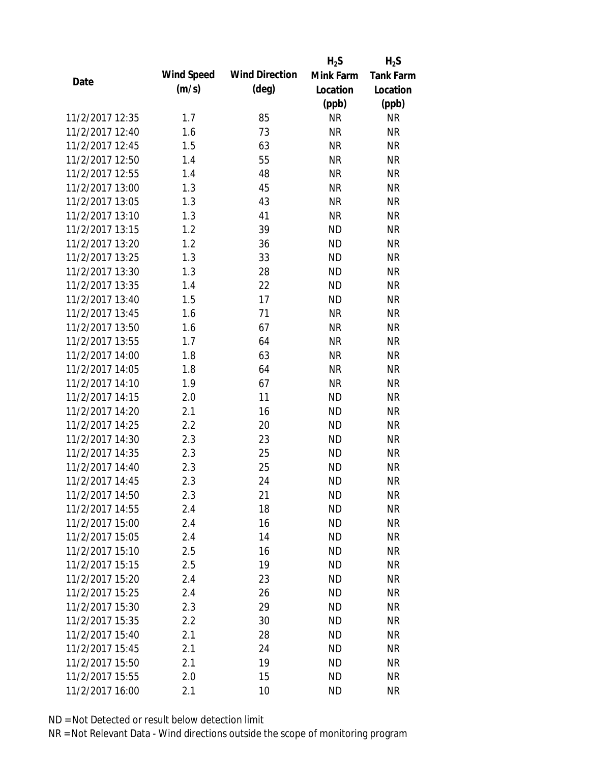| Date | Wind Speed (m/s) | Wind Direction (deg) | $H_2S$ Mink Farm Location (ppb) | $H_2S$ Tank Farm Location (ppb) |
|---|---|---|---|---|
| 11/2/2017 12:35 | 1.7 | 85 | NR | NR |
| 11/2/2017 12:40 | 1.6 | 73 | NR | NR |
| 11/2/2017 12:45 | 1.5 | 63 | NR | NR |
| 11/2/2017 12:50 | 1.4 | 55 | NR | NR |
| 11/2/2017 12:55 | 1.4 | 48 | NR | NR |
| 11/2/2017 13:00 | 1.3 | 45 | NR | NR |
| 11/2/2017 13:05 | 1.3 | 43 | NR | NR |
| 11/2/2017 13:10 | 1.3 | 41 | NR | NR |
| 11/2/2017 13:15 | 1.2 | 39 | ND | NR |
| 11/2/2017 13:20 | 1.2 | 36 | ND | NR |
| 11/2/2017 13:25 | 1.3 | 33 | ND | NR |
| 11/2/2017 13:30 | 1.3 | 28 | ND | NR |
| 11/2/2017 13:35 | 1.4 | 22 | ND | NR |
| 11/2/2017 13:40 | 1.5 | 17 | ND | NR |
| 11/2/2017 13:45 | 1.6 | 71 | NR | NR |
| 11/2/2017 13:50 | 1.6 | 67 | NR | NR |
| 11/2/2017 13:55 | 1.7 | 64 | NR | NR |
| 11/2/2017 14:00 | 1.8 | 63 | NR | NR |
| 11/2/2017 14:05 | 1.8 | 64 | NR | NR |
| 11/2/2017 14:10 | 1.9 | 67 | NR | NR |
| 11/2/2017 14:15 | 2.0 | 11 | ND | NR |
| 11/2/2017 14:20 | 2.1 | 16 | ND | NR |
| 11/2/2017 14:25 | 2.2 | 20 | ND | NR |
| 11/2/2017 14:30 | 2.3 | 23 | ND | NR |
| 11/2/2017 14:35 | 2.3 | 25 | ND | NR |
| 11/2/2017 14:40 | 2.3 | 25 | ND | NR |
| 11/2/2017 14:45 | 2.3 | 24 | ND | NR |
| 11/2/2017 14:50 | 2.3 | 21 | ND | NR |
| 11/2/2017 14:55 | 2.4 | 18 | ND | NR |
| 11/2/2017 15:00 | 2.4 | 16 | ND | NR |
| 11/2/2017 15:05 | 2.4 | 14 | ND | NR |
| 11/2/2017 15:10 | 2.5 | 16 | ND | NR |
| 11/2/2017 15:15 | 2.5 | 19 | ND | NR |
| 11/2/2017 15:20 | 2.4 | 23 | ND | NR |
| 11/2/2017 15:25 | 2.4 | 26 | ND | NR |
| 11/2/2017 15:30 | 2.3 | 29 | ND | NR |
| 11/2/2017 15:35 | 2.2 | 30 | ND | NR |
| 11/2/2017 15:40 | 2.1 | 28 | ND | NR |
| 11/2/2017 15:45 | 2.1 | 24 | ND | NR |
| 11/2/2017 15:50 | 2.1 | 19 | ND | NR |
| 11/2/2017 15:55 | 2.0 | 15 | ND | NR |
| 11/2/2017 16:00 | 2.1 | 10 | ND | NR |

ND = Not Detected or result below detection limit

NR = Not Relevant Data - Wind directions outside the scope of monitoring program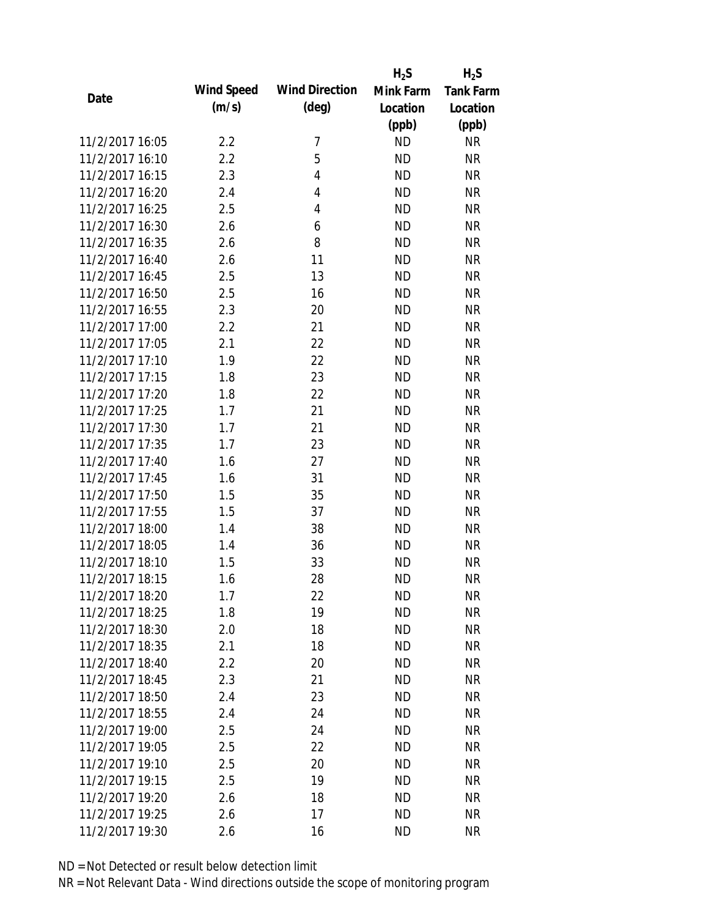| Date | Wind Speed (m/s) | Wind Direction (deg) | $H_2S$ Mink Farm Location (ppb) | $H_2S$ Tank Farm Location (ppb) |
|---|---|---|---|---|
| 11/2/2017 16:05 | 2.2 | 7 | ND | NR |
| 11/2/2017 16:10 | 2.2 | 5 | ND | NR |
| 11/2/2017 16:15 | 2.3 | 4 | ND | NR |
| 11/2/2017 16:20 | 2.4 | 4 | ND | NR |
| 11/2/2017 16:25 | 2.5 | 4 | ND | NR |
| 11/2/2017 16:30 | 2.6 | 6 | ND | NR |
| 11/2/2017 16:35 | 2.6 | 8 | ND | NR |
| 11/2/2017 16:40 | 2.6 | 11 | ND | NR |
| 11/2/2017 16:45 | 2.5 | 13 | ND | NR |
| 11/2/2017 16:50 | 2.5 | 16 | ND | NR |
| 11/2/2017 16:55 | 2.3 | 20 | ND | NR |
| 11/2/2017 17:00 | 2.2 | 21 | ND | NR |
| 11/2/2017 17:05 | 2.1 | 22 | ND | NR |
| 11/2/2017 17:10 | 1.9 | 22 | ND | NR |
| 11/2/2017 17:15 | 1.8 | 23 | ND | NR |
| 11/2/2017 17:20 | 1.8 | 22 | ND | NR |
| 11/2/2017 17:25 | 1.7 | 21 | ND | NR |
| 11/2/2017 17:30 | 1.7 | 21 | ND | NR |
| 11/2/2017 17:35 | 1.7 | 23 | ND | NR |
| 11/2/2017 17:40 | 1.6 | 27 | ND | NR |
| 11/2/2017 17:45 | 1.6 | 31 | ND | NR |
| 11/2/2017 17:50 | 1.5 | 35 | ND | NR |
| 11/2/2017 17:55 | 1.5 | 37 | ND | NR |
| 11/2/2017 18:00 | 1.4 | 38 | ND | NR |
| 11/2/2017 18:05 | 1.4 | 36 | ND | NR |
| 11/2/2017 18:10 | 1.5 | 33 | ND | NR |
| 11/2/2017 18:15 | 1.6 | 28 | ND | NR |
| 11/2/2017 18:20 | 1.7 | 22 | ND | NR |
| 11/2/2017 18:25 | 1.8 | 19 | ND | NR |
| 11/2/2017 18:30 | 2.0 | 18 | ND | NR |
| 11/2/2017 18:35 | 2.1 | 18 | ND | NR |
| 11/2/2017 18:40 | 2.2 | 20 | ND | NR |
| 11/2/2017 18:45 | 2.3 | 21 | ND | NR |
| 11/2/2017 18:50 | 2.4 | 23 | ND | NR |
| 11/2/2017 18:55 | 2.4 | 24 | ND | NR |
| 11/2/2017 19:00 | 2.5 | 24 | ND | NR |
| 11/2/2017 19:05 | 2.5 | 22 | ND | NR |
| 11/2/2017 19:10 | 2.5 | 20 | ND | NR |
| 11/2/2017 19:15 | 2.5 | 19 | ND | NR |
| 11/2/2017 19:20 | 2.6 | 18 | ND | NR |
| 11/2/2017 19:25 | 2.6 | 17 | ND | NR |
| 11/2/2017 19:30 | 2.6 | 16 | ND | NR |

ND = Not Detected or result below detection limit

NR = Not Relevant Data - Wind directions outside the scope of monitoring program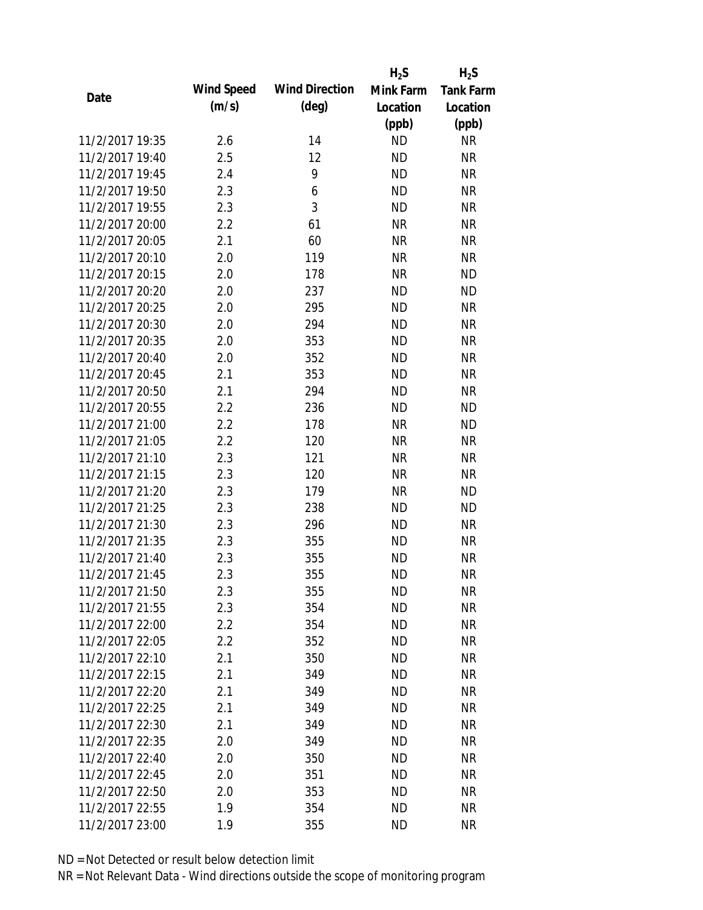| Date | Wind Speed (m/s) | Wind Direction (deg) | $H_2S$ Mink Farm Location (ppb) | $H_2S$ Tank Farm Location (ppb) |
|---|---|---|---|---|
| 11/2/2017 19:35 | 2.6 | 14 | ND | NR |
| 11/2/2017 19:40 | 2.5 | 12 | ND | NR |
| 11/2/2017 19:45 | 2.4 | 9 | ND | NR |
| 11/2/2017 19:50 | 2.3 | 6 | ND | NR |
| 11/2/2017 19:55 | 2.3 | 3 | ND | NR |
| 11/2/2017 20:00 | 2.2 | 61 | NR | NR |
| 11/2/2017 20:05 | 2.1 | 60 | NR | NR |
| 11/2/2017 20:10 | 2.0 | 119 | NR | NR |
| 11/2/2017 20:15 | 2.0 | 178 | NR | ND |
| 11/2/2017 20:20 | 2.0 | 237 | ND | ND |
| 11/2/2017 20:25 | 2.0 | 295 | ND | NR |
| 11/2/2017 20:30 | 2.0 | 294 | ND | NR |
| 11/2/2017 20:35 | 2.0 | 353 | ND | NR |
| 11/2/2017 20:40 | 2.0 | 352 | ND | NR |
| 11/2/2017 20:45 | 2.1 | 353 | ND | NR |
| 11/2/2017 20:50 | 2.1 | 294 | ND | NR |
| 11/2/2017 20:55 | 2.2 | 236 | ND | ND |
| 11/2/2017 21:00 | 2.2 | 178 | NR | ND |
| 11/2/2017 21:05 | 2.2 | 120 | NR | NR |
| 11/2/2017 21:10 | 2.3 | 121 | NR | NR |
| 11/2/2017 21:15 | 2.3 | 120 | NR | NR |
| 11/2/2017 21:20 | 2.3 | 179 | NR | ND |
| 11/2/2017 21:25 | 2.3 | 238 | ND | ND |
| 11/2/2017 21:30 | 2.3 | 296 | ND | NR |
| 11/2/2017 21:35 | 2.3 | 355 | ND | NR |
| 11/2/2017 21:40 | 2.3 | 355 | ND | NR |
| 11/2/2017 21:45 | 2.3 | 355 | ND | NR |
| 11/2/2017 21:50 | 2.3 | 355 | ND | NR |
| 11/2/2017 21:55 | 2.3 | 354 | ND | NR |
| 11/2/2017 22:00 | 2.2 | 354 | ND | NR |
| 11/2/2017 22:05 | 2.2 | 352 | ND | NR |
| 11/2/2017 22:10 | 2.1 | 350 | ND | NR |
| 11/2/2017 22:15 | 2.1 | 349 | ND | NR |
| 11/2/2017 22:20 | 2.1 | 349 | ND | NR |
| 11/2/2017 22:25 | 2.1 | 349 | ND | NR |
| 11/2/2017 22:30 | 2.1 | 349 | ND | NR |
| 11/2/2017 22:35 | 2.0 | 349 | ND | NR |
| 11/2/2017 22:40 | 2.0 | 350 | ND | NR |
| 11/2/2017 22:45 | 2.0 | 351 | ND | NR |
| 11/2/2017 22:50 | 2.0 | 353 | ND | NR |
| 11/2/2017 22:55 | 1.9 | 354 | ND | NR |
| 11/2/2017 23:00 | 1.9 | 355 | ND | NR |

ND = Not Detected or result below detection limit

NR = Not Relevant Data - Wind directions outside the scope of monitoring program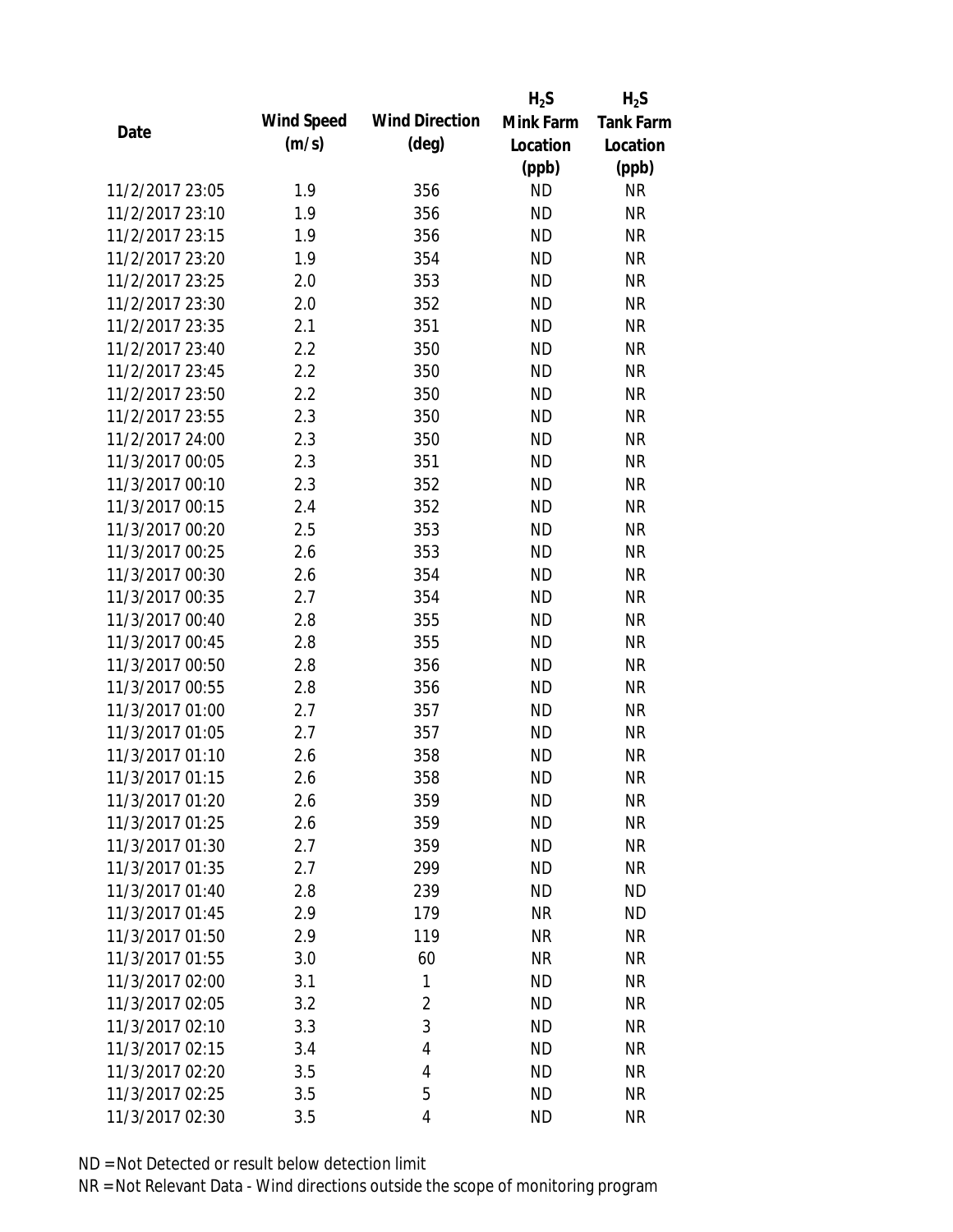| Date | Wind Speed (m/s) | Wind Direction (deg) | $H_2S$ Mink Farm Location (ppb) | $H_2S$ Tank Farm Location (ppb) |
|---|---|---|---|---|
| 11/2/2017 23:05 | 1.9 | 356 | ND | NR |
| 11/2/2017 23:10 | 1.9 | 356 | ND | NR |
| 11/2/2017 23:15 | 1.9 | 356 | ND | NR |
| 11/2/2017 23:20 | 1.9 | 354 | ND | NR |
| 11/2/2017 23:25 | 2.0 | 353 | ND | NR |
| 11/2/2017 23:30 | 2.0 | 352 | ND | NR |
| 11/2/2017 23:35 | 2.1 | 351 | ND | NR |
| 11/2/2017 23:40 | 2.2 | 350 | ND | NR |
| 11/2/2017 23:45 | 2.2 | 350 | ND | NR |
| 11/2/2017 23:50 | 2.2 | 350 | ND | NR |
| 11/2/2017 23:55 | 2.3 | 350 | ND | NR |
| 11/2/2017 24:00 | 2.3 | 350 | ND | NR |
| 11/3/2017 00:05 | 2.3 | 351 | ND | NR |
| 11/3/2017 00:10 | 2.3 | 352 | ND | NR |
| 11/3/2017 00:15 | 2.4 | 352 | ND | NR |
| 11/3/2017 00:20 | 2.5 | 353 | ND | NR |
| 11/3/2017 00:25 | 2.6 | 353 | ND | NR |
| 11/3/2017 00:30 | 2.6 | 354 | ND | NR |
| 11/3/2017 00:35 | 2.7 | 354 | ND | NR |
| 11/3/2017 00:40 | 2.8 | 355 | ND | NR |
| 11/3/2017 00:45 | 2.8 | 355 | ND | NR |
| 11/3/2017 00:50 | 2.8 | 356 | ND | NR |
| 11/3/2017 00:55 | 2.8 | 356 | ND | NR |
| 11/3/2017 01:00 | 2.7 | 357 | ND | NR |
| 11/3/2017 01:05 | 2.7 | 357 | ND | NR |
| 11/3/2017 01:10 | 2.6 | 358 | ND | NR |
| 11/3/2017 01:15 | 2.6 | 358 | ND | NR |
| 11/3/2017 01:20 | 2.6 | 359 | ND | NR |
| 11/3/2017 01:25 | 2.6 | 359 | ND | NR |
| 11/3/2017 01:30 | 2.7 | 359 | ND | NR |
| 11/3/2017 01:35 | 2.7 | 299 | ND | NR |
| 11/3/2017 01:40 | 2.8 | 239 | ND | ND |
| 11/3/2017 01:45 | 2.9 | 179 | NR | ND |
| 11/3/2017 01:50 | 2.9 | 119 | NR | NR |
| 11/3/2017 01:55 | 3.0 | 60 | NR | NR |
| 11/3/2017 02:00 | 3.1 | 1 | ND | NR |
| 11/3/2017 02:05 | 3.2 | 2 | ND | NR |
| 11/3/2017 02:10 | 3.3 | 3 | ND | NR |
| 11/3/2017 02:15 | 3.4 | 4 | ND | NR |
| 11/3/2017 02:20 | 3.5 | 4 | ND | NR |
| 11/3/2017 02:25 | 3.5 | 5 | ND | NR |
| 11/3/2017 02:30 | 3.5 | 4 | ND | NR |

ND = Not Detected or result below detection limit

NR = Not Relevant Data - Wind directions outside the scope of monitoring program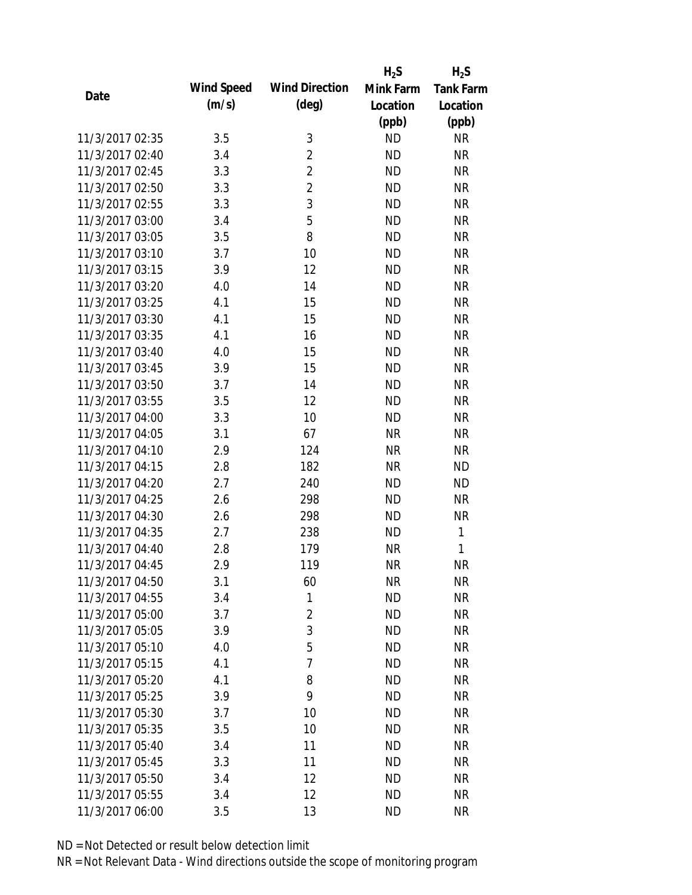| Date | Wind Speed (m/s) | Wind Direction (deg) | $H_2S$ Mink Farm Location (ppb) | $H_2S$ Tank Farm Location (ppb) |
|---|---|---|---|---|
| 11/3/2017 02:35 | 3.5 | 3 | ND | NR |
| 11/3/2017 02:40 | 3.4 | 2 | ND | NR |
| 11/3/2017 02:45 | 3.3 | 2 | ND | NR |
| 11/3/2017 02:50 | 3.3 | 2 | ND | NR |
| 11/3/2017 02:55 | 3.3 | 3 | ND | NR |
| 11/3/2017 03:00 | 3.4 | 5 | ND | NR |
| 11/3/2017 03:05 | 3.5 | 8 | ND | NR |
| 11/3/2017 03:10 | 3.7 | 10 | ND | NR |
| 11/3/2017 03:15 | 3.9 | 12 | ND | NR |
| 11/3/2017 03:20 | 4.0 | 14 | ND | NR |
| 11/3/2017 03:25 | 4.1 | 15 | ND | NR |
| 11/3/2017 03:30 | 4.1 | 15 | ND | NR |
| 11/3/2017 03:35 | 4.1 | 16 | ND | NR |
| 11/3/2017 03:40 | 4.0 | 15 | ND | NR |
| 11/3/2017 03:45 | 3.9 | 15 | ND | NR |
| 11/3/2017 03:50 | 3.7 | 14 | ND | NR |
| 11/3/2017 03:55 | 3.5 | 12 | ND | NR |
| 11/3/2017 04:00 | 3.3 | 10 | ND | NR |
| 11/3/2017 04:05 | 3.1 | 67 | NR | NR |
| 11/3/2017 04:10 | 2.9 | 124 | NR | NR |
| 11/3/2017 04:15 | 2.8 | 182 | NR | ND |
| 11/3/2017 04:20 | 2.7 | 240 | ND | ND |
| 11/3/2017 04:25 | 2.6 | 298 | ND | NR |
| 11/3/2017 04:30 | 2.6 | 298 | ND | NR |
| 11/3/2017 04:35 | 2.7 | 238 | ND | 1 |
| 11/3/2017 04:40 | 2.8 | 179 | NR | 1 |
| 11/3/2017 04:45 | 2.9 | 119 | NR | NR |
| 11/3/2017 04:50 | 3.1 | 60 | NR | NR |
| 11/3/2017 04:55 | 3.4 | 1 | ND | NR |
| 11/3/2017 05:00 | 3.7 | 2 | ND | NR |
| 11/3/2017 05:05 | 3.9 | 3 | ND | NR |
| 11/3/2017 05:10 | 4.0 | 5 | ND | NR |
| 11/3/2017 05:15 | 4.1 | 7 | ND | NR |
| 11/3/2017 05:20 | 4.1 | 8 | ND | NR |
| 11/3/2017 05:25 | 3.9 | 9 | ND | NR |
| 11/3/2017 05:30 | 3.7 | 10 | ND | NR |
| 11/3/2017 05:35 | 3.5 | 10 | ND | NR |
| 11/3/2017 05:40 | 3.4 | 11 | ND | NR |
| 11/3/2017 05:45 | 3.3 | 11 | ND | NR |
| 11/3/2017 05:50 | 3.4 | 12 | ND | NR |
| 11/3/2017 05:55 | 3.4 | 12 | ND | NR |
| 11/3/2017 06:00 | 3.5 | 13 | ND | NR |

ND = Not Detected or result below detection limit

NR = Not Relevant Data - Wind directions outside the scope of monitoring program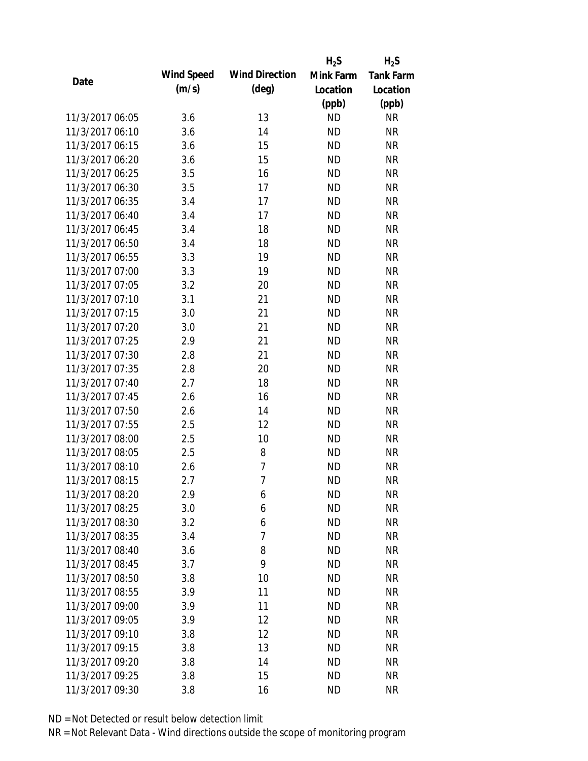| Date | Wind Speed (m/s) | Wind Direction (deg) | $H_2S$ Mink Farm Location (ppb) | $H_2S$ Tank Farm Location (ppb) |
|---|---|---|---|---|
| 11/3/2017 06:05 | 3.6 | 13 | ND | NR |
| 11/3/2017 06:10 | 3.6 | 14 | ND | NR |
| 11/3/2017 06:15 | 3.6 | 15 | ND | NR |
| 11/3/2017 06:20 | 3.6 | 15 | ND | NR |
| 11/3/2017 06:25 | 3.5 | 16 | ND | NR |
| 11/3/2017 06:30 | 3.5 | 17 | ND | NR |
| 11/3/2017 06:35 | 3.4 | 17 | ND | NR |
| 11/3/2017 06:40 | 3.4 | 17 | ND | NR |
| 11/3/2017 06:45 | 3.4 | 18 | ND | NR |
| 11/3/2017 06:50 | 3.4 | 18 | ND | NR |
| 11/3/2017 06:55 | 3.3 | 19 | ND | NR |
| 11/3/2017 07:00 | 3.3 | 19 | ND | NR |
| 11/3/2017 07:05 | 3.2 | 20 | ND | NR |
| 11/3/2017 07:10 | 3.1 | 21 | ND | NR |
| 11/3/2017 07:15 | 3.0 | 21 | ND | NR |
| 11/3/2017 07:20 | 3.0 | 21 | ND | NR |
| 11/3/2017 07:25 | 2.9 | 21 | ND | NR |
| 11/3/2017 07:30 | 2.8 | 21 | ND | NR |
| 11/3/2017 07:35 | 2.8 | 20 | ND | NR |
| 11/3/2017 07:40 | 2.7 | 18 | ND | NR |
| 11/3/2017 07:45 | 2.6 | 16 | ND | NR |
| 11/3/2017 07:50 | 2.6 | 14 | ND | NR |
| 11/3/2017 07:55 | 2.5 | 12 | ND | NR |
| 11/3/2017 08:00 | 2.5 | 10 | ND | NR |
| 11/3/2017 08:05 | 2.5 | 8 | ND | NR |
| 11/3/2017 08:10 | 2.6 | 7 | ND | NR |
| 11/3/2017 08:15 | 2.7 | 7 | ND | NR |
| 11/3/2017 08:20 | 2.9 | 6 | ND | NR |
| 11/3/2017 08:25 | 3.0 | 6 | ND | NR |
| 11/3/2017 08:30 | 3.2 | 6 | ND | NR |
| 11/3/2017 08:35 | 3.4 | 7 | ND | NR |
| 11/3/2017 08:40 | 3.6 | 8 | ND | NR |
| 11/3/2017 08:45 | 3.7 | 9 | ND | NR |
| 11/3/2017 08:50 | 3.8 | 10 | ND | NR |
| 11/3/2017 08:55 | 3.9 | 11 | ND | NR |
| 11/3/2017 09:00 | 3.9 | 11 | ND | NR |
| 11/3/2017 09:05 | 3.9 | 12 | ND | NR |
| 11/3/2017 09:10 | 3.8 | 12 | ND | NR |
| 11/3/2017 09:15 | 3.8 | 13 | ND | NR |
| 11/3/2017 09:20 | 3.8 | 14 | ND | NR |
| 11/3/2017 09:25 | 3.8 | 15 | ND | NR |
| 11/3/2017 09:30 | 3.8 | 16 | ND | NR |

ND = Not Detected or result below detection limit

NR = Not Relevant Data - Wind directions outside the scope of monitoring program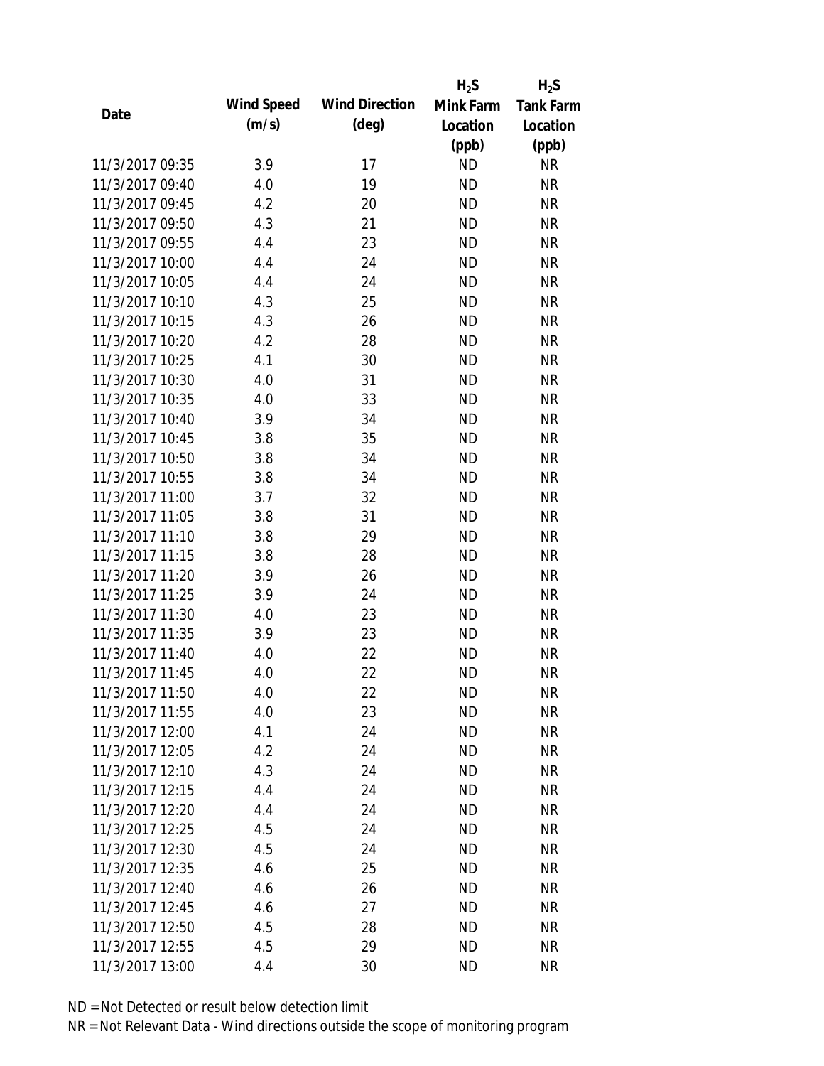| Date | Wind Speed (m/s) | Wind Direction (deg) | $H_2S$ Mink Farm Location (ppb) | $H_2S$ Tank Farm Location (ppb) |
|---|---|---|---|---|
| 11/3/2017 09:35 | 3.9 | 17 | ND | NR |
| 11/3/2017 09:40 | 4.0 | 19 | ND | NR |
| 11/3/2017 09:45 | 4.2 | 20 | ND | NR |
| 11/3/2017 09:50 | 4.3 | 21 | ND | NR |
| 11/3/2017 09:55 | 4.4 | 23 | ND | NR |
| 11/3/2017 10:00 | 4.4 | 24 | ND | NR |
| 11/3/2017 10:05 | 4.4 | 24 | ND | NR |
| 11/3/2017 10:10 | 4.3 | 25 | ND | NR |
| 11/3/2017 10:15 | 4.3 | 26 | ND | NR |
| 11/3/2017 10:20 | 4.2 | 28 | ND | NR |
| 11/3/2017 10:25 | 4.1 | 30 | ND | NR |
| 11/3/2017 10:30 | 4.0 | 31 | ND | NR |
| 11/3/2017 10:35 | 4.0 | 33 | ND | NR |
| 11/3/2017 10:40 | 3.9 | 34 | ND | NR |
| 11/3/2017 10:45 | 3.8 | 35 | ND | NR |
| 11/3/2017 10:50 | 3.8 | 34 | ND | NR |
| 11/3/2017 10:55 | 3.8 | 34 | ND | NR |
| 11/3/2017 11:00 | 3.7 | 32 | ND | NR |
| 11/3/2017 11:05 | 3.8 | 31 | ND | NR |
| 11/3/2017 11:10 | 3.8 | 29 | ND | NR |
| 11/3/2017 11:15 | 3.8 | 28 | ND | NR |
| 11/3/2017 11:20 | 3.9 | 26 | ND | NR |
| 11/3/2017 11:25 | 3.9 | 24 | ND | NR |
| 11/3/2017 11:30 | 4.0 | 23 | ND | NR |
| 11/3/2017 11:35 | 3.9 | 23 | ND | NR |
| 11/3/2017 11:40 | 4.0 | 22 | ND | NR |
| 11/3/2017 11:45 | 4.0 | 22 | ND | NR |
| 11/3/2017 11:50 | 4.0 | 22 | ND | NR |
| 11/3/2017 11:55 | 4.0 | 23 | ND | NR |
| 11/3/2017 12:00 | 4.1 | 24 | ND | NR |
| 11/3/2017 12:05 | 4.2 | 24 | ND | NR |
| 11/3/2017 12:10 | 4.3 | 24 | ND | NR |
| 11/3/2017 12:15 | 4.4 | 24 | ND | NR |
| 11/3/2017 12:20 | 4.4 | 24 | ND | NR |
| 11/3/2017 12:25 | 4.5 | 24 | ND | NR |
| 11/3/2017 12:30 | 4.5 | 24 | ND | NR |
| 11/3/2017 12:35 | 4.6 | 25 | ND | NR |
| 11/3/2017 12:40 | 4.6 | 26 | ND | NR |
| 11/3/2017 12:45 | 4.6 | 27 | ND | NR |
| 11/3/2017 12:50 | 4.5 | 28 | ND | NR |
| 11/3/2017 12:55 | 4.5 | 29 | ND | NR |
| 11/3/2017 13:00 | 4.4 | 30 | ND | NR |

ND = Not Detected or result below detection limit

NR = Not Relevant Data - Wind directions outside the scope of monitoring program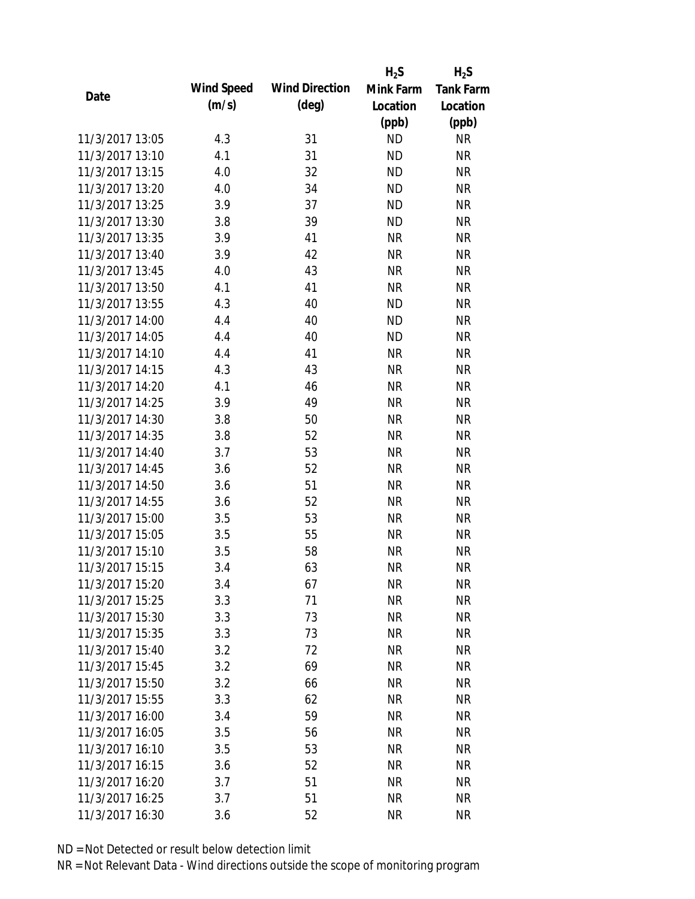| Date | Wind Speed (m/s) | Wind Direction (deg) | $H_2S$ Mink Farm Location (ppb) | $H_2S$ Tank Farm Location (ppb) |
| --- | --- | --- | --- | --- |
| 11/3/2017 13:05 | 4.3 | 31 | ND | NR |
| 11/3/2017 13:10 | 4.1 | 31 | ND | NR |
| 11/3/2017 13:15 | 4.0 | 32 | ND | NR |
| 11/3/2017 13:20 | 4.0 | 34 | ND | NR |
| 11/3/2017 13:25 | 3.9 | 37 | ND | NR |
| 11/3/2017 13:30 | 3.8 | 39 | ND | NR |
| 11/3/2017 13:35 | 3.9 | 41 | NR | NR |
| 11/3/2017 13:40 | 3.9 | 42 | NR | NR |
| 11/3/2017 13:45 | 4.0 | 43 | NR | NR |
| 11/3/2017 13:50 | 4.1 | 41 | NR | NR |
| 11/3/2017 13:55 | 4.3 | 40 | ND | NR |
| 11/3/2017 14:00 | 4.4 | 40 | ND | NR |
| 11/3/2017 14:05 | 4.4 | 40 | ND | NR |
| 11/3/2017 14:10 | 4.4 | 41 | NR | NR |
| 11/3/2017 14:15 | 4.3 | 43 | NR | NR |
| 11/3/2017 14:20 | 4.1 | 46 | NR | NR |
| 11/3/2017 14:25 | 3.9 | 49 | NR | NR |
| 11/3/2017 14:30 | 3.8 | 50 | NR | NR |
| 11/3/2017 14:35 | 3.8 | 52 | NR | NR |
| 11/3/2017 14:40 | 3.7 | 53 | NR | NR |
| 11/3/2017 14:45 | 3.6 | 52 | NR | NR |
| 11/3/2017 14:50 | 3.6 | 51 | NR | NR |
| 11/3/2017 14:55 | 3.6 | 52 | NR | NR |
| 11/3/2017 15:00 | 3.5 | 53 | NR | NR |
| 11/3/2017 15:05 | 3.5 | 55 | NR | NR |
| 11/3/2017 15:10 | 3.5 | 58 | NR | NR |
| 11/3/2017 15:15 | 3.4 | 63 | NR | NR |
| 11/3/2017 15:20 | 3.4 | 67 | NR | NR |
| 11/3/2017 15:25 | 3.3 | 71 | NR | NR |
| 11/3/2017 15:30 | 3.3 | 73 | NR | NR |
| 11/3/2017 15:35 | 3.3 | 73 | NR | NR |
| 11/3/2017 15:40 | 3.2 | 72 | NR | NR |
| 11/3/2017 15:45 | 3.2 | 69 | NR | NR |
| 11/3/2017 15:50 | 3.2 | 66 | NR | NR |
| 11/3/2017 15:55 | 3.3 | 62 | NR | NR |
| 11/3/2017 16:00 | 3.4 | 59 | NR | NR |
| 11/3/2017 16:05 | 3.5 | 56 | NR | NR |
| 11/3/2017 16:10 | 3.5 | 53 | NR | NR |
| 11/3/2017 16:15 | 3.6 | 52 | NR | NR |
| 11/3/2017 16:20 | 3.7 | 51 | NR | NR |
| 11/3/2017 16:25 | 3.7 | 51 | NR | NR |
| 11/3/2017 16:30 | 3.6 | 52 | NR | NR |

ND = Not Detected or result below detection limit

NR = Not Relevant Data - Wind directions outside the scope of monitoring program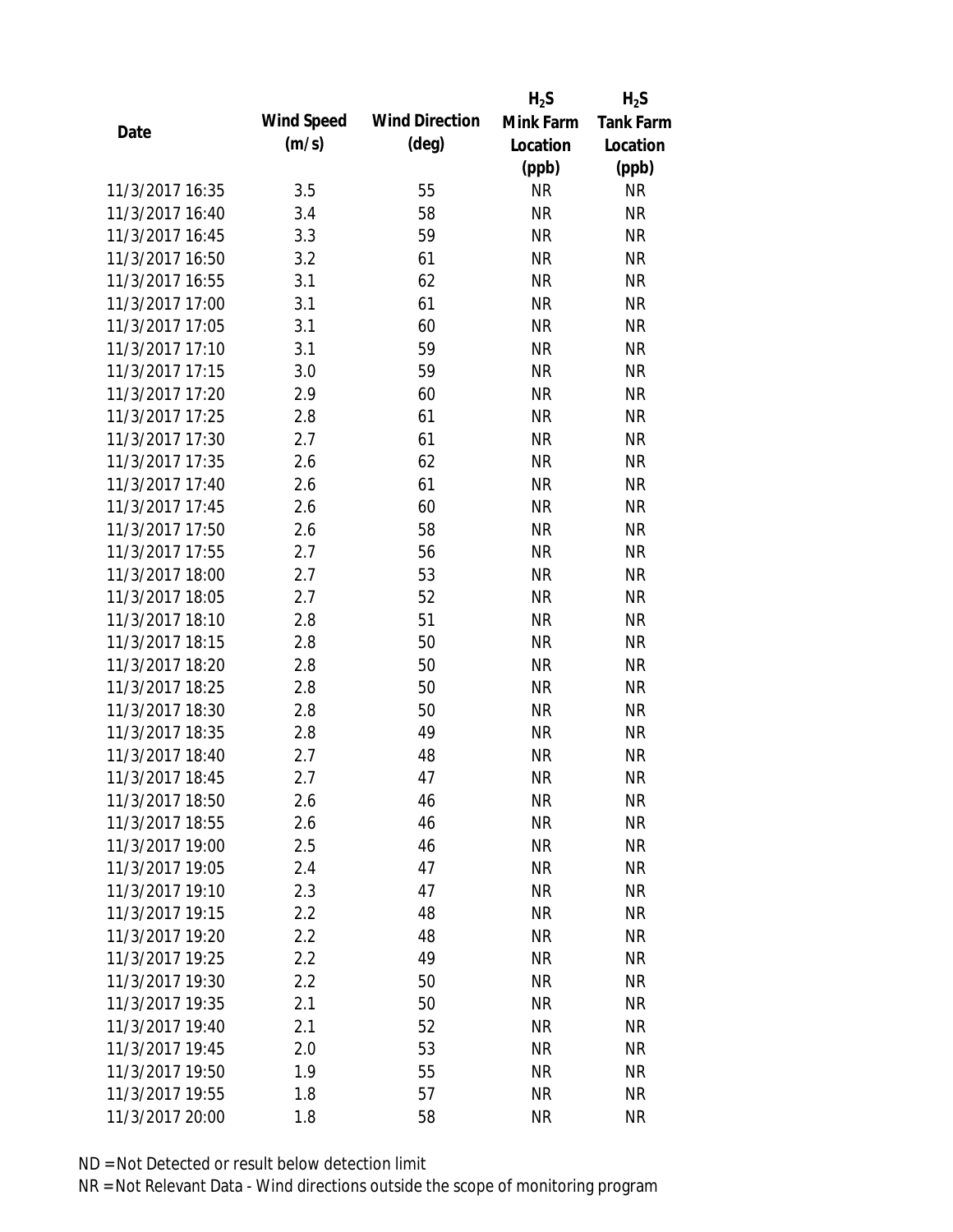| Date | Wind Speed (m/s) | Wind Direction (deg) | $H_2S$ Mink Farm Location (ppb) | $H_2S$ Tank Farm Location (ppb) |
|---|---|---|---|---|
| 11/3/2017 16:35 | 3.5 | 55 | NR | NR |
| 11/3/2017 16:40 | 3.4 | 58 | NR | NR |
| 11/3/2017 16:45 | 3.3 | 59 | NR | NR |
| 11/3/2017 16:50 | 3.2 | 61 | NR | NR |
| 11/3/2017 16:55 | 3.1 | 62 | NR | NR |
| 11/3/2017 17:00 | 3.1 | 61 | NR | NR |
| 11/3/2017 17:05 | 3.1 | 60 | NR | NR |
| 11/3/2017 17:10 | 3.1 | 59 | NR | NR |
| 11/3/2017 17:15 | 3.0 | 59 | NR | NR |
| 11/3/2017 17:20 | 2.9 | 60 | NR | NR |
| 11/3/2017 17:25 | 2.8 | 61 | NR | NR |
| 11/3/2017 17:30 | 2.7 | 61 | NR | NR |
| 11/3/2017 17:35 | 2.6 | 62 | NR | NR |
| 11/3/2017 17:40 | 2.6 | 61 | NR | NR |
| 11/3/2017 17:45 | 2.6 | 60 | NR | NR |
| 11/3/2017 17:50 | 2.6 | 58 | NR | NR |
| 11/3/2017 17:55 | 2.7 | 56 | NR | NR |
| 11/3/2017 18:00 | 2.7 | 53 | NR | NR |
| 11/3/2017 18:05 | 2.7 | 52 | NR | NR |
| 11/3/2017 18:10 | 2.8 | 51 | NR | NR |
| 11/3/2017 18:15 | 2.8 | 50 | NR | NR |
| 11/3/2017 18:20 | 2.8 | 50 | NR | NR |
| 11/3/2017 18:25 | 2.8 | 50 | NR | NR |
| 11/3/2017 18:30 | 2.8 | 50 | NR | NR |
| 11/3/2017 18:35 | 2.8 | 49 | NR | NR |
| 11/3/2017 18:40 | 2.7 | 48 | NR | NR |
| 11/3/2017 18:45 | 2.7 | 47 | NR | NR |
| 11/3/2017 18:50 | 2.6 | 46 | NR | NR |
| 11/3/2017 18:55 | 2.6 | 46 | NR | NR |
| 11/3/2017 19:00 | 2.5 | 46 | NR | NR |
| 11/3/2017 19:05 | 2.4 | 47 | NR | NR |
| 11/3/2017 19:10 | 2.3 | 47 | NR | NR |
| 11/3/2017 19:15 | 2.2 | 48 | NR | NR |
| 11/3/2017 19:20 | 2.2 | 48 | NR | NR |
| 11/3/2017 19:25 | 2.2 | 49 | NR | NR |
| 11/3/2017 19:30 | 2.2 | 50 | NR | NR |
| 11/3/2017 19:35 | 2.1 | 50 | NR | NR |
| 11/3/2017 19:40 | 2.1 | 52 | NR | NR |
| 11/3/2017 19:45 | 2.0 | 53 | NR | NR |
| 11/3/2017 19:50 | 1.9 | 55 | NR | NR |
| 11/3/2017 19:55 | 1.8 | 57 | NR | NR |
| 11/3/2017 20:00 | 1.8 | 58 | NR | NR |

ND = Not Detected or result below detection limit

NR = Not Relevant Data - Wind directions outside the scope of monitoring program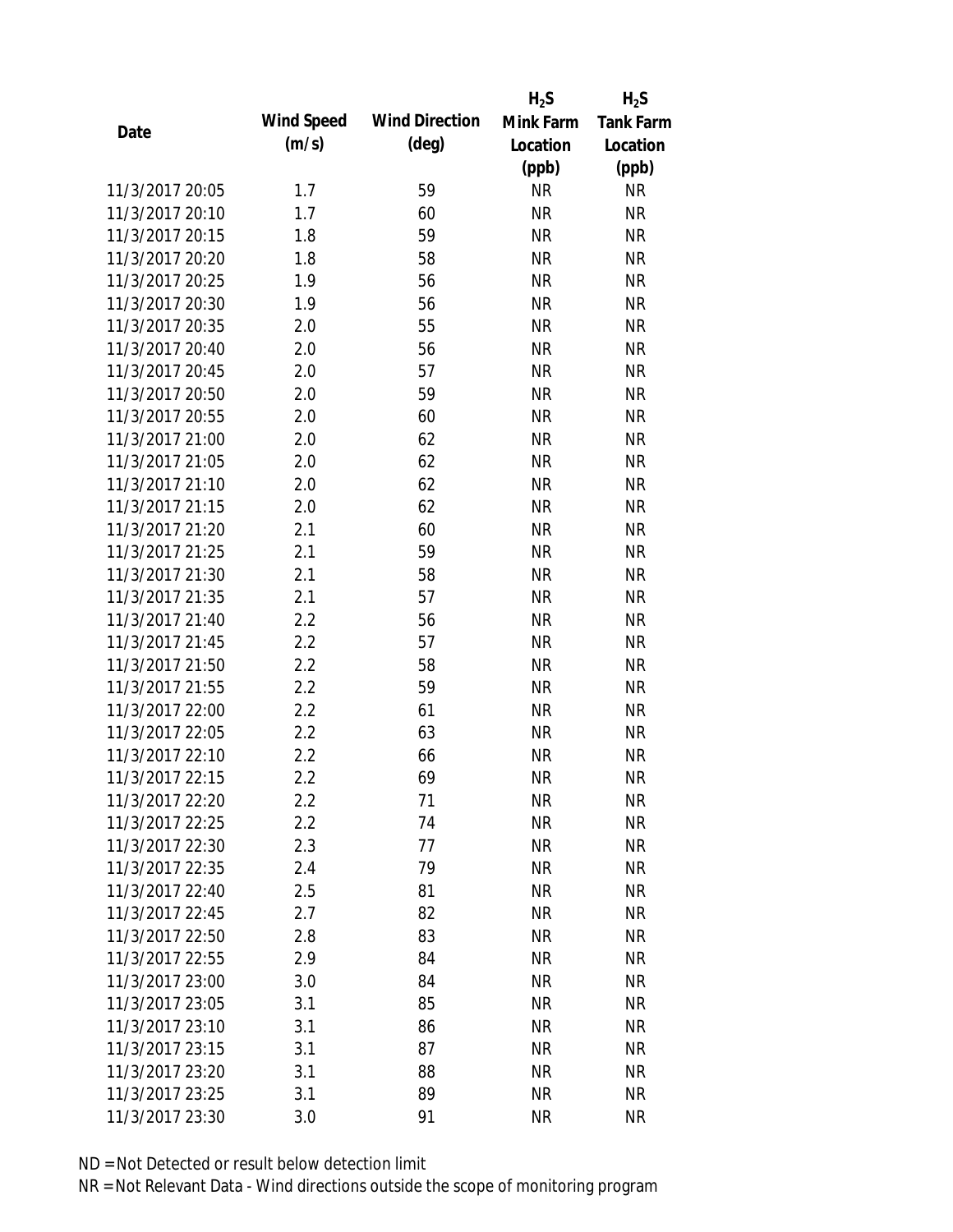| Date | Wind Speed (m/s) | Wind Direction (deg) | $H_2S$ Mink Farm Location (ppb) | $H_2S$ Tank Farm Location (ppb) |
|---|---|---|---|---|
| 11/3/2017 20:05 | 1.7 | 59 | NR | NR |
| 11/3/2017 20:10 | 1.7 | 60 | NR | NR |
| 11/3/2017 20:15 | 1.8 | 59 | NR | NR |
| 11/3/2017 20:20 | 1.8 | 58 | NR | NR |
| 11/3/2017 20:25 | 1.9 | 56 | NR | NR |
| 11/3/2017 20:30 | 1.9 | 56 | NR | NR |
| 11/3/2017 20:35 | 2.0 | 55 | NR | NR |
| 11/3/2017 20:40 | 2.0 | 56 | NR | NR |
| 11/3/2017 20:45 | 2.0 | 57 | NR | NR |
| 11/3/2017 20:50 | 2.0 | 59 | NR | NR |
| 11/3/2017 20:55 | 2.0 | 60 | NR | NR |
| 11/3/2017 21:00 | 2.0 | 62 | NR | NR |
| 11/3/2017 21:05 | 2.0 | 62 | NR | NR |
| 11/3/2017 21:10 | 2.0 | 62 | NR | NR |
| 11/3/2017 21:15 | 2.0 | 62 | NR | NR |
| 11/3/2017 21:20 | 2.1 | 60 | NR | NR |
| 11/3/2017 21:25 | 2.1 | 59 | NR | NR |
| 11/3/2017 21:30 | 2.1 | 58 | NR | NR |
| 11/3/2017 21:35 | 2.1 | 57 | NR | NR |
| 11/3/2017 21:40 | 2.2 | 56 | NR | NR |
| 11/3/2017 21:45 | 2.2 | 57 | NR | NR |
| 11/3/2017 21:50 | 2.2 | 58 | NR | NR |
| 11/3/2017 21:55 | 2.2 | 59 | NR | NR |
| 11/3/2017 22:00 | 2.2 | 61 | NR | NR |
| 11/3/2017 22:05 | 2.2 | 63 | NR | NR |
| 11/3/2017 22:10 | 2.2 | 66 | NR | NR |
| 11/3/2017 22:15 | 2.2 | 69 | NR | NR |
| 11/3/2017 22:20 | 2.2 | 71 | NR | NR |
| 11/3/2017 22:25 | 2.2 | 74 | NR | NR |
| 11/3/2017 22:30 | 2.3 | 77 | NR | NR |
| 11/3/2017 22:35 | 2.4 | 79 | NR | NR |
| 11/3/2017 22:40 | 2.5 | 81 | NR | NR |
| 11/3/2017 22:45 | 2.7 | 82 | NR | NR |
| 11/3/2017 22:50 | 2.8 | 83 | NR | NR |
| 11/3/2017 22:55 | 2.9 | 84 | NR | NR |
| 11/3/2017 23:00 | 3.0 | 84 | NR | NR |
| 11/3/2017 23:05 | 3.1 | 85 | NR | NR |
| 11/3/2017 23:10 | 3.1 | 86 | NR | NR |
| 11/3/2017 23:15 | 3.1 | 87 | NR | NR |
| 11/3/2017 23:20 | 3.1 | 88 | NR | NR |
| 11/3/2017 23:25 | 3.1 | 89 | NR | NR |
| 11/3/2017 23:30 | 3.0 | 91 | NR | NR |

ND = Not Detected or result below detection limit

NR = Not Relevant Data - Wind directions outside the scope of monitoring program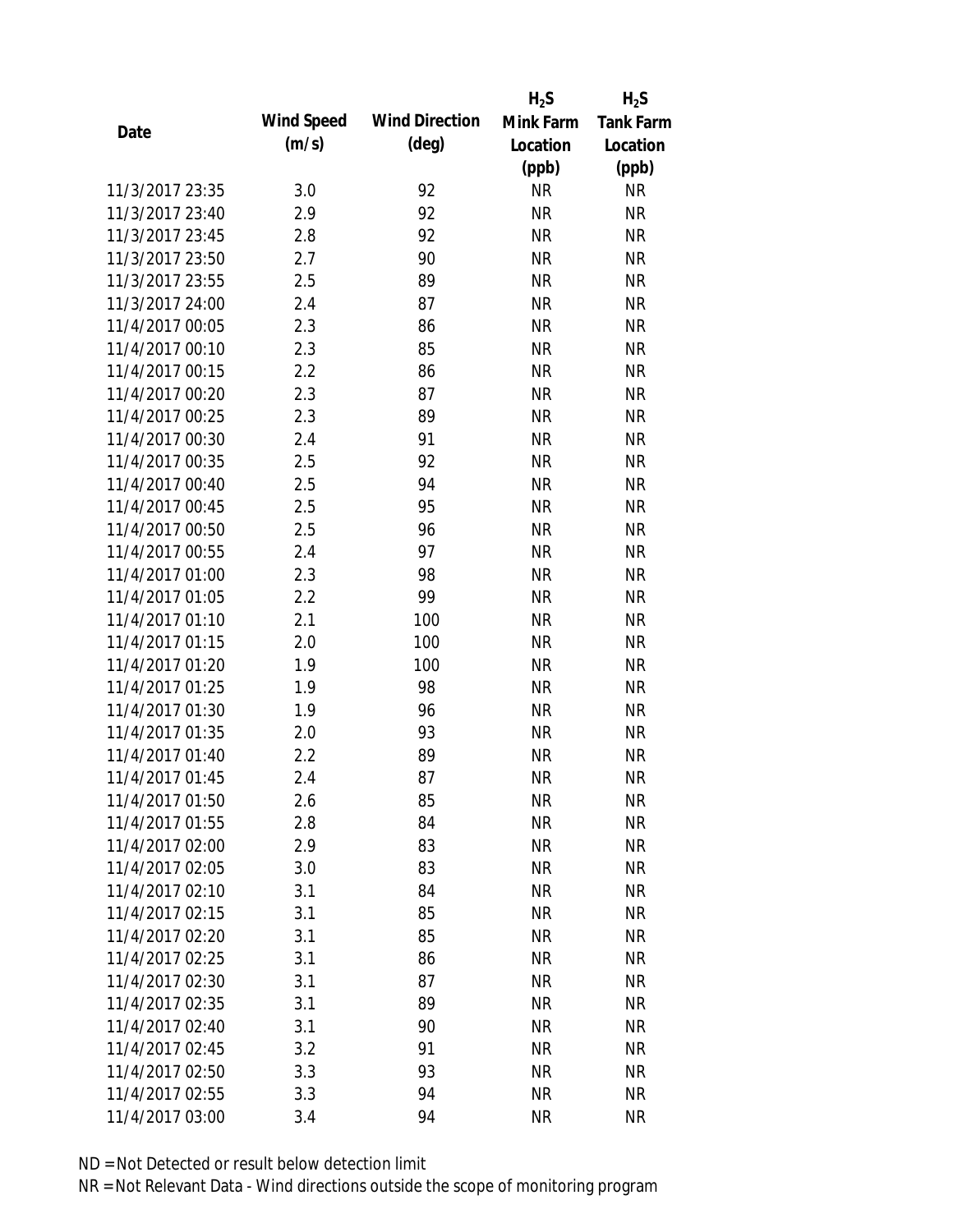| Date | Wind Speed (m/s) | Wind Direction (deg) | $H_2S$ Mink Farm Location (ppb) | $H_2S$ Tank Farm Location (ppb) |
|---|---|---|---|---|
| 11/3/2017 23:35 | 3.0 | 92 | NR | NR |
| 11/3/2017 23:40 | 2.9 | 92 | NR | NR |
| 11/3/2017 23:45 | 2.8 | 92 | NR | NR |
| 11/3/2017 23:50 | 2.7 | 90 | NR | NR |
| 11/3/2017 23:55 | 2.5 | 89 | NR | NR |
| 11/3/2017 24:00 | 2.4 | 87 | NR | NR |
| 11/4/2017 00:05 | 2.3 | 86 | NR | NR |
| 11/4/2017 00:10 | 2.3 | 85 | NR | NR |
| 11/4/2017 00:15 | 2.2 | 86 | NR | NR |
| 11/4/2017 00:20 | 2.3 | 87 | NR | NR |
| 11/4/2017 00:25 | 2.3 | 89 | NR | NR |
| 11/4/2017 00:30 | 2.4 | 91 | NR | NR |
| 11/4/2017 00:35 | 2.5 | 92 | NR | NR |
| 11/4/2017 00:40 | 2.5 | 94 | NR | NR |
| 11/4/2017 00:45 | 2.5 | 95 | NR | NR |
| 11/4/2017 00:50 | 2.5 | 96 | NR | NR |
| 11/4/2017 00:55 | 2.4 | 97 | NR | NR |
| 11/4/2017 01:00 | 2.3 | 98 | NR | NR |
| 11/4/2017 01:05 | 2.2 | 99 | NR | NR |
| 11/4/2017 01:10 | 2.1 | 100 | NR | NR |
| 11/4/2017 01:15 | 2.0 | 100 | NR | NR |
| 11/4/2017 01:20 | 1.9 | 100 | NR | NR |
| 11/4/2017 01:25 | 1.9 | 98 | NR | NR |
| 11/4/2017 01:30 | 1.9 | 96 | NR | NR |
| 11/4/2017 01:35 | 2.0 | 93 | NR | NR |
| 11/4/2017 01:40 | 2.2 | 89 | NR | NR |
| 11/4/2017 01:45 | 2.4 | 87 | NR | NR |
| 11/4/2017 01:50 | 2.6 | 85 | NR | NR |
| 11/4/2017 01:55 | 2.8 | 84 | NR | NR |
| 11/4/2017 02:00 | 2.9 | 83 | NR | NR |
| 11/4/2017 02:05 | 3.0 | 83 | NR | NR |
| 11/4/2017 02:10 | 3.1 | 84 | NR | NR |
| 11/4/2017 02:15 | 3.1 | 85 | NR | NR |
| 11/4/2017 02:20 | 3.1 | 85 | NR | NR |
| 11/4/2017 02:25 | 3.1 | 86 | NR | NR |
| 11/4/2017 02:30 | 3.1 | 87 | NR | NR |
| 11/4/2017 02:35 | 3.1 | 89 | NR | NR |
| 11/4/2017 02:40 | 3.1 | 90 | NR | NR |
| 11/4/2017 02:45 | 3.2 | 91 | NR | NR |
| 11/4/2017 02:50 | 3.3 | 93 | NR | NR |
| 11/4/2017 02:55 | 3.3 | 94 | NR | NR |
| 11/4/2017 03:00 | 3.4 | 94 | NR | NR |

ND = Not Detected or result below detection limit

NR = Not Relevant Data - Wind directions outside the scope of monitoring program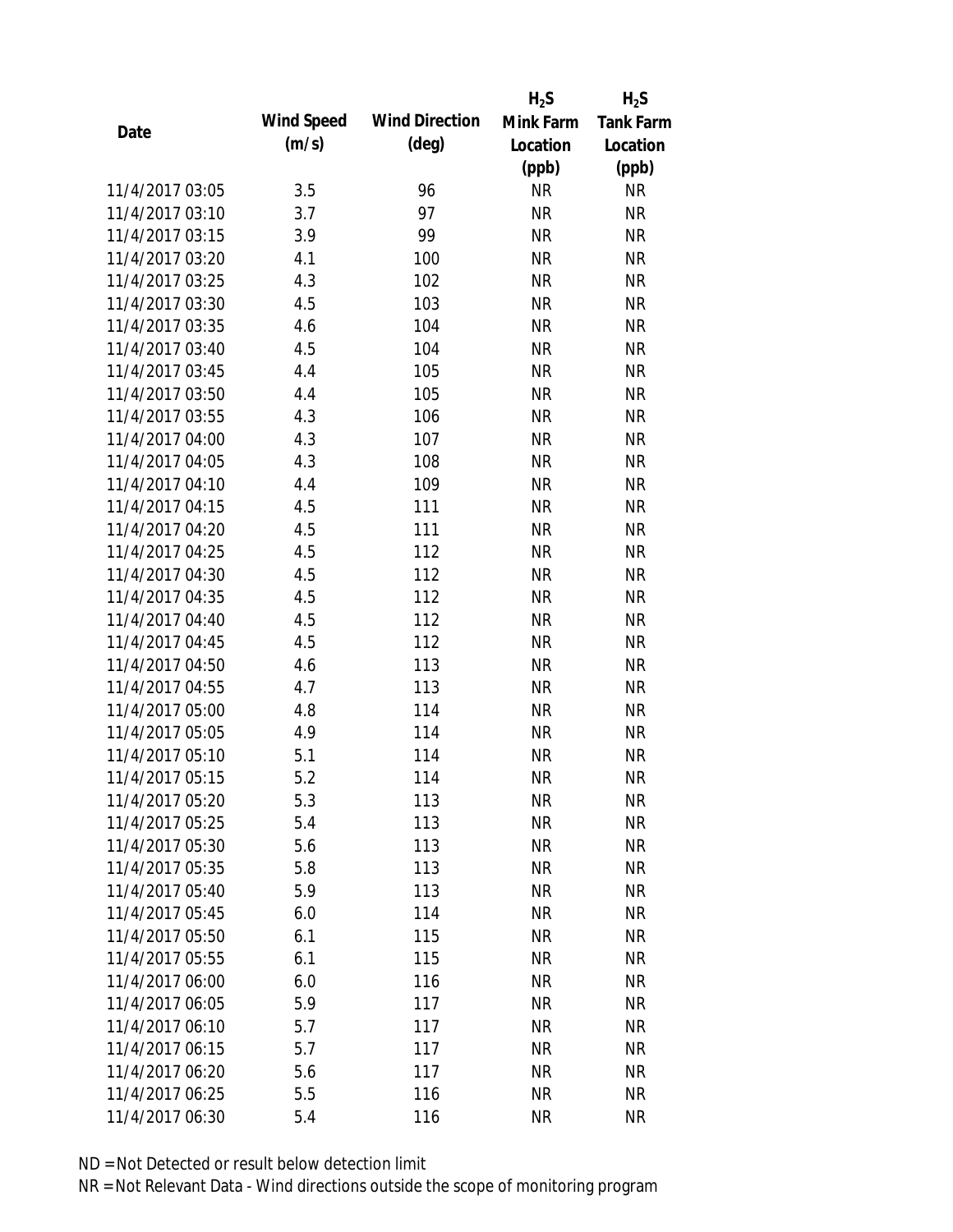| Date | Wind Speed (m/s) | Wind Direction (deg) | $H_2S$ Mink Farm Location (ppb) | $H_2S$ Tank Farm Location (ppb) |
|---|---|---|---|---|
| 11/4/2017 03:05 | 3.5 | 96 | NR | NR |
| 11/4/2017 03:10 | 3.7 | 97 | NR | NR |
| 11/4/2017 03:15 | 3.9 | 99 | NR | NR |
| 11/4/2017 03:20 | 4.1 | 100 | NR | NR |
| 11/4/2017 03:25 | 4.3 | 102 | NR | NR |
| 11/4/2017 03:30 | 4.5 | 103 | NR | NR |
| 11/4/2017 03:35 | 4.6 | 104 | NR | NR |
| 11/4/2017 03:40 | 4.5 | 104 | NR | NR |
| 11/4/2017 03:45 | 4.4 | 105 | NR | NR |
| 11/4/2017 03:50 | 4.4 | 105 | NR | NR |
| 11/4/2017 03:55 | 4.3 | 106 | NR | NR |
| 11/4/2017 04:00 | 4.3 | 107 | NR | NR |
| 11/4/2017 04:05 | 4.3 | 108 | NR | NR |
| 11/4/2017 04:10 | 4.4 | 109 | NR | NR |
| 11/4/2017 04:15 | 4.5 | 111 | NR | NR |
| 11/4/2017 04:20 | 4.5 | 111 | NR | NR |
| 11/4/2017 04:25 | 4.5 | 112 | NR | NR |
| 11/4/2017 04:30 | 4.5 | 112 | NR | NR |
| 11/4/2017 04:35 | 4.5 | 112 | NR | NR |
| 11/4/2017 04:40 | 4.5 | 112 | NR | NR |
| 11/4/2017 04:45 | 4.5 | 112 | NR | NR |
| 11/4/2017 04:50 | 4.6 | 113 | NR | NR |
| 11/4/2017 04:55 | 4.7 | 113 | NR | NR |
| 11/4/2017 05:00 | 4.8 | 114 | NR | NR |
| 11/4/2017 05:05 | 4.9 | 114 | NR | NR |
| 11/4/2017 05:10 | 5.1 | 114 | NR | NR |
| 11/4/2017 05:15 | 5.2 | 114 | NR | NR |
| 11/4/2017 05:20 | 5.3 | 113 | NR | NR |
| 11/4/2017 05:25 | 5.4 | 113 | NR | NR |
| 11/4/2017 05:30 | 5.6 | 113 | NR | NR |
| 11/4/2017 05:35 | 5.8 | 113 | NR | NR |
| 11/4/2017 05:40 | 5.9 | 113 | NR | NR |
| 11/4/2017 05:45 | 6.0 | 114 | NR | NR |
| 11/4/2017 05:50 | 6.1 | 115 | NR | NR |
| 11/4/2017 05:55 | 6.1 | 115 | NR | NR |
| 11/4/2017 06:00 | 6.0 | 116 | NR | NR |
| 11/4/2017 06:05 | 5.9 | 117 | NR | NR |
| 11/4/2017 06:10 | 5.7 | 117 | NR | NR |
| 11/4/2017 06:15 | 5.7 | 117 | NR | NR |
| 11/4/2017 06:20 | 5.6 | 117 | NR | NR |
| 11/4/2017 06:25 | 5.5 | 116 | NR | NR |
| 11/4/2017 06:30 | 5.4 | 116 | NR | NR |

ND = Not Detected or result below detection limit

NR = Not Relevant Data - Wind directions outside the scope of monitoring program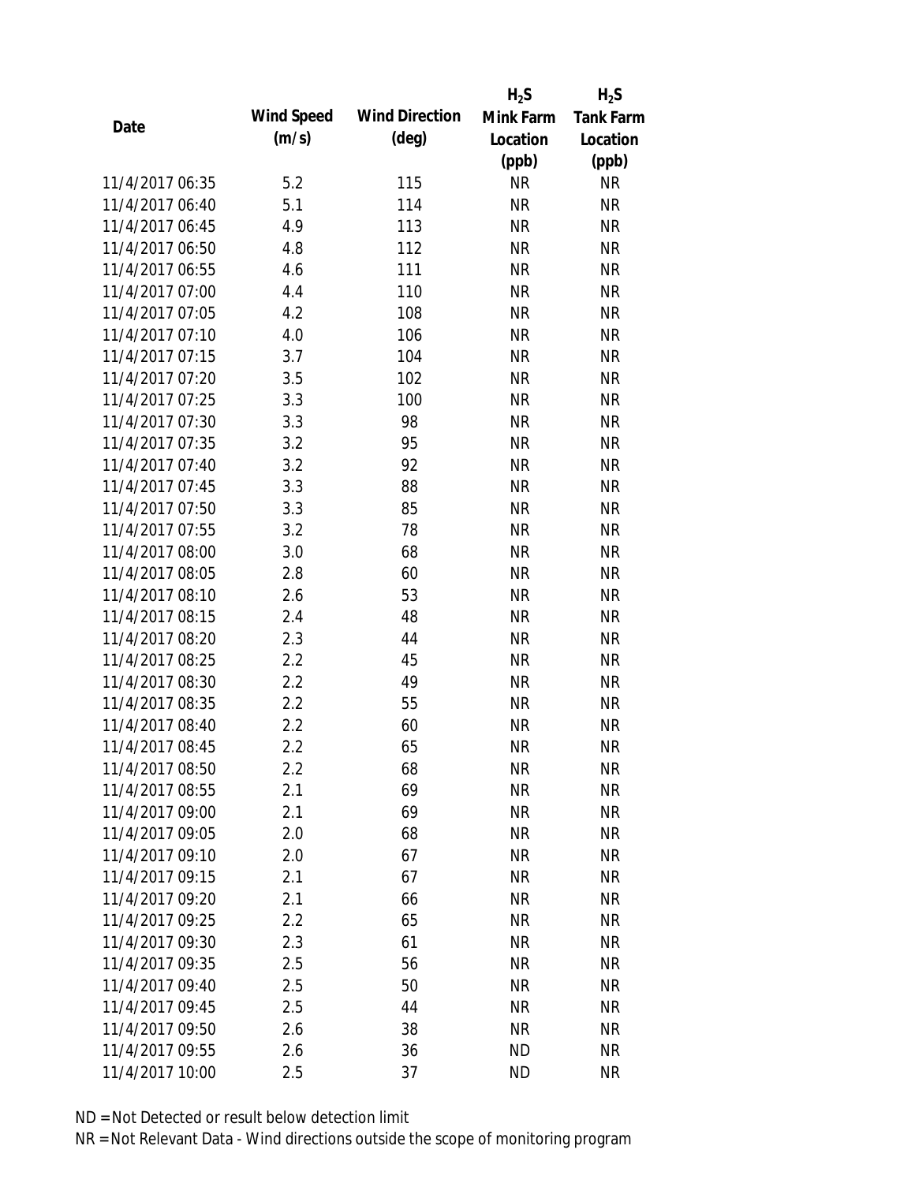| Date | Wind Speed (m/s) | Wind Direction (deg) | $H_2S$ Mink Farm Location (ppb) | $H_2S$ Tank Farm Location (ppb) |
|---|---|---|---|---|
| 11/4/2017 06:35 | 5.2 | 115 | NR | NR |
| 11/4/2017 06:40 | 5.1 | 114 | NR | NR |
| 11/4/2017 06:45 | 4.9 | 113 | NR | NR |
| 11/4/2017 06:50 | 4.8 | 112 | NR | NR |
| 11/4/2017 06:55 | 4.6 | 111 | NR | NR |
| 11/4/2017 07:00 | 4.4 | 110 | NR | NR |
| 11/4/2017 07:05 | 4.2 | 108 | NR | NR |
| 11/4/2017 07:10 | 4.0 | 106 | NR | NR |
| 11/4/2017 07:15 | 3.7 | 104 | NR | NR |
| 11/4/2017 07:20 | 3.5 | 102 | NR | NR |
| 11/4/2017 07:25 | 3.3 | 100 | NR | NR |
| 11/4/2017 07:30 | 3.3 | 98 | NR | NR |
| 11/4/2017 07:35 | 3.2 | 95 | NR | NR |
| 11/4/2017 07:40 | 3.2 | 92 | NR | NR |
| 11/4/2017 07:45 | 3.3 | 88 | NR | NR |
| 11/4/2017 07:50 | 3.3 | 85 | NR | NR |
| 11/4/2017 07:55 | 3.2 | 78 | NR | NR |
| 11/4/2017 08:00 | 3.0 | 68 | NR | NR |
| 11/4/2017 08:05 | 2.8 | 60 | NR | NR |
| 11/4/2017 08:10 | 2.6 | 53 | NR | NR |
| 11/4/2017 08:15 | 2.4 | 48 | NR | NR |
| 11/4/2017 08:20 | 2.3 | 44 | NR | NR |
| 11/4/2017 08:25 | 2.2 | 45 | NR | NR |
| 11/4/2017 08:30 | 2.2 | 49 | NR | NR |
| 11/4/2017 08:35 | 2.2 | 55 | NR | NR |
| 11/4/2017 08:40 | 2.2 | 60 | NR | NR |
| 11/4/2017 08:45 | 2.2 | 65 | NR | NR |
| 11/4/2017 08:50 | 2.2 | 68 | NR | NR |
| 11/4/2017 08:55 | 2.1 | 69 | NR | NR |
| 11/4/2017 09:00 | 2.1 | 69 | NR | NR |
| 11/4/2017 09:05 | 2.0 | 68 | NR | NR |
| 11/4/2017 09:10 | 2.0 | 67 | NR | NR |
| 11/4/2017 09:15 | 2.1 | 67 | NR | NR |
| 11/4/2017 09:20 | 2.1 | 66 | NR | NR |
| 11/4/2017 09:25 | 2.2 | 65 | NR | NR |
| 11/4/2017 09:30 | 2.3 | 61 | NR | NR |
| 11/4/2017 09:35 | 2.5 | 56 | NR | NR |
| 11/4/2017 09:40 | 2.5 | 50 | NR | NR |
| 11/4/2017 09:45 | 2.5 | 44 | NR | NR |
| 11/4/2017 09:50 | 2.6 | 38 | NR | NR |
| 11/4/2017 09:55 | 2.6 | 36 | ND | NR |
| 11/4/2017 10:00 | 2.5 | 37 | ND | NR |

ND = Not Detected or result below detection limit

NR = Not Relevant Data - Wind directions outside the scope of monitoring program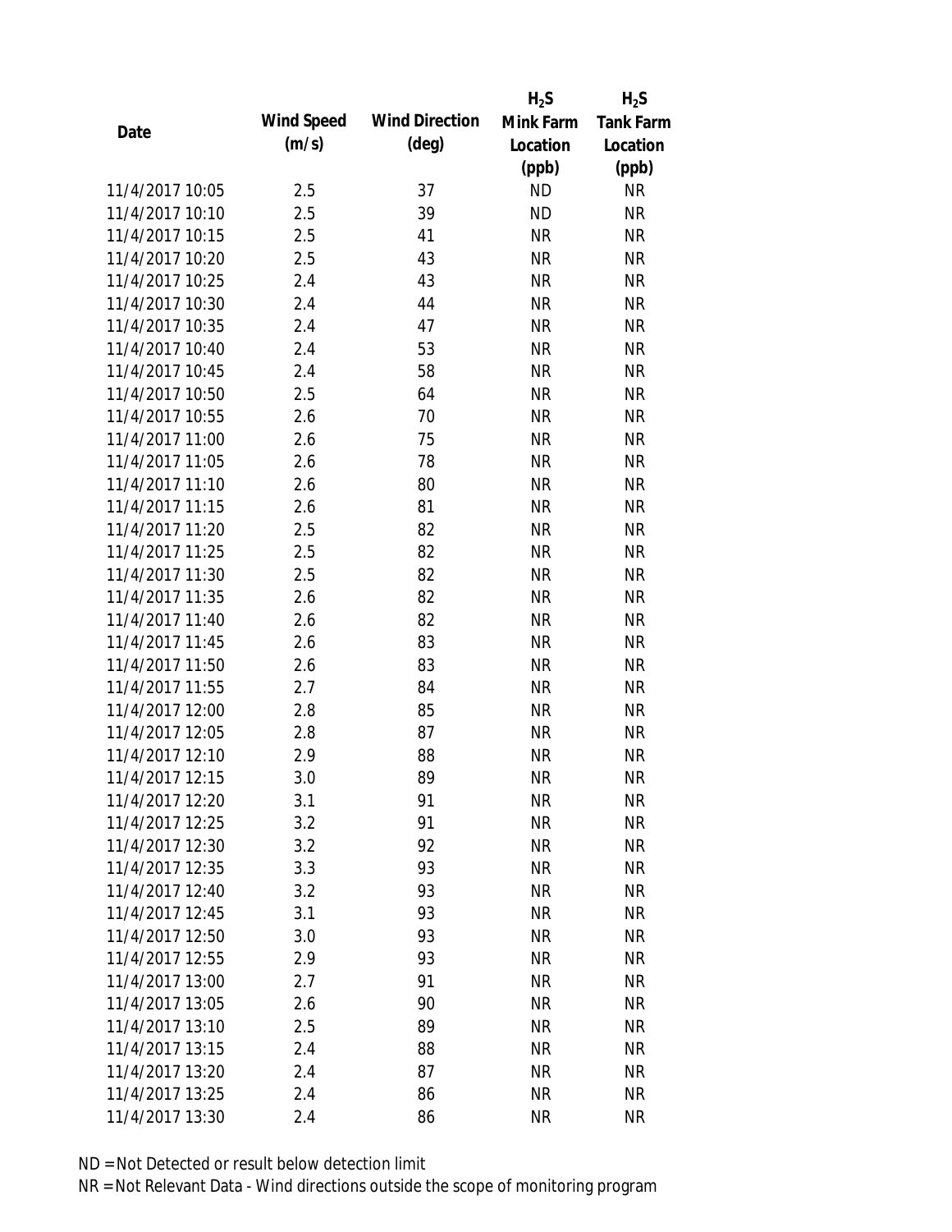| Date | Wind Speed (m/s) | Wind Direction (deg) | $H_2S$ Mink Farm Location (ppb) | $H_2S$ Tank Farm Location (ppb) |
|---|---|---|---|---|
| 11/4/2017 10:05 | 2.5 | 37 | ND | NR |
| 11/4/2017 10:10 | 2.5 | 39 | ND | NR |
| 11/4/2017 10:15 | 2.5 | 41 | NR | NR |
| 11/4/2017 10:20 | 2.5 | 43 | NR | NR |
| 11/4/2017 10:25 | 2.4 | 43 | NR | NR |
| 11/4/2017 10:30 | 2.4 | 44 | NR | NR |
| 11/4/2017 10:35 | 2.4 | 47 | NR | NR |
| 11/4/2017 10:40 | 2.4 | 53 | NR | NR |
| 11/4/2017 10:45 | 2.4 | 58 | NR | NR |
| 11/4/2017 10:50 | 2.5 | 64 | NR | NR |
| 11/4/2017 10:55 | 2.6 | 70 | NR | NR |
| 11/4/2017 11:00 | 2.6 | 75 | NR | NR |
| 11/4/2017 11:05 | 2.6 | 78 | NR | NR |
| 11/4/2017 11:10 | 2.6 | 80 | NR | NR |
| 11/4/2017 11:15 | 2.6 | 81 | NR | NR |
| 11/4/2017 11:20 | 2.5 | 82 | NR | NR |
| 11/4/2017 11:25 | 2.5 | 82 | NR | NR |
| 11/4/2017 11:30 | 2.5 | 82 | NR | NR |
| 11/4/2017 11:35 | 2.6 | 82 | NR | NR |
| 11/4/2017 11:40 | 2.6 | 82 | NR | NR |
| 11/4/2017 11:45 | 2.6 | 83 | NR | NR |
| 11/4/2017 11:50 | 2.6 | 83 | NR | NR |
| 11/4/2017 11:55 | 2.7 | 84 | NR | NR |
| 11/4/2017 12:00 | 2.8 | 85 | NR | NR |
| 11/4/2017 12:05 | 2.8 | 87 | NR | NR |
| 11/4/2017 12:10 | 2.9 | 88 | NR | NR |
| 11/4/2017 12:15 | 3.0 | 89 | NR | NR |
| 11/4/2017 12:20 | 3.1 | 91 | NR | NR |
| 11/4/2017 12:25 | 3.2 | 91 | NR | NR |
| 11/4/2017 12:30 | 3.2 | 92 | NR | NR |
| 11/4/2017 12:35 | 3.3 | 93 | NR | NR |
| 11/4/2017 12:40 | 3.2 | 93 | NR | NR |
| 11/4/2017 12:45 | 3.1 | 93 | NR | NR |
| 11/4/2017 12:50 | 3.0 | 93 | NR | NR |
| 11/4/2017 12:55 | 2.9 | 93 | NR | NR |
| 11/4/2017 13:00 | 2.7 | 91 | NR | NR |
| 11/4/2017 13:05 | 2.6 | 90 | NR | NR |
| 11/4/2017 13:10 | 2.5 | 89 | NR | NR |
| 11/4/2017 13:15 | 2.4 | 88 | NR | NR |
| 11/4/2017 13:20 | 2.4 | 87 | NR | NR |
| 11/4/2017 13:25 | 2.4 | 86 | NR | NR |
| 11/4/2017 13:30 | 2.4 | 86 | NR | NR |

ND = Not Detected or result below detection limit

NR = Not Relevant Data - Wind directions outside the scope of monitoring program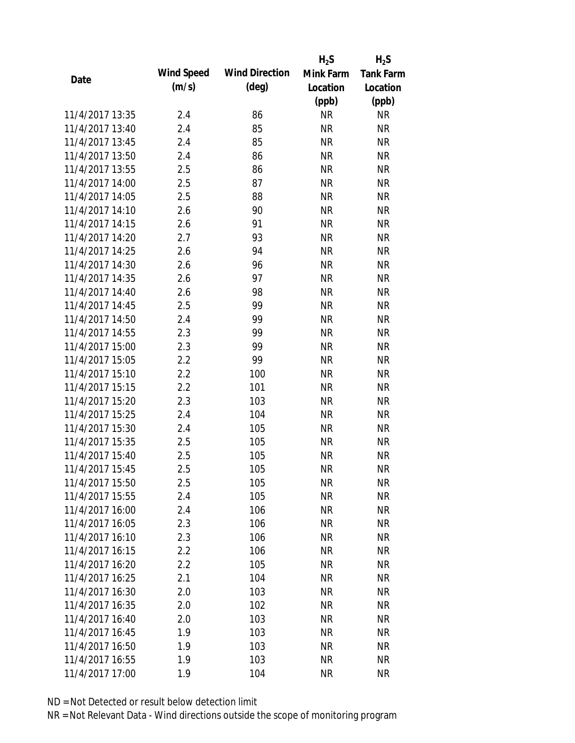| Date | Wind Speed (m/s) | Wind Direction (deg) | $H_2S$ Mink Farm Location (ppb) | $H_2S$ Tank Farm Location (ppb) |
|---|---|---|---|---|
| 11/4/2017 13:35 | 2.4 | 86 | NR | NR |
| 11/4/2017 13:40 | 2.4 | 85 | NR | NR |
| 11/4/2017 13:45 | 2.4 | 85 | NR | NR |
| 11/4/2017 13:50 | 2.4 | 86 | NR | NR |
| 11/4/2017 13:55 | 2.5 | 86 | NR | NR |
| 11/4/2017 14:00 | 2.5 | 87 | NR | NR |
| 11/4/2017 14:05 | 2.5 | 88 | NR | NR |
| 11/4/2017 14:10 | 2.6 | 90 | NR | NR |
| 11/4/2017 14:15 | 2.6 | 91 | NR | NR |
| 11/4/2017 14:20 | 2.7 | 93 | NR | NR |
| 11/4/2017 14:25 | 2.6 | 94 | NR | NR |
| 11/4/2017 14:30 | 2.6 | 96 | NR | NR |
| 11/4/2017 14:35 | 2.6 | 97 | NR | NR |
| 11/4/2017 14:40 | 2.6 | 98 | NR | NR |
| 11/4/2017 14:45 | 2.5 | 99 | NR | NR |
| 11/4/2017 14:50 | 2.4 | 99 | NR | NR |
| 11/4/2017 14:55 | 2.3 | 99 | NR | NR |
| 11/4/2017 15:00 | 2.3 | 99 | NR | NR |
| 11/4/2017 15:05 | 2.2 | 99 | NR | NR |
| 11/4/2017 15:10 | 2.2 | 100 | NR | NR |
| 11/4/2017 15:15 | 2.2 | 101 | NR | NR |
| 11/4/2017 15:20 | 2.3 | 103 | NR | NR |
| 11/4/2017 15:25 | 2.4 | 104 | NR | NR |
| 11/4/2017 15:30 | 2.4 | 105 | NR | NR |
| 11/4/2017 15:35 | 2.5 | 105 | NR | NR |
| 11/4/2017 15:40 | 2.5 | 105 | NR | NR |
| 11/4/2017 15:45 | 2.5 | 105 | NR | NR |
| 11/4/2017 15:50 | 2.5 | 105 | NR | NR |
| 11/4/2017 15:55 | 2.4 | 105 | NR | NR |
| 11/4/2017 16:00 | 2.4 | 106 | NR | NR |
| 11/4/2017 16:05 | 2.3 | 106 | NR | NR |
| 11/4/2017 16:10 | 2.3 | 106 | NR | NR |
| 11/4/2017 16:15 | 2.2 | 106 | NR | NR |
| 11/4/2017 16:20 | 2.2 | 105 | NR | NR |
| 11/4/2017 16:25 | 2.1 | 104 | NR | NR |
| 11/4/2017 16:30 | 2.0 | 103 | NR | NR |
| 11/4/2017 16:35 | 2.0 | 102 | NR | NR |
| 11/4/2017 16:40 | 2.0 | 103 | NR | NR |
| 11/4/2017 16:45 | 1.9 | 103 | NR | NR |
| 11/4/2017 16:50 | 1.9 | 103 | NR | NR |
| 11/4/2017 16:55 | 1.9 | 103 | NR | NR |
| 11/4/2017 17:00 | 1.9 | 104 | NR | NR |

ND = Not Detected or result below detection limit

NR = Not Relevant Data - Wind directions outside the scope of monitoring program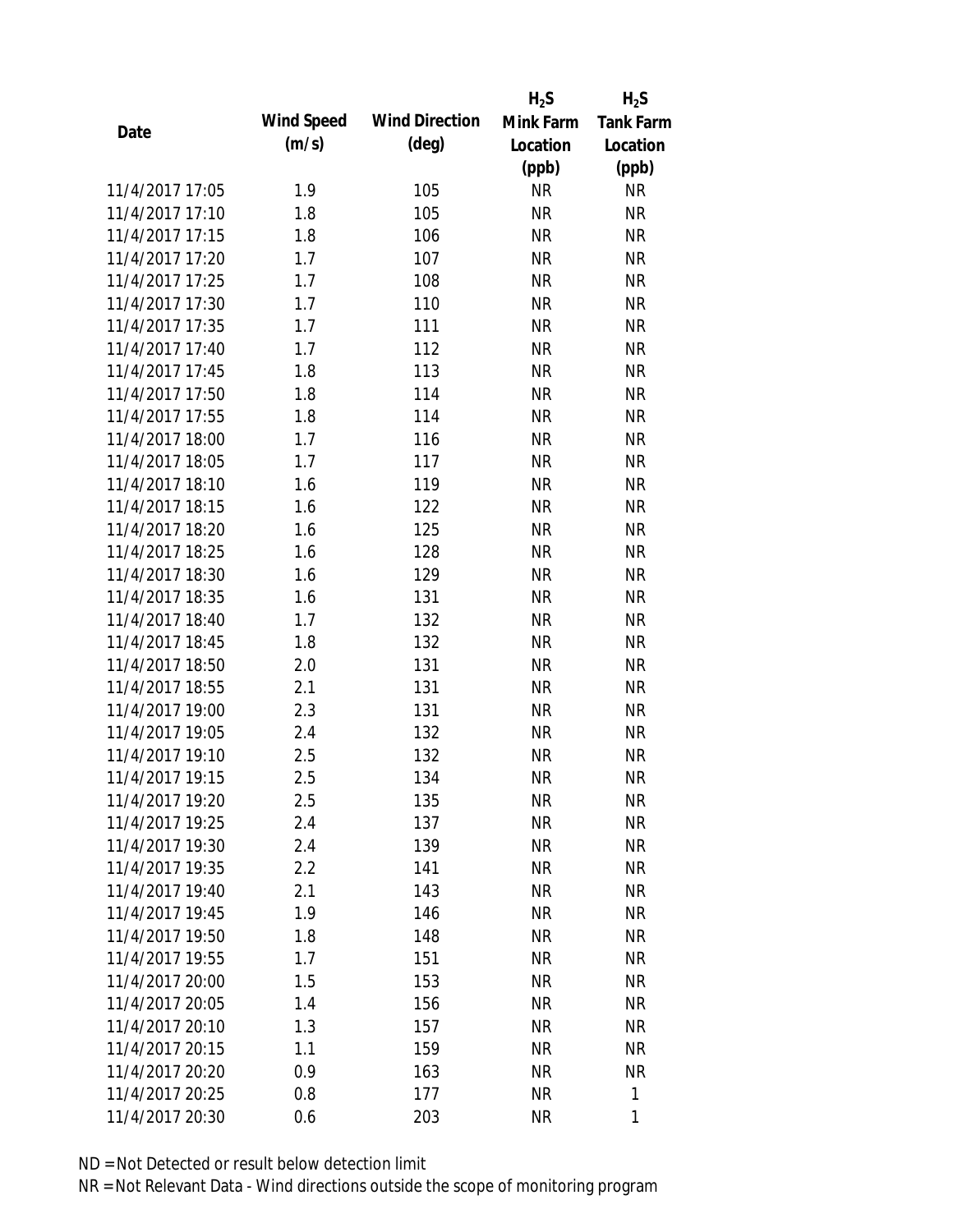| Date | Wind Speed (m/s) | Wind Direction (deg) | $H_2S$ Mink Farm Location (ppb) | $H_2S$ Tank Farm Location (ppb) |
|---|---|---|---|---|
| 11/4/2017 17:05 | 1.9 | 105 | NR | NR |
| 11/4/2017 17:10 | 1.8 | 105 | NR | NR |
| 11/4/2017 17:15 | 1.8 | 106 | NR | NR |
| 11/4/2017 17:20 | 1.7 | 107 | NR | NR |
| 11/4/2017 17:25 | 1.7 | 108 | NR | NR |
| 11/4/2017 17:30 | 1.7 | 110 | NR | NR |
| 11/4/2017 17:35 | 1.7 | 111 | NR | NR |
| 11/4/2017 17:40 | 1.7 | 112 | NR | NR |
| 11/4/2017 17:45 | 1.8 | 113 | NR | NR |
| 11/4/2017 17:50 | 1.8 | 114 | NR | NR |
| 11/4/2017 17:55 | 1.8 | 114 | NR | NR |
| 11/4/2017 18:00 | 1.7 | 116 | NR | NR |
| 11/4/2017 18:05 | 1.7 | 117 | NR | NR |
| 11/4/2017 18:10 | 1.6 | 119 | NR | NR |
| 11/4/2017 18:15 | 1.6 | 122 | NR | NR |
| 11/4/2017 18:20 | 1.6 | 125 | NR | NR |
| 11/4/2017 18:25 | 1.6 | 128 | NR | NR |
| 11/4/2017 18:30 | 1.6 | 129 | NR | NR |
| 11/4/2017 18:35 | 1.6 | 131 | NR | NR |
| 11/4/2017 18:40 | 1.7 | 132 | NR | NR |
| 11/4/2017 18:45 | 1.8 | 132 | NR | NR |
| 11/4/2017 18:50 | 2.0 | 131 | NR | NR |
| 11/4/2017 18:55 | 2.1 | 131 | NR | NR |
| 11/4/2017 19:00 | 2.3 | 131 | NR | NR |
| 11/4/2017 19:05 | 2.4 | 132 | NR | NR |
| 11/4/2017 19:10 | 2.5 | 132 | NR | NR |
| 11/4/2017 19:15 | 2.5 | 134 | NR | NR |
| 11/4/2017 19:20 | 2.5 | 135 | NR | NR |
| 11/4/2017 19:25 | 2.4 | 137 | NR | NR |
| 11/4/2017 19:30 | 2.4 | 139 | NR | NR |
| 11/4/2017 19:35 | 2.2 | 141 | NR | NR |
| 11/4/2017 19:40 | 2.1 | 143 | NR | NR |
| 11/4/2017 19:45 | 1.9 | 146 | NR | NR |
| 11/4/2017 19:50 | 1.8 | 148 | NR | NR |
| 11/4/2017 19:55 | 1.7 | 151 | NR | NR |
| 11/4/2017 20:00 | 1.5 | 153 | NR | NR |
| 11/4/2017 20:05 | 1.4 | 156 | NR | NR |
| 11/4/2017 20:10 | 1.3 | 157 | NR | NR |
| 11/4/2017 20:15 | 1.1 | 159 | NR | NR |
| 11/4/2017 20:20 | 0.9 | 163 | NR | NR |
| 11/4/2017 20:25 | 0.8 | 177 | NR | 1 |
| 11/4/2017 20:30 | 0.6 | 203 | NR | 1 |

ND = Not Detected or result below detection limit

NR = Not Relevant Data - Wind directions outside the scope of monitoring program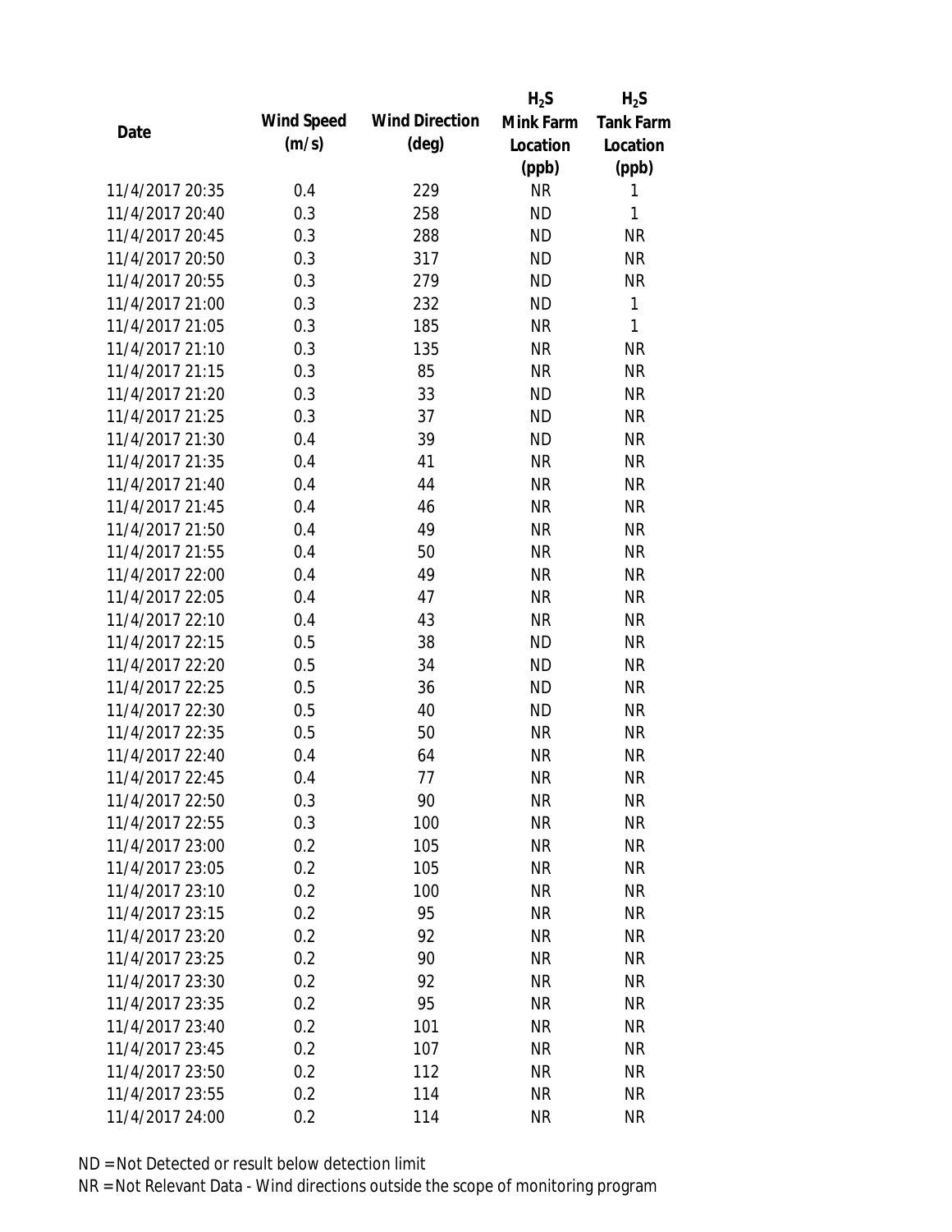| Date | Wind Speed (m/s) | Wind Direction (deg) | $H_2S$ Mink Farm Location (ppb) | $H_2S$ Tank Farm Location (ppb) |
|---|---|---|---|---|
| 11/4/2017 20:35 | 0.4 | 229 | NR | 1 |
| 11/4/2017 20:40 | 0.3 | 258 | ND | 1 |
| 11/4/2017 20:45 | 0.3 | 288 | ND | NR |
| 11/4/2017 20:50 | 0.3 | 317 | ND | NR |
| 11/4/2017 20:55 | 0.3 | 279 | ND | NR |
| 11/4/2017 21:00 | 0.3 | 232 | ND | 1 |
| 11/4/2017 21:05 | 0.3 | 185 | NR | 1 |
| 11/4/2017 21:10 | 0.3 | 135 | NR | NR |
| 11/4/2017 21:15 | 0.3 | 85 | NR | NR |
| 11/4/2017 21:20 | 0.3 | 33 | ND | NR |
| 11/4/2017 21:25 | 0.3 | 37 | ND | NR |
| 11/4/2017 21:30 | 0.4 | 39 | ND | NR |
| 11/4/2017 21:35 | 0.4 | 41 | NR | NR |
| 11/4/2017 21:40 | 0.4 | 44 | NR | NR |
| 11/4/2017 21:45 | 0.4 | 46 | NR | NR |
| 11/4/2017 21:50 | 0.4 | 49 | NR | NR |
| 11/4/2017 21:55 | 0.4 | 50 | NR | NR |
| 11/4/2017 22:00 | 0.4 | 49 | NR | NR |
| 11/4/2017 22:05 | 0.4 | 47 | NR | NR |
| 11/4/2017 22:10 | 0.4 | 43 | NR | NR |
| 11/4/2017 22:15 | 0.5 | 38 | ND | NR |
| 11/4/2017 22:20 | 0.5 | 34 | ND | NR |
| 11/4/2017 22:25 | 0.5 | 36 | ND | NR |
| 11/4/2017 22:30 | 0.5 | 40 | ND | NR |
| 11/4/2017 22:35 | 0.5 | 50 | NR | NR |
| 11/4/2017 22:40 | 0.4 | 64 | NR | NR |
| 11/4/2017 22:45 | 0.4 | 77 | NR | NR |
| 11/4/2017 22:50 | 0.3 | 90 | NR | NR |
| 11/4/2017 22:55 | 0.3 | 100 | NR | NR |
| 11/4/2017 23:00 | 0.2 | 105 | NR | NR |
| 11/4/2017 23:05 | 0.2 | 105 | NR | NR |
| 11/4/2017 23:10 | 0.2 | 100 | NR | NR |
| 11/4/2017 23:15 | 0.2 | 95 | NR | NR |
| 11/4/2017 23:20 | 0.2 | 92 | NR | NR |
| 11/4/2017 23:25 | 0.2 | 90 | NR | NR |
| 11/4/2017 23:30 | 0.2 | 92 | NR | NR |
| 11/4/2017 23:35 | 0.2 | 95 | NR | NR |
| 11/4/2017 23:40 | 0.2 | 101 | NR | NR |
| 11/4/2017 23:45 | 0.2 | 107 | NR | NR |
| 11/4/2017 23:50 | 0.2 | 112 | NR | NR |
| 11/4/2017 23:55 | 0.2 | 114 | NR | NR |
| 11/4/2017 24:00 | 0.2 | 114 | NR | NR |

ND = Not Detected or result below detection limit

NR = Not Relevant Data - Wind directions outside the scope of monitoring program